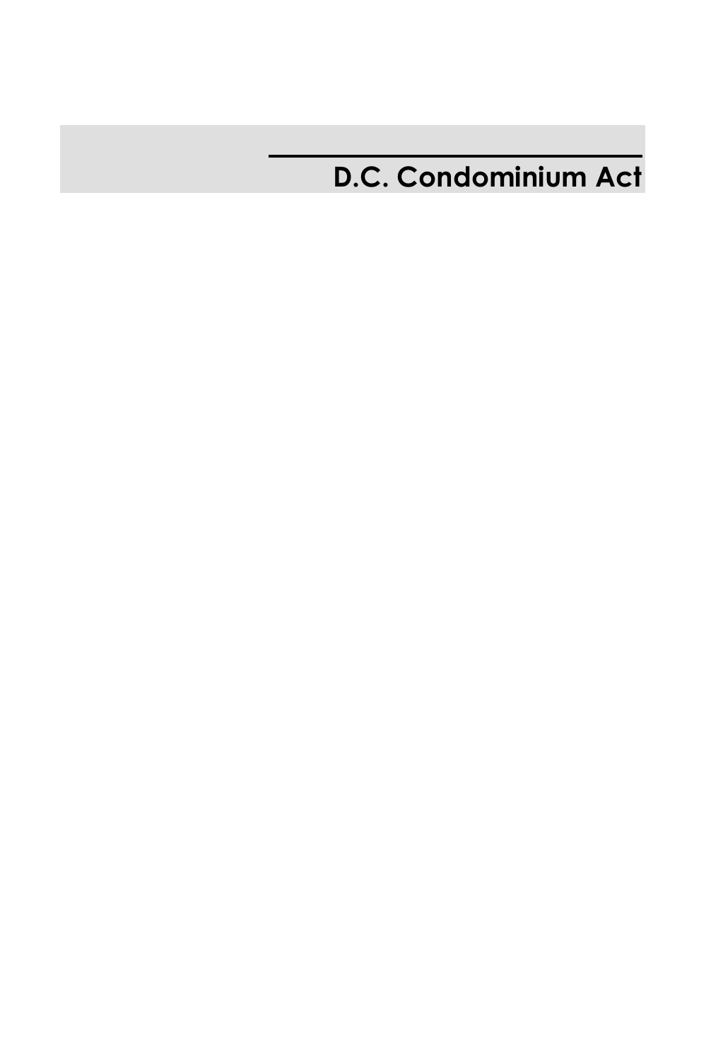# D.C. Condominium Act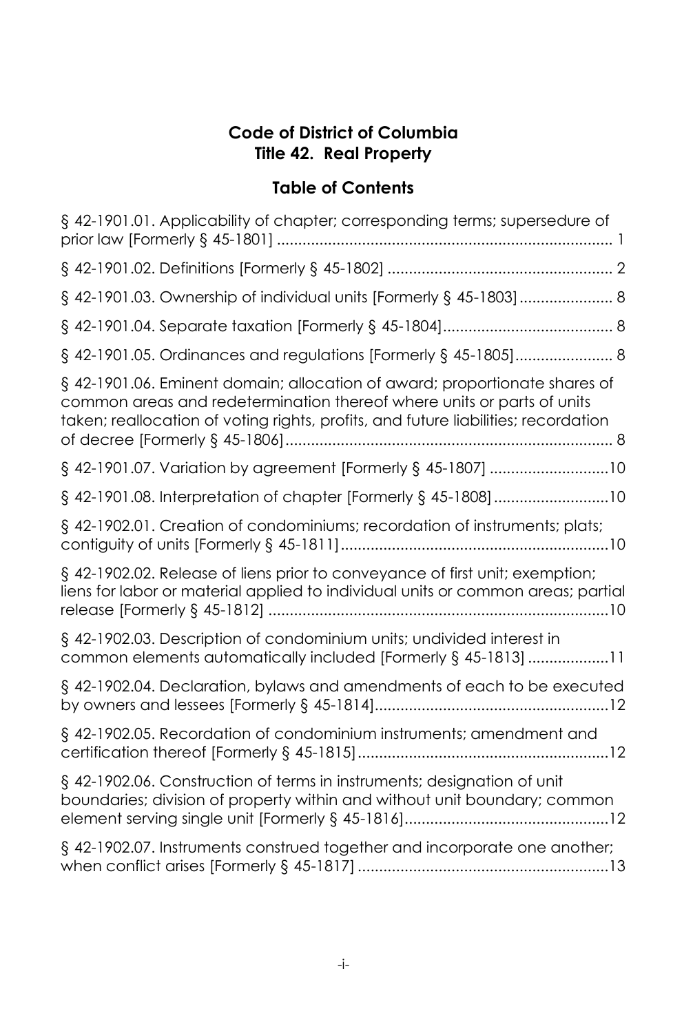# Code of District of Columbia
## Title 42. Real Property

## Table of Contents

§ 42-1901.01. Applicability of chapter; corresponding terms; supersedure of prior law [Formerly § 45-1801] ............................................................................... 1

§ 42-1901.02. Definitions [Formerly § 45-1802] ..................................................... 2

§ 42-1901.03. Ownership of individual units [Formerly § 45-1803] ...................... 8

§ 42-1901.04. Separate taxation [Formerly § 45-1804] ........................................ 8

§ 42-1901.05. Ordinances and regulations [Formerly § 45-1805] ....................... 8

§ 42-1901.06. Eminent domain; allocation of award; proportionate shares of common areas and redetermination thereof where units or parts of units taken; reallocation of voting rights, profits, and future liabilities; recordation of decree [Formerly § 45-1806] ............................................................................. 8

§ 42-1901.07. Variation by agreement [Formerly § 45-1807] ............................10

§ 42-1901.08. Interpretation of chapter [Formerly § 45-1808] ...........................10

§ 42-1902.01. Creation of condominiums; recordation of instruments; plats; contiguity of units [Formerly § 45-1811] ...............................................................10

§ 42-1902.02. Release of liens prior to conveyance of first unit; exemption; liens for labor or material applied to individual units or common areas; partial release [Formerly § 45-1812] ................................................................................10

§ 42-1902.03. Description of condominium units; undivided interest in common elements automatically included [Formerly § 45-1813] ...................11

§ 42-1902.04. Declaration, bylaws and amendments of each to be executed by owners and lessees [Formerly § 45-1814] .......................................................12

§ 42-1902.05. Recordation of condominium instruments; amendment and certification thereof [Formerly § 45-1815] ...........................................................12

§ 42-1902.06. Construction of terms in instruments; designation of unit boundaries; division of property within and without unit boundary; common element serving single unit [Formerly § 45-1816] ................................................12

§ 42-1902.07. Instruments construed together and incorporate one another; when conflict arises [Formerly § 45-1817] ...........................................................13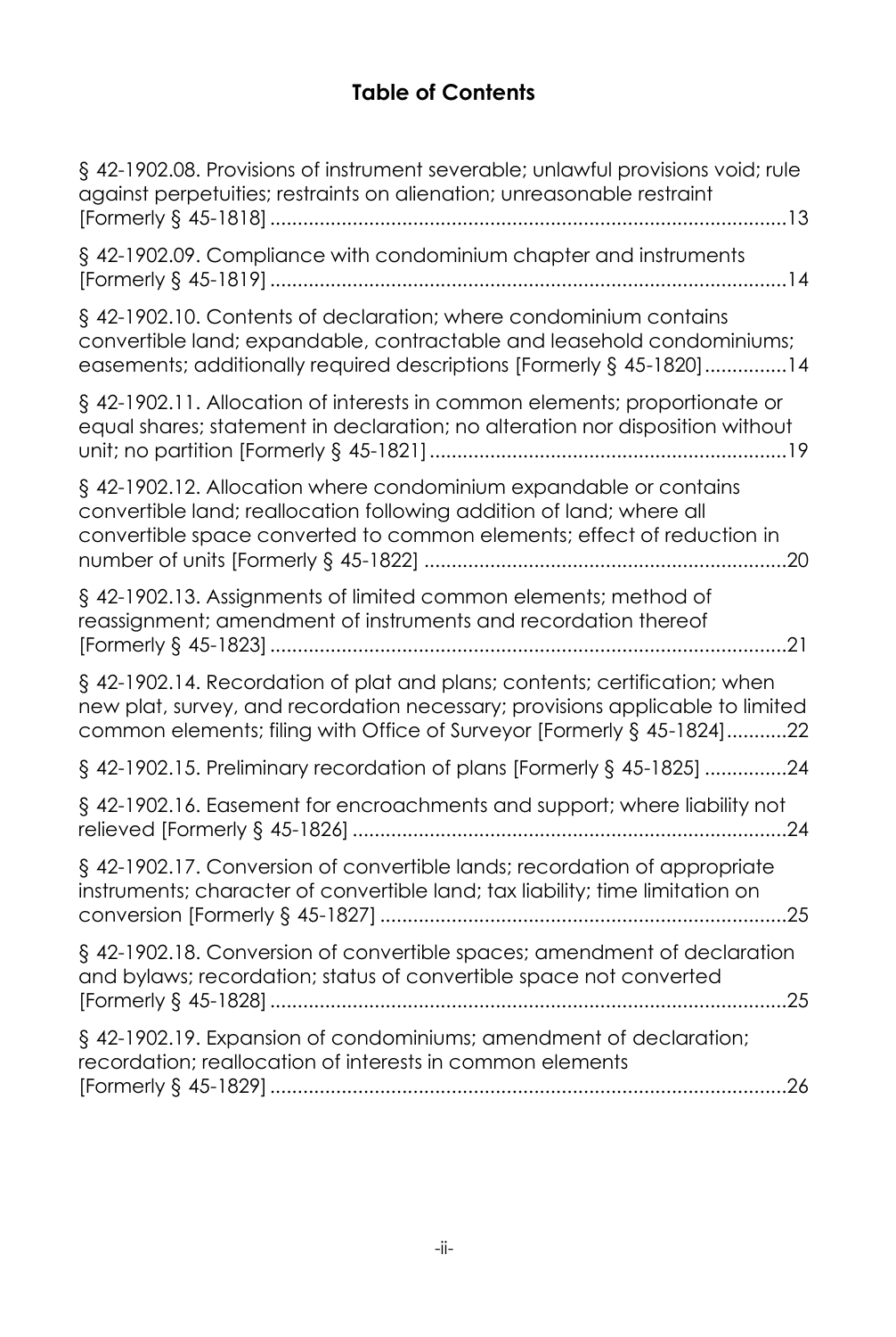## Table of Contents

§ 42-1902.08. Provisions of instrument severable; unlawful provisions void; rule against perpetuities; restraints on alienation; unreasonable restraint [Formerly § 45-1818] ....................................................................................... 13

§ 42-1902.09. Compliance with condominium chapter and instruments [Formerly § 45-1819] ....................................................................................... 14

§ 42-1902.10. Contents of declaration; where condominium contains convertible land; expandable, contractable and leasehold condominiums; easements; additionally required descriptions [Formerly § 45-1820] ............... 14

§ 42-1902.11. Allocation of interests in common elements; proportionate or equal shares; statement in declaration; no alteration nor disposition without unit; no partition [Formerly § 45-1821] ................................................................. 19

§ 42-1902.12. Allocation where condominium expandable or contains convertible land; reallocation following addition of land; where all convertible space converted to common elements; effect of reduction in number of units [Formerly § 45-1822] ................................................................. 20

§ 42-1902.13. Assignments of limited common elements; method of reassignment; amendment of instruments and recordation thereof [Formerly § 45-1823] ....................................................................................... 21

§ 42-1902.14. Recordation of plat and plans; contents; certification; when new plat, survey, and recordation necessary; provisions applicable to limited common elements; filing with Office of Surveyor [Formerly § 45-1824] ........... 22

§ 42-1902.15. Preliminary recordation of plans [Formerly § 45-1825] ............... 24

§ 42-1902.16. Easement for encroachments and support; where liability not relieved [Formerly § 45-1826] ................................................................. 24

§ 42-1902.17. Conversion of convertible lands; recordation of appropriate instruments; character of convertible land; tax liability; time limitation on conversion [Formerly § 45-1827] ................................................................. 25

§ 42-1902.18. Conversion of convertible spaces; amendment of declaration and bylaws; recordation; status of convertible space not converted [Formerly § 45-1828] ....................................................................................... 25

§ 42-1902.19. Expansion of condominiums; amendment of declaration; recordation; reallocation of interests in common elements [Formerly § 45-1829] ....................................................................................... 26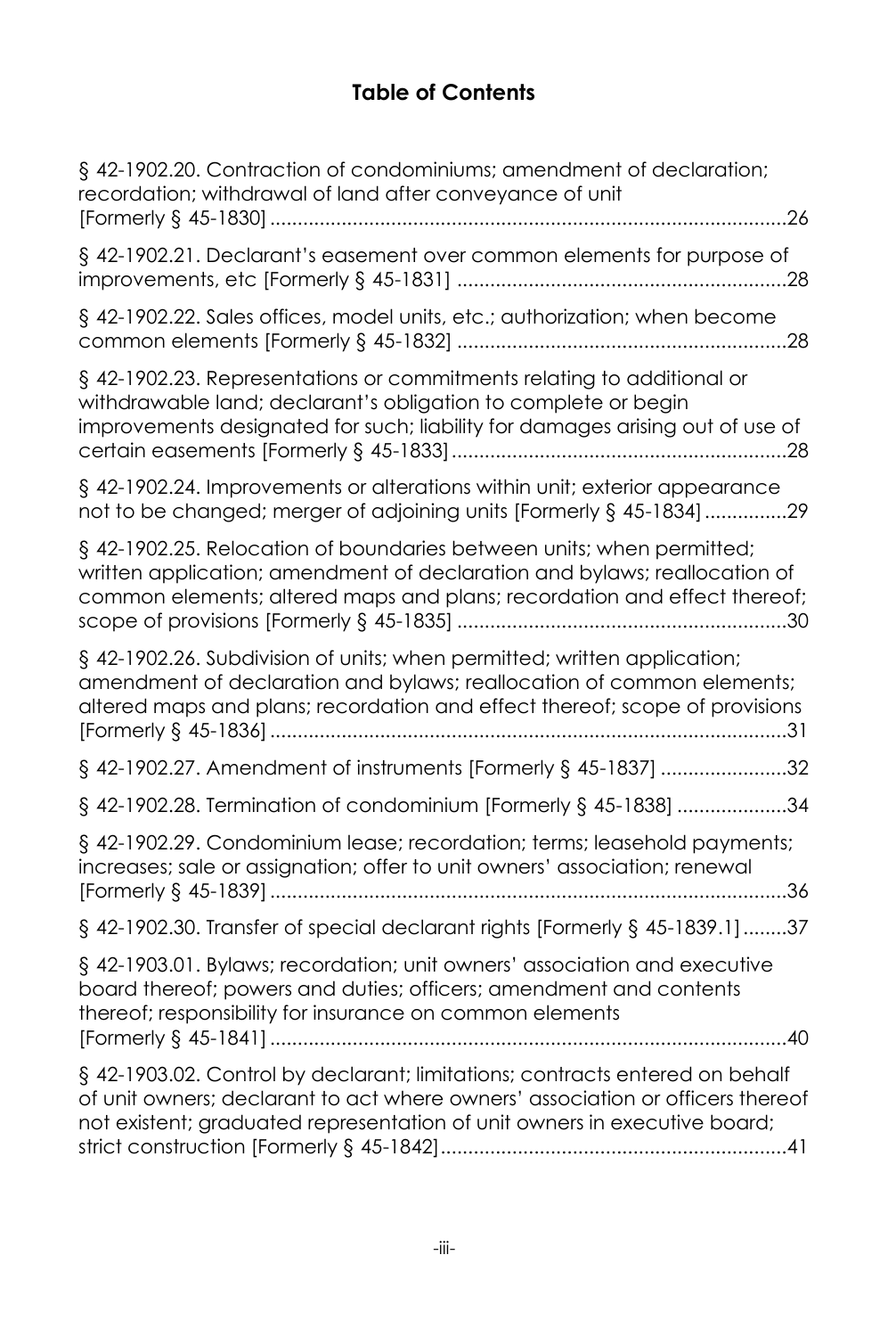## Table of Contents

§ 42-1902.20. Contraction of condominiums; amendment of declaration; recordation; withdrawal of land after conveyance of unit [Formerly § 45-1830] ....................26

§ 42-1902.21. Declarant's easement over common elements for purpose of improvements, etc [Formerly § 45-1831] ....................28

§ 42-1902.22. Sales offices, model units, etc.; authorization; when become common elements [Formerly § 45-1832] ....................28

§ 42-1902.23. Representations or commitments relating to additional or withdrawable land; declarant's obligation to complete or begin improvements designated for such; liability for damages arising out of use of certain easements [Formerly § 45-1833] ....................28

§ 42-1902.24. Improvements or alterations within unit; exterior appearance not to be changed; merger of adjoining units [Formerly § 45-1834] ....................29

§ 42-1902.25. Relocation of boundaries between units; when permitted; written application; amendment of declaration and bylaws; reallocation of common elements; altered maps and plans; recordation and effect thereof; scope of provisions [Formerly § 45-1835] ....................30

§ 42-1902.26. Subdivision of units; when permitted; written application; amendment of declaration and bylaws; reallocation of common elements; altered maps and plans; recordation and effect thereof; scope of provisions [Formerly § 45-1836] ....................31

§ 42-1902.27. Amendment of instruments [Formerly § 45-1837] ....................32

§ 42-1902.28. Termination of condominium [Formerly § 45-1838] ....................34

§ 42-1902.29. Condominium lease; recordation; terms; leasehold payments; increases; sale or assignation; offer to unit owners' association; renewal [Formerly § 45-1839] ....................36

§ 42-1902.30. Transfer of special declarant rights [Formerly § 45-1839.1] ....................37

§ 42-1903.01. Bylaws; recordation; unit owners' association and executive board thereof; powers and duties; officers; amendment and contents thereof; responsibility for insurance on common elements [Formerly § 45-1841] ....................40

§ 42-1903.02. Control by declarant; limitations; contracts entered on behalf of unit owners; declarant to act where owners' association or officers thereof not existent; graduated representation of unit owners in executive board; strict construction [Formerly § 45-1842] ....................41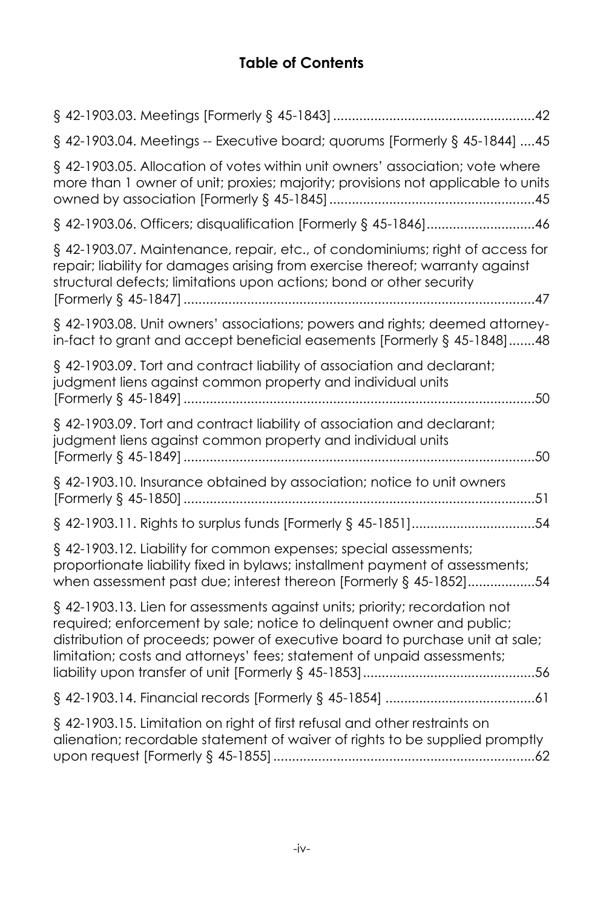## Table of Contents

§ 42-1903.03. Meetings [Formerly § 45-1843] ....................................................42

§ 42-1903.04. Meetings -- Executive board; quorums [Formerly § 45-1844] ....45

§ 42-1903.05. Allocation of votes within unit owners' association; vote where more than 1 owner of unit; proxies; majority; provisions not applicable to units owned by association [Formerly § 45-1845] ......................................................45

§ 42-1903.06. Officers; disqualification [Formerly § 45-1846]............................46

§ 42-1903.07. Maintenance, repair, etc., of condominiums; right of access for repair; liability for damages arising from exercise thereof; warranty against structural defects; limitations upon actions; bond or other security [Formerly § 45-1847] ..............................................................................................47

§ 42-1903.08. Unit owners' associations; powers and rights; deemed attorney-in-fact to grant and accept beneficial easements [Formerly § 45-1848].......48

§ 42-1903.09. Tort and contract liability of association and declarant; judgment liens against common property and individual units [Formerly § 45-1849] ..............................................................................................50

§ 42-1903.09. Tort and contract liability of association and declarant; judgment liens against common property and individual units [Formerly § 45-1849] ..............................................................................................50

§ 42-1903.10. Insurance obtained by association; notice to unit owners [Formerly § 45-1850] ..............................................................................................51

§ 42-1903.11. Rights to surplus funds [Formerly § 45-1851].................................54

§ 42-1903.12. Liability for common expenses; special assessments; proportionate liability fixed in bylaws; installment payment of assessments; when assessment past due; interest thereon [Formerly § 45-1852]..................54

§ 42-1903.13. Lien for assessments against units; priority; recordation not required; enforcement by sale; notice to delinquent owner and public; distribution of proceeds; power of executive board to purchase unit at sale; limitation; costs and attorneys' fees; statement of unpaid assessments; liability upon transfer of unit [Formerly § 45-1853]..............................................56

§ 42-1903.14. Financial records [Formerly § 45-1854] ........................................61

§ 42-1903.15. Limitation on right of first refusal and other restraints on alienation; recordable statement of waiver of rights to be supplied promptly upon request [Formerly § 45-1855] ......................................................................62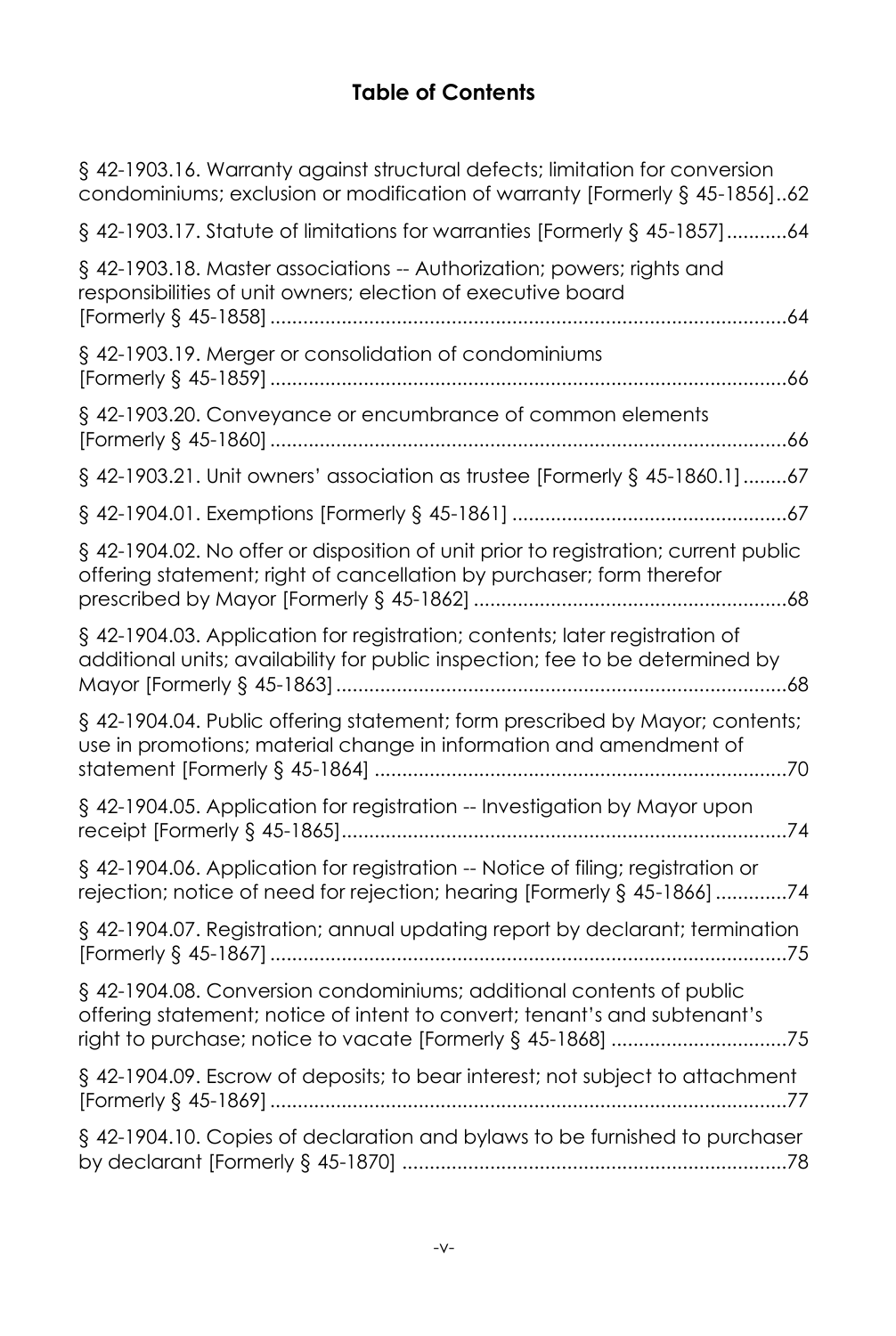## Table of Contents

§ 42-1903.16. Warranty against structural defects; limitation for conversion condominiums; exclusion or modification of warranty [Formerly § 45-1856]..62

§ 42-1903.17. Statute of limitations for warranties [Formerly § 45-1857]...........64

§ 42-1903.18. Master associations -- Authorization; powers; rights and responsibilities of unit owners; election of executive board [Formerly § 45-1858] ..............................................................................................64

§ 42-1903.19. Merger or consolidation of condominiums [Formerly § 45-1859] ..............................................................................................66

§ 42-1903.20. Conveyance or encumbrance of common elements [Formerly § 45-1860] ..............................................................................................66

§ 42-1903.21. Unit owners' association as trustee [Formerly § 45-1860.1] ........67

§ 42-1904.01. Exemptions [Formerly § 45-1861] ..................................................67

§ 42-1904.02. No offer or disposition of unit prior to registration; current public offering statement; right of cancellation by purchaser; form therefor prescribed by Mayor [Formerly § 45-1862] .........................................................68

§ 42-1904.03. Application for registration; contents; later registration of additional units; availability for public inspection; fee to be determined by Mayor [Formerly § 45-1863] ..................................................................................68

§ 42-1904.04. Public offering statement; form prescribed by Mayor; contents; use in promotions; material change in information and amendment of statement [Formerly § 45-1864] ...........................................................................70

§ 42-1904.05. Application for registration -- Investigation by Mayor upon receipt [Formerly § 45-1865]..................................................................................74

§ 42-1904.06. Application for registration -- Notice of filing; registration or rejection; notice of need for rejection; hearing [Formerly § 45-1866] .............74

§ 42-1904.07. Registration; annual updating report by declarant; termination [Formerly § 45-1867] ..............................................................................................75

§ 42-1904.08. Conversion condominiums; additional contents of public offering statement; notice of intent to convert; tenant's and subtenant's right to purchase; notice to vacate [Formerly § 45-1868] ................................75

§ 42-1904.09. Escrow of deposits; to bear interest; not subject to attachment [Formerly § 45-1869] ..............................................................................................77

§ 42-1904.10. Copies of declaration and bylaws to be furnished to purchaser by declarant [Formerly § 45-1870] ......................................................................78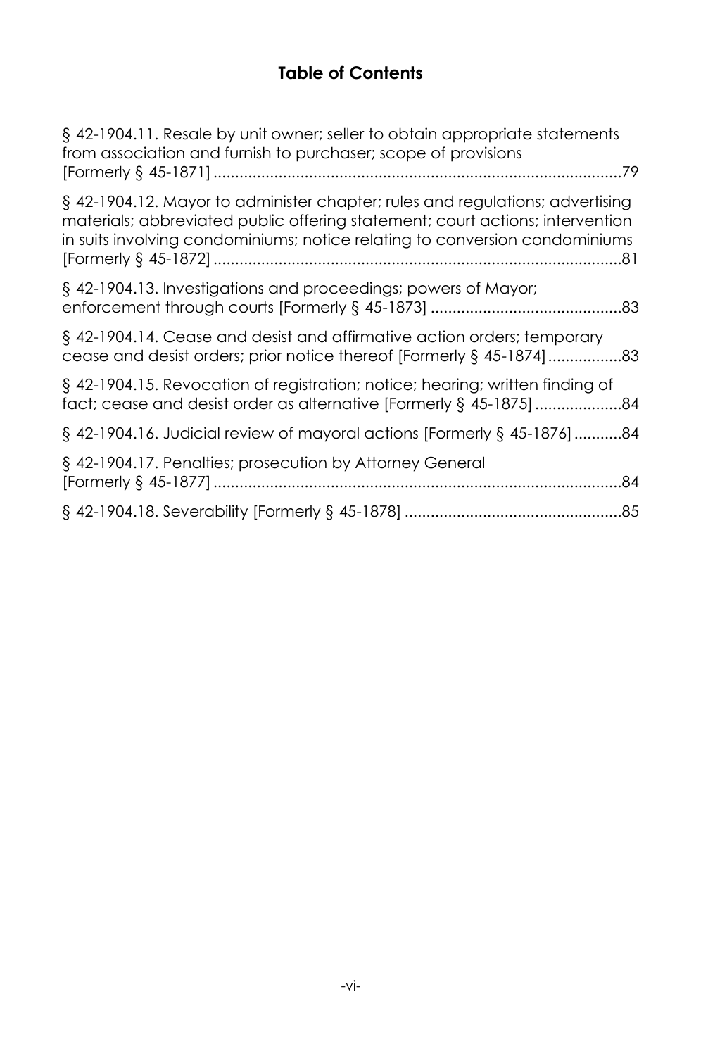## Table of Contents

§ 42-1904.11. Resale by unit owner; seller to obtain appropriate statements from association and furnish to purchaser; scope of provisions [Formerly § 45-1871] ....................................................................................79

§ 42-1904.12. Mayor to administer chapter; rules and regulations; advertising materials; abbreviated public offering statement; court actions; intervention in suits involving condominiums; notice relating to conversion condominiums [Formerly § 45-1872] ....................................................................................81

§ 42-1904.13. Investigations and proceedings; powers of Mayor; enforcement through courts [Formerly § 45-1873] ............................................83

§ 42-1904.14. Cease and desist and affirmative action orders; temporary cease and desist orders; prior notice thereof [Formerly § 45-1874] .................83

§ 42-1904.15. Revocation of registration; notice; hearing; written finding of fact; cease and desist order as alternative [Formerly § 45-1875] ....................84

§ 42-1904.16. Judicial review of mayoral actions [Formerly § 45-1876] ...........84

§ 42-1904.17. Penalties; prosecution by Attorney General [Formerly § 45-1877] ....................................................................................84

§ 42-1904.18. Severability [Formerly § 45-1878] ..................................................85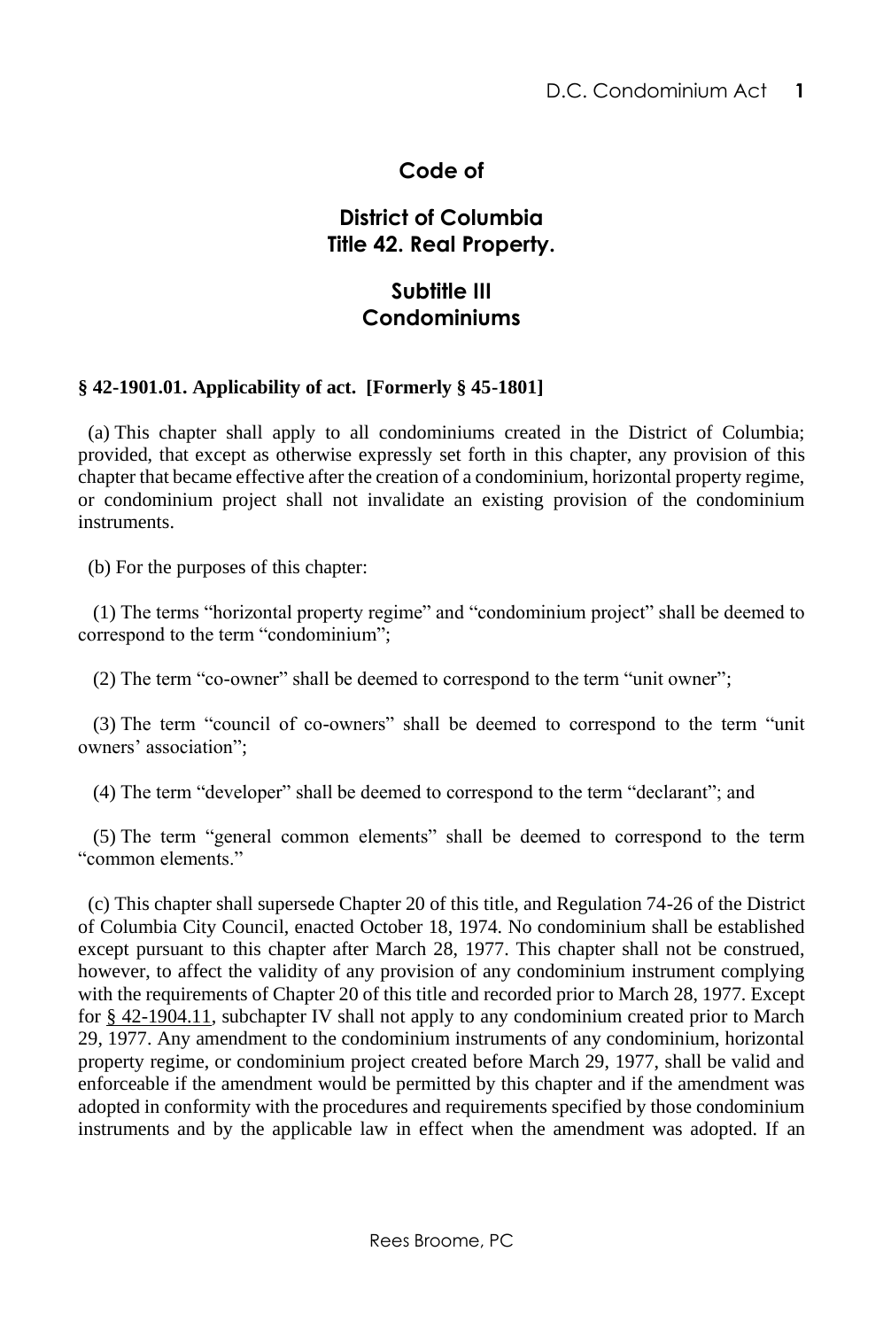# Code of

## District of Columbia
## Title 42. Real Property.

## Subtitle III
## Condominiums

**§ 42-1901.01. Applicability of act. [Formerly § 45-1801]**

(a) This chapter shall apply to all condominiums created in the District of Columbia; provided, that except as otherwise expressly set forth in this chapter, any provision of this chapter that became effective after the creation of a condominium, horizontal property regime, or condominium project shall not invalidate an existing provision of the condominium instruments.

(b) For the purposes of this chapter:

(1) The terms "horizontal property regime" and "condominium project" shall be deemed to correspond to the term "condominium";

(2) The term "co-owner" shall be deemed to correspond to the term "unit owner";

(3) The term "council of co-owners" shall be deemed to correspond to the term "unit owners' association";

(4) The term "developer" shall be deemed to correspond to the term "declarant"; and

(5) The term "general common elements" shall be deemed to correspond to the term "common elements."

(c) This chapter shall supersede Chapter 20 of this title, and Regulation 74-26 of the District of Columbia City Council, enacted October 18, 1974. No condominium shall be established except pursuant to this chapter after March 28, 1977. This chapter shall not be construed, however, to affect the validity of any provision of any condominium instrument complying with the requirements of Chapter 20 of this title and recorded prior to March 28, 1977. Except for § 42-1904.11, subchapter IV shall not apply to any condominium created prior to March 29, 1977. Any amendment to the condominium instruments of any condominium, horizontal property regime, or condominium project created before March 29, 1977, shall be valid and enforceable if the amendment would be permitted by this chapter and if the amendment was adopted in conformity with the procedures and requirements specified by those condominium instruments and by the applicable law in effect when the amendment was adopted. If an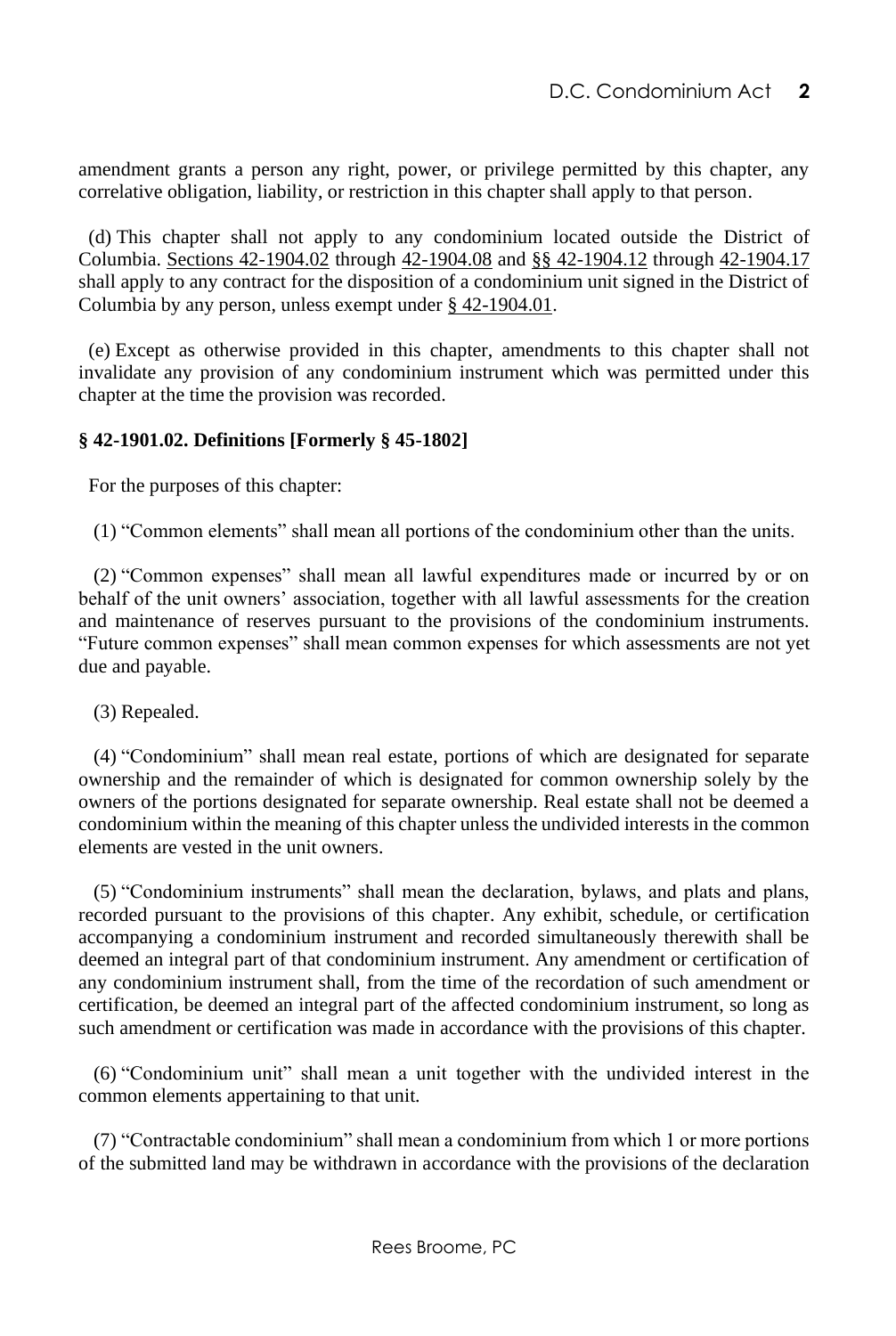amendment grants a person any right, power, or privilege permitted by this chapter, any correlative obligation, liability, or restriction in this chapter shall apply to that person.

(d) This chapter shall not apply to any condominium located outside the District of Columbia. Sections 42-1904.02 through 42-1904.08 and §§ 42-1904.12 through 42-1904.17 shall apply to any contract for the disposition of a condominium unit signed in the District of Columbia by any person, unless exempt under § 42-1904.01.

(e) Except as otherwise provided in this chapter, amendments to this chapter shall not invalidate any provision of any condominium instrument which was permitted under this chapter at the time the provision was recorded.

**§ 42-1901.02. Definitions [Formerly § 45-1802]**

For the purposes of this chapter:

(1) "Common elements" shall mean all portions of the condominium other than the units.

(2) "Common expenses" shall mean all lawful expenditures made or incurred by or on behalf of the unit owners' association, together with all lawful assessments for the creation and maintenance of reserves pursuant to the provisions of the condominium instruments. "Future common expenses" shall mean common expenses for which assessments are not yet due and payable.

(3) Repealed.

(4) "Condominium" shall mean real estate, portions of which are designated for separate ownership and the remainder of which is designated for common ownership solely by the owners of the portions designated for separate ownership. Real estate shall not be deemed a condominium within the meaning of this chapter unless the undivided interests in the common elements are vested in the unit owners.

(5) "Condominium instruments" shall mean the declaration, bylaws, and plats and plans, recorded pursuant to the provisions of this chapter. Any exhibit, schedule, or certification accompanying a condominium instrument and recorded simultaneously therewith shall be deemed an integral part of that condominium instrument. Any amendment or certification of any condominium instrument shall, from the time of the recordation of such amendment or certification, be deemed an integral part of the affected condominium instrument, so long as such amendment or certification was made in accordance with the provisions of this chapter.

(6) "Condominium unit" shall mean a unit together with the undivided interest in the common elements appertaining to that unit.

(7) "Contractable condominium" shall mean a condominium from which 1 or more portions of the submitted land may be withdrawn in accordance with the provisions of the declaration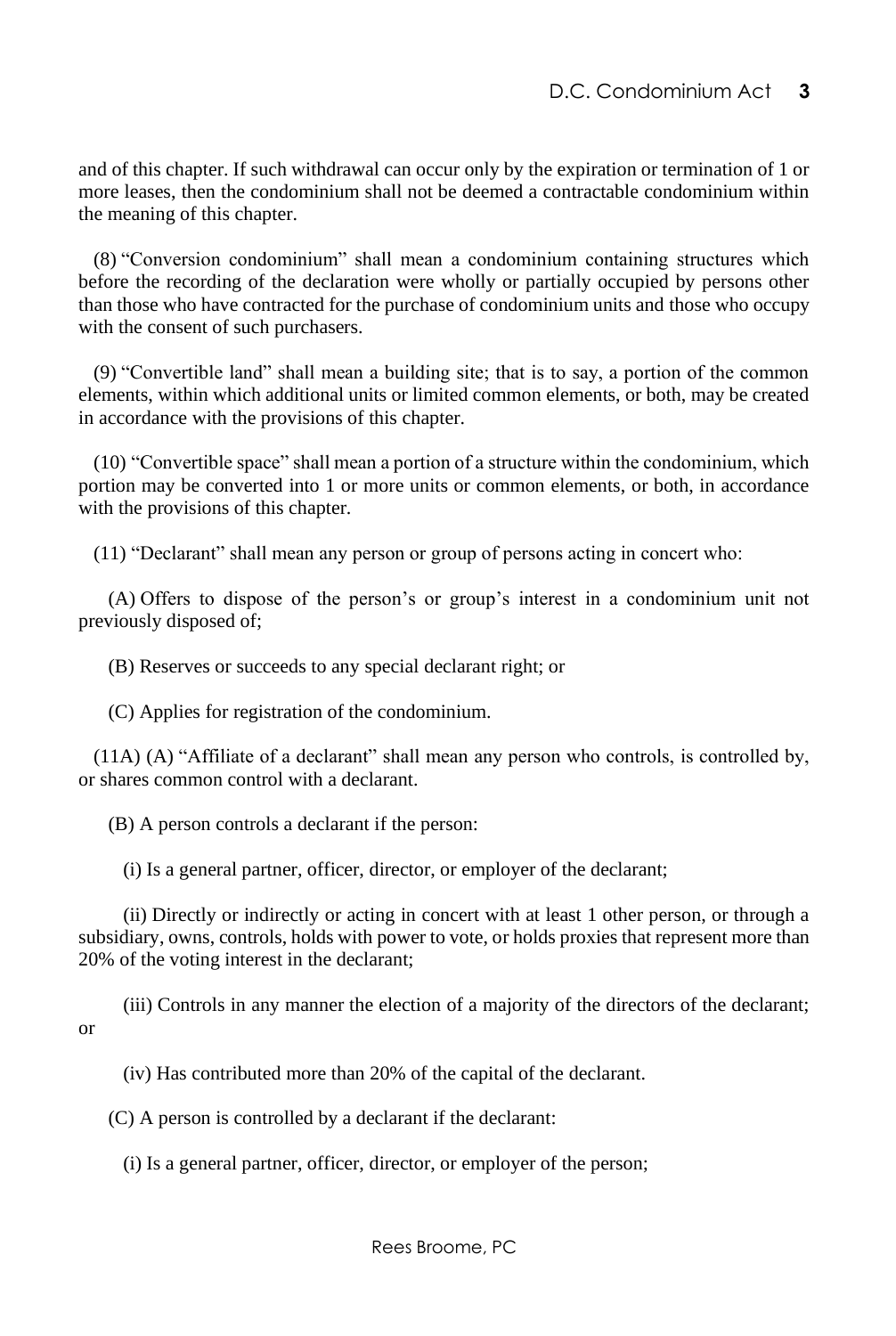and of this chapter. If such withdrawal can occur only by the expiration or termination of 1 or more leases, then the condominium shall not be deemed a contractable condominium within the meaning of this chapter.

(8) "Conversion condominium" shall mean a condominium containing structures which before the recording of the declaration were wholly or partially occupied by persons other than those who have contracted for the purchase of condominium units and those who occupy with the consent of such purchasers.

(9) "Convertible land" shall mean a building site; that is to say, a portion of the common elements, within which additional units or limited common elements, or both, may be created in accordance with the provisions of this chapter.

(10) "Convertible space" shall mean a portion of a structure within the condominium, which portion may be converted into 1 or more units or common elements, or both, in accordance with the provisions of this chapter.

(11) "Declarant" shall mean any person or group of persons acting in concert who:

(A) Offers to dispose of the person's or group's interest in a condominium unit not previously disposed of;

(B) Reserves or succeeds to any special declarant right; or

(C) Applies for registration of the condominium.

(11A) (A) "Affiliate of a declarant" shall mean any person who controls, is controlled by, or shares common control with a declarant.

(B) A person controls a declarant if the person:

(i) Is a general partner, officer, director, or employer of the declarant;

(ii) Directly or indirectly or acting in concert with at least 1 other person, or through a subsidiary, owns, controls, holds with power to vote, or holds proxies that represent more than 20% of the voting interest in the declarant;

(iii) Controls in any manner the election of a majority of the directors of the declarant; or

(iv) Has contributed more than 20% of the capital of the declarant.

(C) A person is controlled by a declarant if the declarant:

(i) Is a general partner, officer, director, or employer of the person;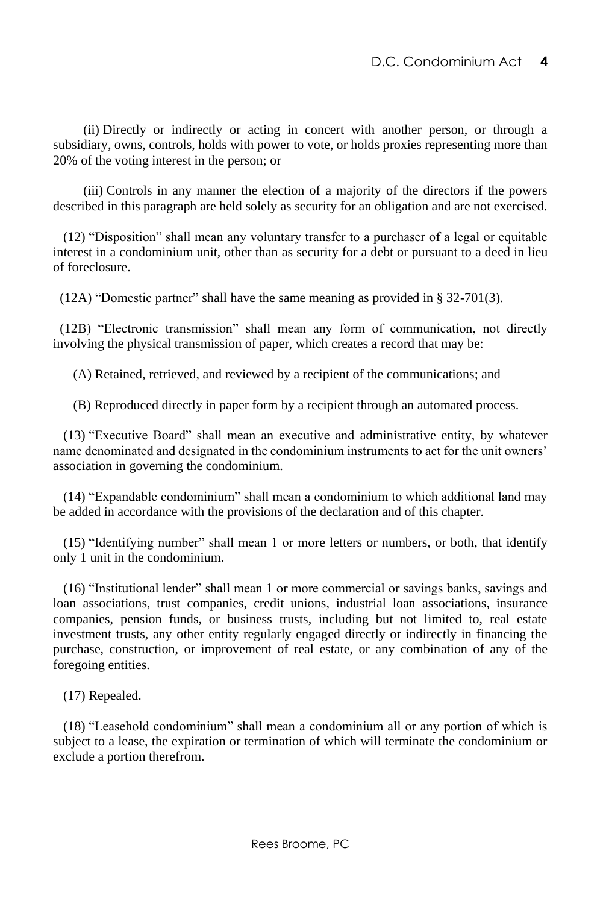(ii) Directly or indirectly or acting in concert with another person, or through a subsidiary, owns, controls, holds with power to vote, or holds proxies representing more than 20% of the voting interest in the person; or

(iii) Controls in any manner the election of a majority of the directors if the powers described in this paragraph are held solely as security for an obligation and are not exercised.

(12) "Disposition" shall mean any voluntary transfer to a purchaser of a legal or equitable interest in a condominium unit, other than as security for a debt or pursuant to a deed in lieu of foreclosure.

(12A) "Domestic partner" shall have the same meaning as provided in § 32-701(3).

(12B) "Electronic transmission" shall mean any form of communication, not directly involving the physical transmission of paper, which creates a record that may be:

(A) Retained, retrieved, and reviewed by a recipient of the communications; and

(B) Reproduced directly in paper form by a recipient through an automated process.

(13) "Executive Board" shall mean an executive and administrative entity, by whatever name denominated and designated in the condominium instruments to act for the unit owners' association in governing the condominium.

(14) "Expandable condominium" shall mean a condominium to which additional land may be added in accordance with the provisions of the declaration and of this chapter.

(15) "Identifying number" shall mean 1 or more letters or numbers, or both, that identify only 1 unit in the condominium.

(16) "Institutional lender" shall mean 1 or more commercial or savings banks, savings and loan associations, trust companies, credit unions, industrial loan associations, insurance companies, pension funds, or business trusts, including but not limited to, real estate investment trusts, any other entity regularly engaged directly or indirectly in financing the purchase, construction, or improvement of real estate, or any combination of any of the foregoing entities.

(17) Repealed.

(18) "Leasehold condominium" shall mean a condominium all or any portion of which is subject to a lease, the expiration or termination of which will terminate the condominium or exclude a portion therefrom.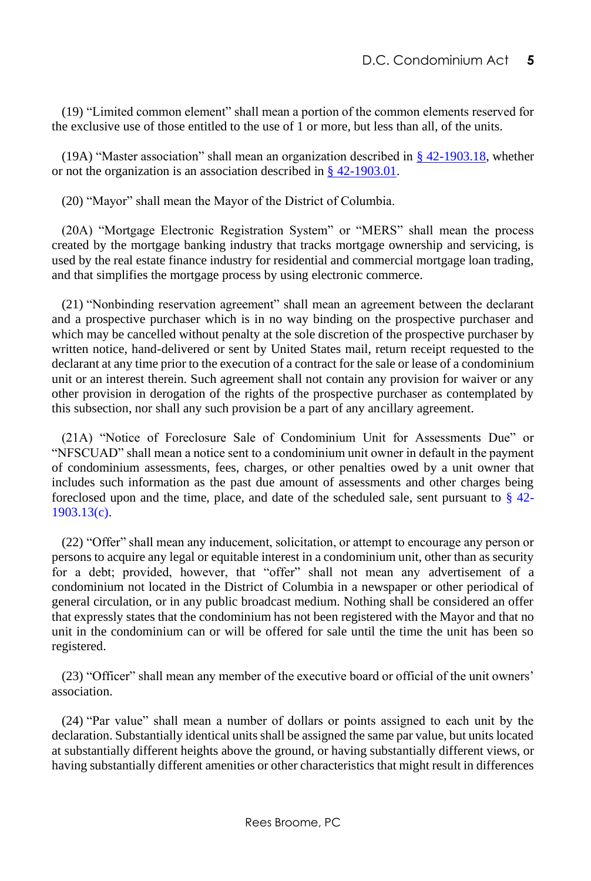(19) “Limited common element” shall mean a portion of the common elements reserved for the exclusive use of those entitled to the use of 1 or more, but less than all, of the units.

(19A) “Master association” shall mean an organization described in § 42-1903.18, whether or not the organization is an association described in § 42-1903.01.

(20) “Mayor” shall mean the Mayor of the District of Columbia.

(20A) “Mortgage Electronic Registration System” or “MERS” shall mean the process created by the mortgage banking industry that tracks mortgage ownership and servicing, is used by the real estate finance industry for residential and commercial mortgage loan trading, and that simplifies the mortgage process by using electronic commerce.

(21) “Nonbinding reservation agreement” shall mean an agreement between the declarant and a prospective purchaser which is in no way binding on the prospective purchaser and which may be cancelled without penalty at the sole discretion of the prospective purchaser by written notice, hand-delivered or sent by United States mail, return receipt requested to the declarant at any time prior to the execution of a contract for the sale or lease of a condominium unit or an interest therein. Such agreement shall not contain any provision for waiver or any other provision in derogation of the rights of the prospective purchaser as contemplated by this subsection, nor shall any such provision be a part of any ancillary agreement.

(21A) “Notice of Foreclosure Sale of Condominium Unit for Assessments Due” or “NFSCUAD” shall mean a notice sent to a condominium unit owner in default in the payment of condominium assessments, fees, charges, or other penalties owed by a unit owner that includes such information as the past due amount of assessments and other charges being foreclosed upon and the time, place, and date of the scheduled sale, sent pursuant to § 42-1903.13(c).

(22) “Offer” shall mean any inducement, solicitation, or attempt to encourage any person or persons to acquire any legal or equitable interest in a condominium unit, other than as security for a debt; provided, however, that “offer” shall not mean any advertisement of a condominium not located in the District of Columbia in a newspaper or other periodical of general circulation, or in any public broadcast medium. Nothing shall be considered an offer that expressly states that the condominium has not been registered with the Mayor and that no unit in the condominium can or will be offered for sale until the time the unit has been so registered.

(23) “Officer” shall mean any member of the executive board or official of the unit owners’ association.

(24) “Par value” shall mean a number of dollars or points assigned to each unit by the declaration. Substantially identical units shall be assigned the same par value, but units located at substantially different heights above the ground, or having substantially different views, or having substantially different amenities or other characteristics that might result in differences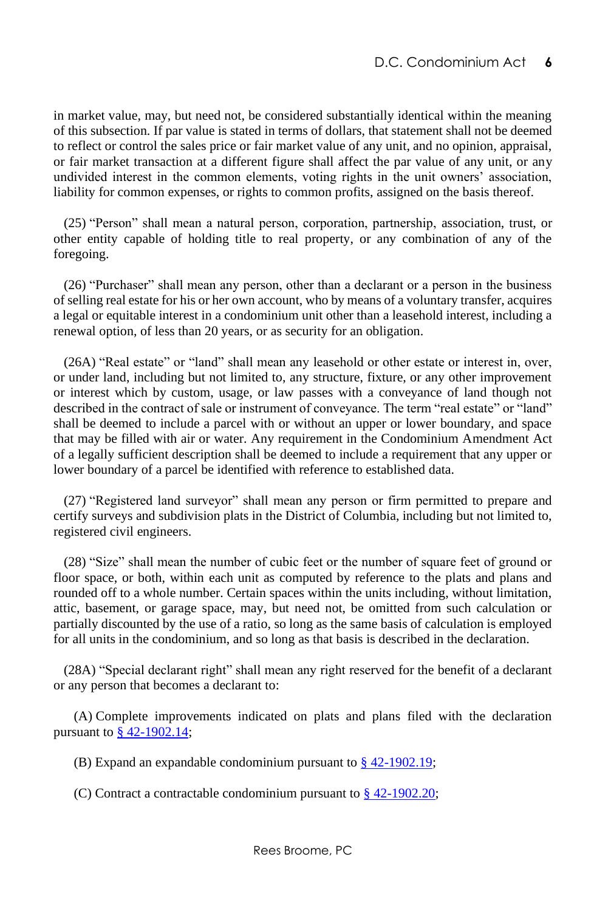in market value, may, but need not, be considered substantially identical within the meaning of this subsection. If par value is stated in terms of dollars, that statement shall not be deemed to reflect or control the sales price or fair market value of any unit, and no opinion, appraisal, or fair market transaction at a different figure shall affect the par value of any unit, or any undivided interest in the common elements, voting rights in the unit owners' association, liability for common expenses, or rights to common profits, assigned on the basis thereof.

(25) "Person" shall mean a natural person, corporation, partnership, association, trust, or other entity capable of holding title to real property, or any combination of any of the foregoing.

(26) "Purchaser" shall mean any person, other than a declarant or a person in the business of selling real estate for his or her own account, who by means of a voluntary transfer, acquires a legal or equitable interest in a condominium unit other than a leasehold interest, including a renewal option, of less than 20 years, or as security for an obligation.

(26A) "Real estate" or "land" shall mean any leasehold or other estate or interest in, over, or under land, including but not limited to, any structure, fixture, or any other improvement or interest which by custom, usage, or law passes with a conveyance of land though not described in the contract of sale or instrument of conveyance. The term "real estate" or "land" shall be deemed to include a parcel with or without an upper or lower boundary, and space that may be filled with air or water. Any requirement in the Condominium Amendment Act of a legally sufficient description shall be deemed to include a requirement that any upper or lower boundary of a parcel be identified with reference to established data.

(27) "Registered land surveyor" shall mean any person or firm permitted to prepare and certify surveys and subdivision plats in the District of Columbia, including but not limited to, registered civil engineers.

(28) "Size" shall mean the number of cubic feet or the number of square feet of ground or floor space, or both, within each unit as computed by reference to the plats and plans and rounded off to a whole number. Certain spaces within the units including, without limitation, attic, basement, or garage space, may, but need not, be omitted from such calculation or partially discounted by the use of a ratio, so long as the same basis of calculation is employed for all units in the condominium, and so long as that basis is described in the declaration.

(28A) "Special declarant right" shall mean any right reserved for the benefit of a declarant or any person that becomes a declarant to:

(A) Complete improvements indicated on plats and plans filed with the declaration pursuant to § 42-1902.14;

(B) Expand an expandable condominium pursuant to § 42-1902.19;

(C) Contract a contractable condominium pursuant to § 42-1902.20;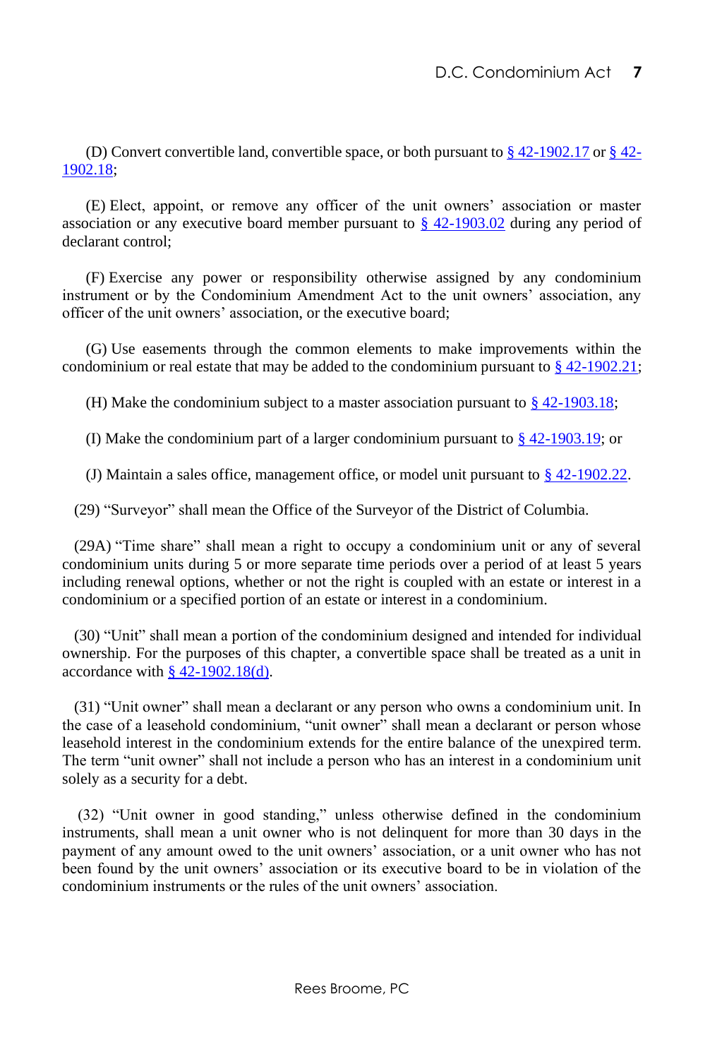(D) Convert convertible land, convertible space, or both pursuant to § 42-1902.17 or § 42-1902.18;

(E) Elect, appoint, or remove any officer of the unit owners' association or master association or any executive board member pursuant to § 42-1903.02 during any period of declarant control;

(F) Exercise any power or responsibility otherwise assigned by any condominium instrument or by the Condominium Amendment Act to the unit owners' association, any officer of the unit owners' association, or the executive board;

(G) Use easements through the common elements to make improvements within the condominium or real estate that may be added to the condominium pursuant to § 42-1902.21;

(H) Make the condominium subject to a master association pursuant to § 42-1903.18;

(I) Make the condominium part of a larger condominium pursuant to § 42-1903.19; or

(J) Maintain a sales office, management office, or model unit pursuant to § 42-1902.22.

(29) "Surveyor" shall mean the Office of the Surveyor of the District of Columbia.

(29A) "Time share" shall mean a right to occupy a condominium unit or any of several condominium units during 5 or more separate time periods over a period of at least 5 years including renewal options, whether or not the right is coupled with an estate or interest in a condominium or a specified portion of an estate or interest in a condominium.

(30) "Unit" shall mean a portion of the condominium designed and intended for individual ownership. For the purposes of this chapter, a convertible space shall be treated as a unit in accordance with § 42-1902.18(d).

(31) "Unit owner" shall mean a declarant or any person who owns a condominium unit. In the case of a leasehold condominium, "unit owner" shall mean a declarant or person whose leasehold interest in the condominium extends for the entire balance of the unexpired term. The term "unit owner" shall not include a person who has an interest in a condominium unit solely as a security for a debt.

(32) "Unit owner in good standing," unless otherwise defined in the condominium instruments, shall mean a unit owner who is not delinquent for more than 30 days in the payment of any amount owed to the unit owners' association, or a unit owner who has not been found by the unit owners' association or its executive board to be in violation of the condominium instruments or the rules of the unit owners' association.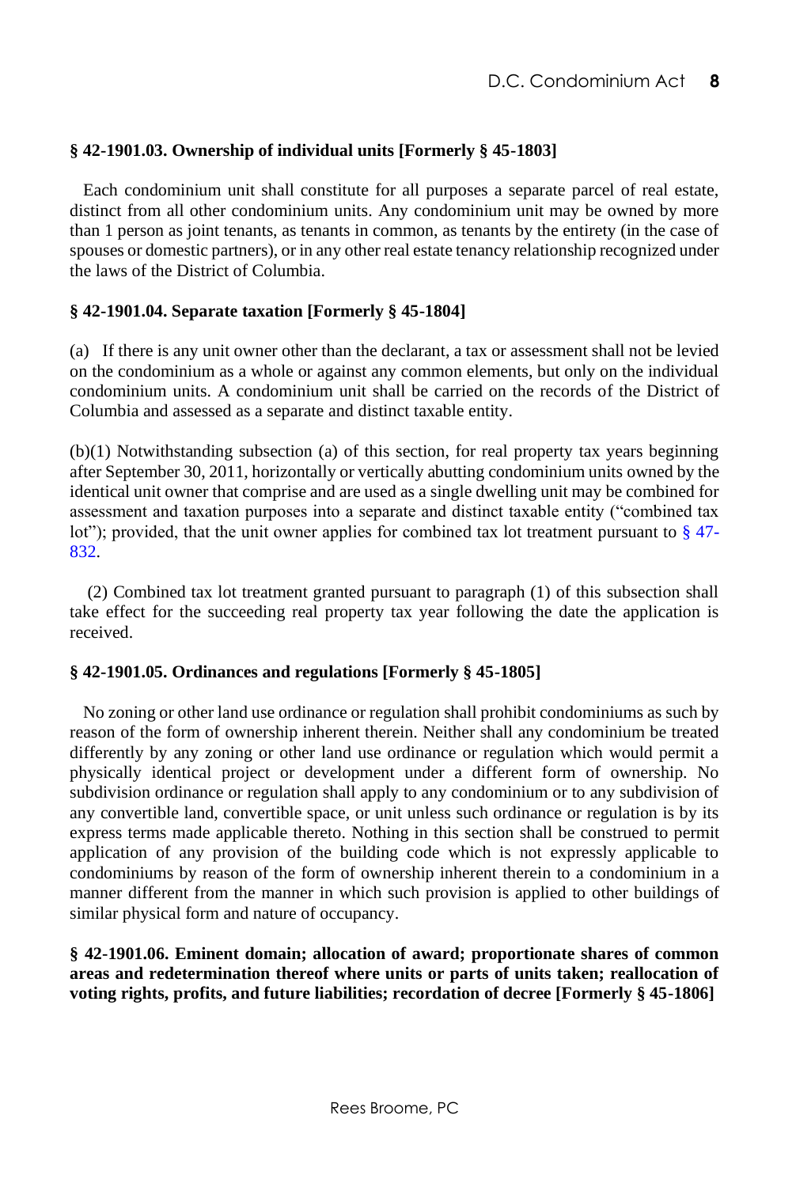**§ 42-1901.03. Ownership of individual units [Formerly § 45-1803]**

Each condominium unit shall constitute for all purposes a separate parcel of real estate, distinct from all other condominium units. Any condominium unit may be owned by more than 1 person as joint tenants, as tenants in common, as tenants by the entirety (in the case of spouses or domestic partners), or in any other real estate tenancy relationship recognized under the laws of the District of Columbia.

**§ 42-1901.04. Separate taxation [Formerly § 45-1804]**

(a) If there is any unit owner other than the declarant, a tax or assessment shall not be levied on the condominium as a whole or against any common elements, but only on the individual condominium units. A condominium unit shall be carried on the records of the District of Columbia and assessed as a separate and distinct taxable entity.

(b)(1) Notwithstanding subsection (a) of this section, for real property tax years beginning after September 30, 2011, horizontally or vertically abutting condominium units owned by the identical unit owner that comprise and are used as a single dwelling unit may be combined for assessment and taxation purposes into a separate and distinct taxable entity ("combined tax lot"); provided, that the unit owner applies for combined tax lot treatment pursuant to § 47-832.

(2) Combined tax lot treatment granted pursuant to paragraph (1) of this subsection shall take effect for the succeeding real property tax year following the date the application is received.

**§ 42-1901.05. Ordinances and regulations [Formerly § 45-1805]**

No zoning or other land use ordinance or regulation shall prohibit condominiums as such by reason of the form of ownership inherent therein. Neither shall any condominium be treated differently by any zoning or other land use ordinance or regulation which would permit a physically identical project or development under a different form of ownership. No subdivision ordinance or regulation shall apply to any condominium or to any subdivision of any convertible land, convertible space, or unit unless such ordinance or regulation is by its express terms made applicable thereto. Nothing in this section shall be construed to permit application of any provision of the building code which is not expressly applicable to condominiums by reason of the form of ownership inherent therein to a condominium in a manner different from the manner in which such provision is applied to other buildings of similar physical form and nature of occupancy.

**§ 42-1901.06. Eminent domain; allocation of award; proportionate shares of common areas and redetermination thereof where units or parts of units taken; reallocation of voting rights, profits, and future liabilities; recordation of decree [Formerly § 45-1806]**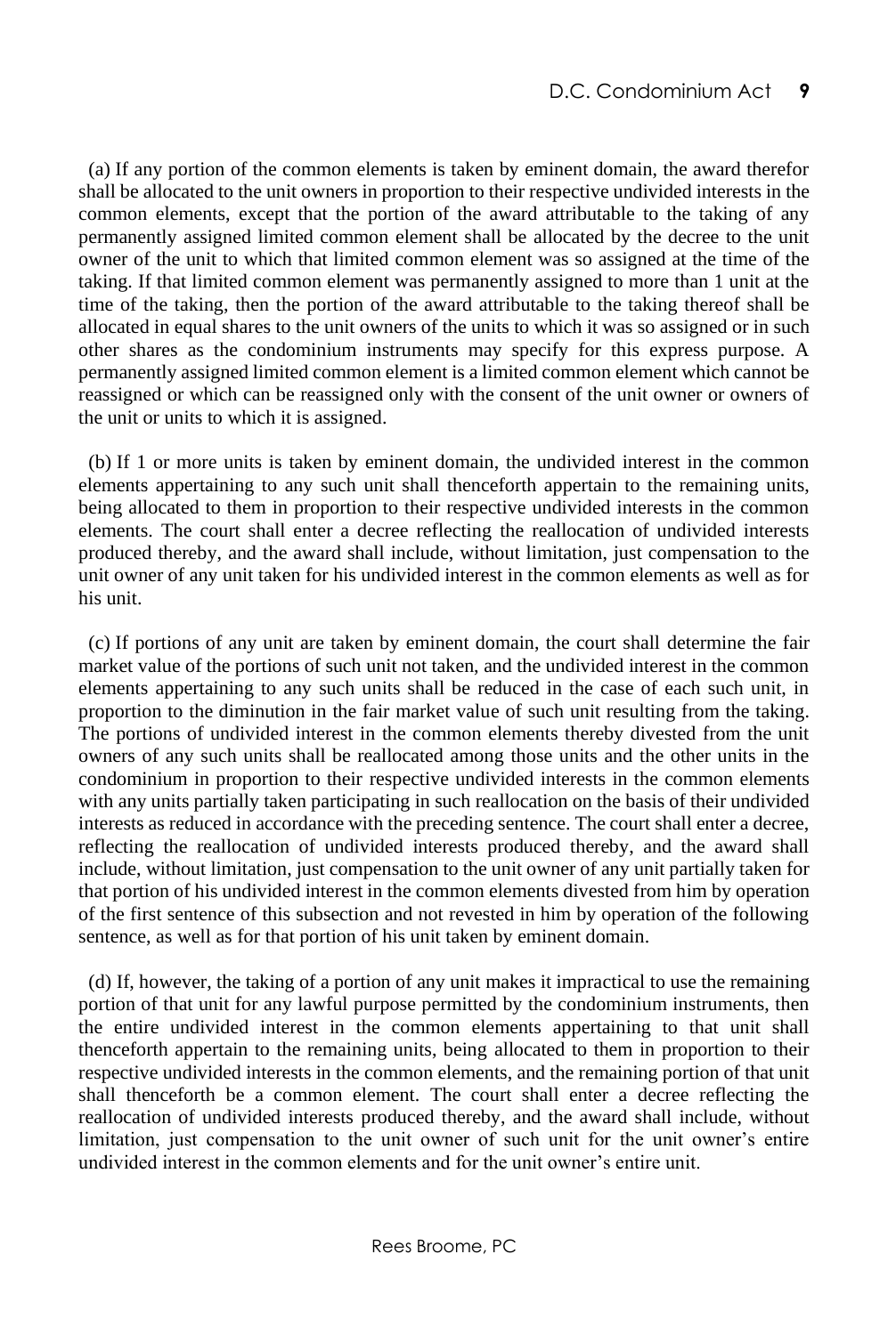(a) If any portion of the common elements is taken by eminent domain, the award therefor shall be allocated to the unit owners in proportion to their respective undivided interests in the common elements, except that the portion of the award attributable to the taking of any permanently assigned limited common element shall be allocated by the decree to the unit owner of the unit to which that limited common element was so assigned at the time of the taking. If that limited common element was permanently assigned to more than 1 unit at the time of the taking, then the portion of the award attributable to the taking thereof shall be allocated in equal shares to the unit owners of the units to which it was so assigned or in such other shares as the condominium instruments may specify for this express purpose. A permanently assigned limited common element is a limited common element which cannot be reassigned or which can be reassigned only with the consent of the unit owner or owners of the unit or units to which it is assigned.

(b) If 1 or more units is taken by eminent domain, the undivided interest in the common elements appertaining to any such unit shall thenceforth appertain to the remaining units, being allocated to them in proportion to their respective undivided interests in the common elements. The court shall enter a decree reflecting the reallocation of undivided interests produced thereby, and the award shall include, without limitation, just compensation to the unit owner of any unit taken for his undivided interest in the common elements as well as for his unit.

(c) If portions of any unit are taken by eminent domain, the court shall determine the fair market value of the portions of such unit not taken, and the undivided interest in the common elements appertaining to any such units shall be reduced in the case of each such unit, in proportion to the diminution in the fair market value of such unit resulting from the taking. The portions of undivided interest in the common elements thereby divested from the unit owners of any such units shall be reallocated among those units and the other units in the condominium in proportion to their respective undivided interests in the common elements with any units partially taken participating in such reallocation on the basis of their undivided interests as reduced in accordance with the preceding sentence. The court shall enter a decree, reflecting the reallocation of undivided interests produced thereby, and the award shall include, without limitation, just compensation to the unit owner of any unit partially taken for that portion of his undivided interest in the common elements divested from him by operation of the first sentence of this subsection and not revested in him by operation of the following sentence, as well as for that portion of his unit taken by eminent domain.

(d) If, however, the taking of a portion of any unit makes it impractical to use the remaining portion of that unit for any lawful purpose permitted by the condominium instruments, then the entire undivided interest in the common elements appertaining to that unit shall thenceforth appertain to the remaining units, being allocated to them in proportion to their respective undivided interests in the common elements, and the remaining portion of that unit shall thenceforth be a common element. The court shall enter a decree reflecting the reallocation of undivided interests produced thereby, and the award shall include, without limitation, just compensation to the unit owner of such unit for the unit owner's entire undivided interest in the common elements and for the unit owner's entire unit.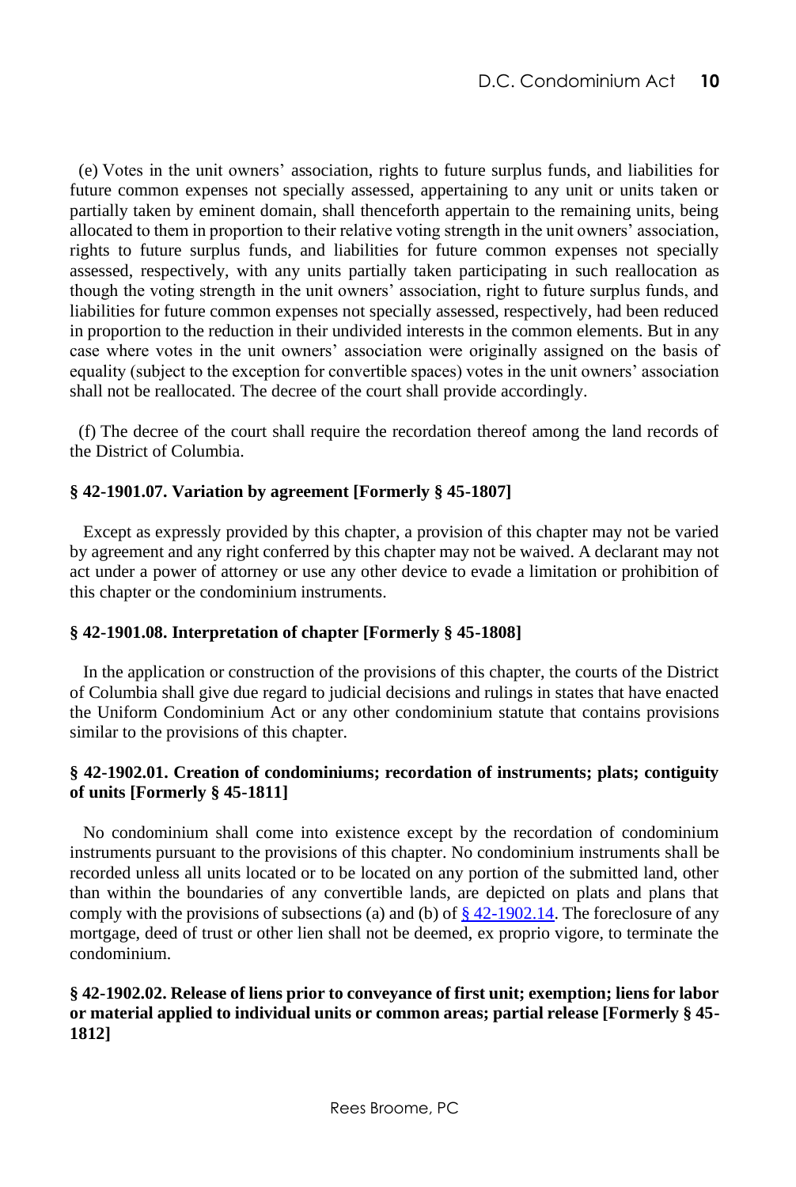(e) Votes in the unit owners' association, rights to future surplus funds, and liabilities for future common expenses not specially assessed, appertaining to any unit or units taken or partially taken by eminent domain, shall thenceforth appertain to the remaining units, being allocated to them in proportion to their relative voting strength in the unit owners' association, rights to future surplus funds, and liabilities for future common expenses not specially assessed, respectively, with any units partially taken participating in such reallocation as though the voting strength in the unit owners' association, right to future surplus funds, and liabilities for future common expenses not specially assessed, respectively, had been reduced in proportion to the reduction in their undivided interests in the common elements. But in any case where votes in the unit owners' association were originally assigned on the basis of equality (subject to the exception for convertible spaces) votes in the unit owners' association shall not be reallocated. The decree of the court shall provide accordingly.

(f) The decree of the court shall require the recordation thereof among the land records of the District of Columbia.

**§ 42-1901.07. Variation by agreement [Formerly § 45-1807]**

Except as expressly provided by this chapter, a provision of this chapter may not be varied by agreement and any right conferred by this chapter may not be waived. A declarant may not act under a power of attorney or use any other device to evade a limitation or prohibition of this chapter or the condominium instruments.

**§ 42-1901.08. Interpretation of chapter [Formerly § 45-1808]**

In the application or construction of the provisions of this chapter, the courts of the District of Columbia shall give due regard to judicial decisions and rulings in states that have enacted the Uniform Condominium Act or any other condominium statute that contains provisions similar to the provisions of this chapter.

**§ 42-1902.01. Creation of condominiums; recordation of instruments; plats; contiguity of units [Formerly § 45-1811]**

No condominium shall come into existence except by the recordation of condominium instruments pursuant to the provisions of this chapter. No condominium instruments shall be recorded unless all units located or to be located on any portion of the submitted land, other than within the boundaries of any convertible lands, are depicted on plats and plans that comply with the provisions of subsections (a) and (b) of § 42-1902.14. The foreclosure of any mortgage, deed of trust or other lien shall not be deemed, ex proprio vigore, to terminate the condominium.

**§ 42-1902.02. Release of liens prior to conveyance of first unit; exemption; liens for labor or material applied to individual units or common areas; partial release [Formerly § 45-1812]**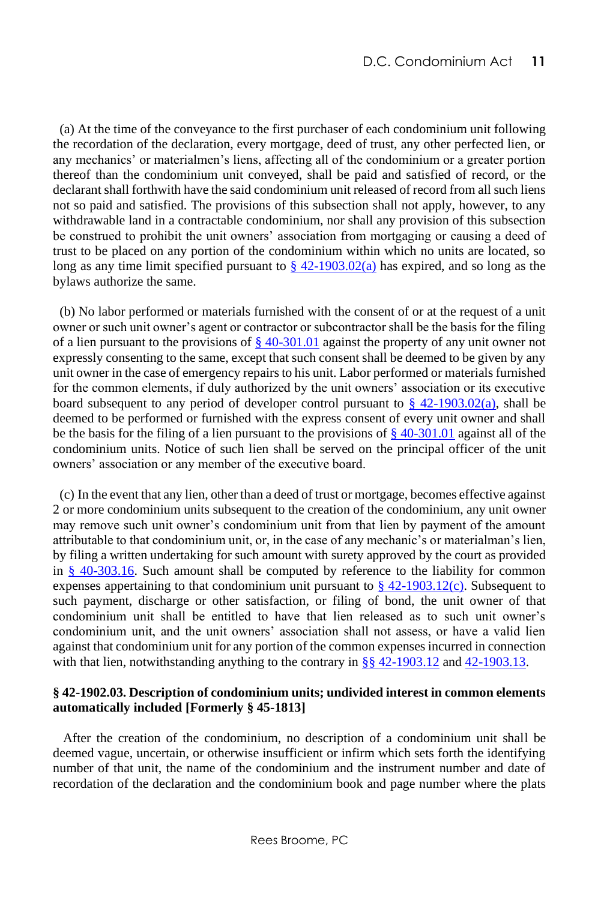(a) At the time of the conveyance to the first purchaser of each condominium unit following the recordation of the declaration, every mortgage, deed of trust, any other perfected lien, or any mechanics' or materialmen's liens, affecting all of the condominium or a greater portion thereof than the condominium unit conveyed, shall be paid and satisfied of record, or the declarant shall forthwith have the said condominium unit released of record from all such liens not so paid and satisfied. The provisions of this subsection shall not apply, however, to any withdrawable land in a contractable condominium, nor shall any provision of this subsection be construed to prohibit the unit owners' association from mortgaging or causing a deed of trust to be placed on any portion of the condominium within which no units are located, so long as any time limit specified pursuant to [§ 42-1903.02(a)](#) has expired, and so long as the bylaws authorize the same.

(b) No labor performed or materials furnished with the consent of or at the request of a unit owner or such unit owner's agent or contractor or subcontractor shall be the basis for the filing of a lien pursuant to the provisions of [§ 40-301.01](#) against the property of any unit owner not expressly consenting to the same, except that such consent shall be deemed to be given by any unit owner in the case of emergency repairs to his unit. Labor performed or materials furnished for the common elements, if duly authorized by the unit owners' association or its executive board subsequent to any period of developer control pursuant to [§ 42-1903.02(a)](#), shall be deemed to be performed or furnished with the express consent of every unit owner and shall be the basis for the filing of a lien pursuant to the provisions of [§ 40-301.01](#) against all of the condominium units. Notice of such lien shall be served on the principal officer of the unit owners' association or any member of the executive board.

(c) In the event that any lien, other than a deed of trust or mortgage, becomes effective against 2 or more condominium units subsequent to the creation of the condominium, any unit owner may remove such unit owner's condominium unit from that lien by payment of the amount attributable to that condominium unit, or, in the case of any mechanic's or materialman's lien, by filing a written undertaking for such amount with surety approved by the court as provided in [§ 40-303.16](#). Such amount shall be computed by reference to the liability for common expenses appertaining to that condominium unit pursuant to [§ 42-1903.12(c)](#). Subsequent to such payment, discharge or other satisfaction, or filing of bond, the unit owner of that condominium unit shall be entitled to have that lien released as to such unit owner's condominium unit, and the unit owners' association shall not assess, or have a valid lien against that condominium unit for any portion of the common expenses incurred in connection with that lien, notwithstanding anything to the contrary in [§§ 42-1903.12](#) and [42-1903.13](#).

**§ 42-1902.03. Description of condominium units; undivided interest in common elements automatically included [Formerly § 45-1813]**

After the creation of the condominium, no description of a condominium unit shall be deemed vague, uncertain, or otherwise insufficient or infirm which sets forth the identifying number of that unit, the name of the condominium and the instrument number and date of recordation of the declaration and the condominium book and page number where the plats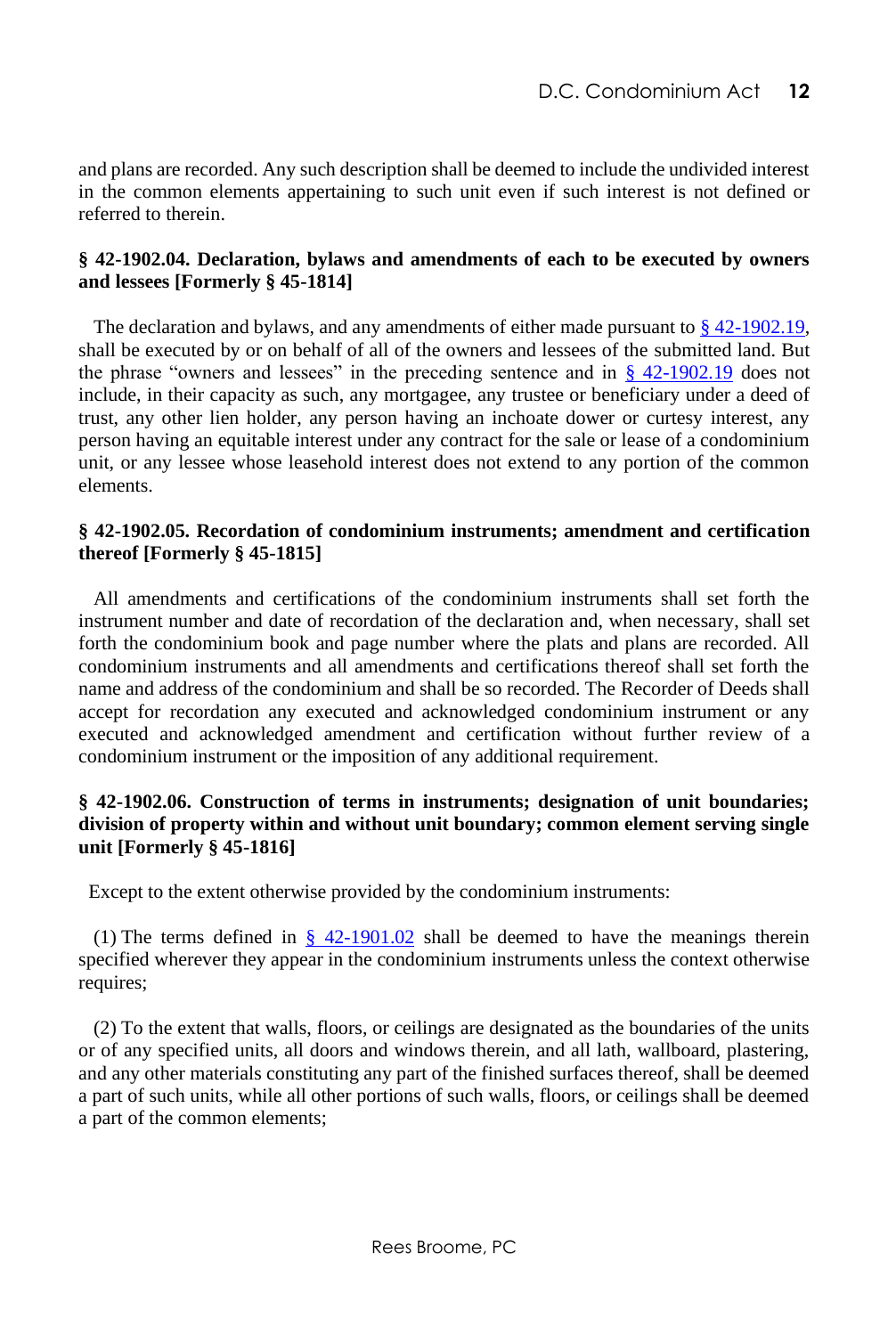and plans are recorded. Any such description shall be deemed to include the undivided interest in the common elements appertaining to such unit even if such interest is not defined or referred to therein.

### § 42-1902.04. Declaration, bylaws and amendments of each to be executed by owners and lessees [Formerly § 45-1814]

The declaration and bylaws, and any amendments of either made pursuant to § 42-1902.19, shall be executed by or on behalf of all of the owners and lessees of the submitted land. But the phrase "owners and lessees" in the preceding sentence and in § 42-1902.19 does not include, in their capacity as such, any mortgagee, any trustee or beneficiary under a deed of trust, any other lien holder, any person having an inchoate dower or curtesy interest, any person having an equitable interest under any contract for the sale or lease of a condominium unit, or any lessee whose leasehold interest does not extend to any portion of the common elements.

### § 42-1902.05. Recordation of condominium instruments; amendment and certification thereof [Formerly § 45-1815]

All amendments and certifications of the condominium instruments shall set forth the instrument number and date of recordation of the declaration and, when necessary, shall set forth the condominium book and page number where the plats and plans are recorded. All condominium instruments and all amendments and certifications thereof shall set forth the name and address of the condominium and shall be so recorded. The Recorder of Deeds shall accept for recordation any executed and acknowledged condominium instrument or any executed and acknowledged amendment and certification without further review of a condominium instrument or the imposition of any additional requirement.

### § 42-1902.06. Construction of terms in instruments; designation of unit boundaries; division of property within and without unit boundary; common element serving single unit [Formerly § 45-1816]

Except to the extent otherwise provided by the condominium instruments:

(1) The terms defined in § 42-1901.02 shall be deemed to have the meanings therein specified wherever they appear in the condominium instruments unless the context otherwise requires;

(2) To the extent that walls, floors, or ceilings are designated as the boundaries of the units or of any specified units, all doors and windows therein, and all lath, wallboard, plastering, and any other materials constituting any part of the finished surfaces thereof, shall be deemed a part of such units, while all other portions of such walls, floors, or ceilings shall be deemed a part of the common elements;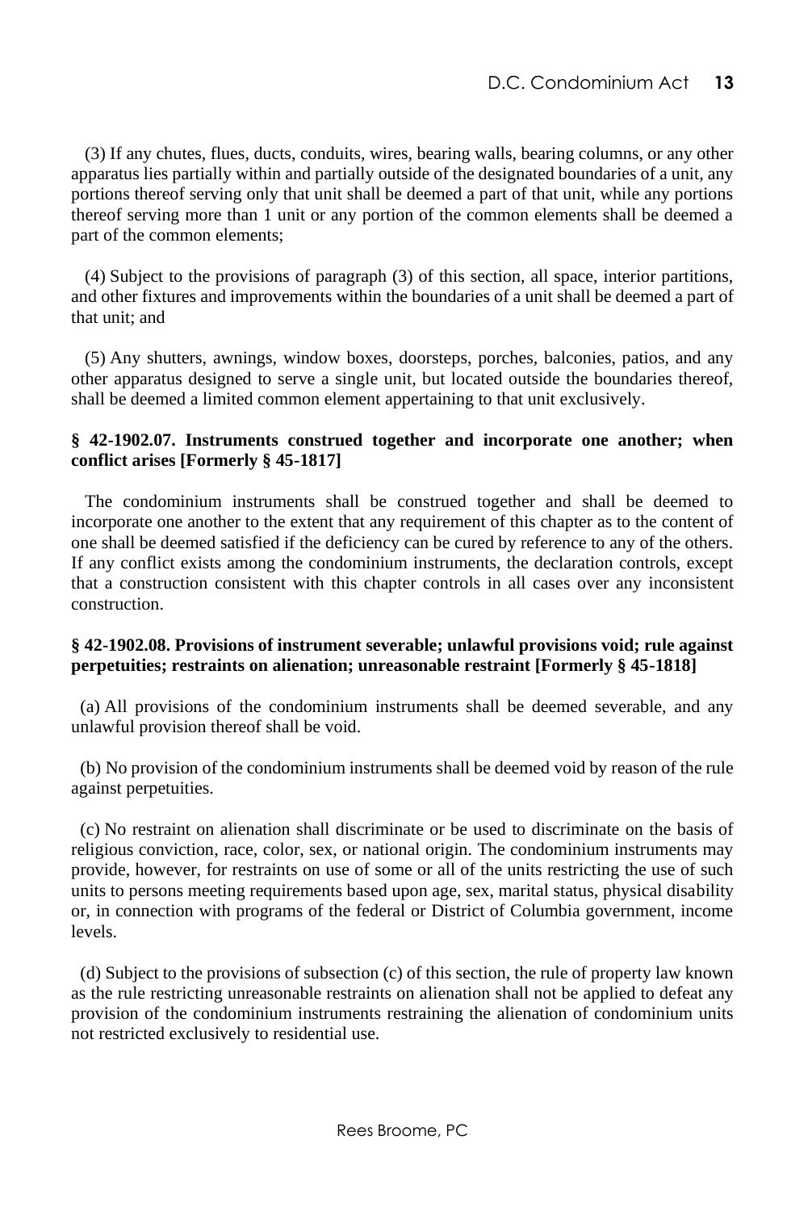(3) If any chutes, flues, ducts, conduits, wires, bearing walls, bearing columns, or any other apparatus lies partially within and partially outside of the designated boundaries of a unit, any portions thereof serving only that unit shall be deemed a part of that unit, while any portions thereof serving more than 1 unit or any portion of the common elements shall be deemed a part of the common elements;

(4) Subject to the provisions of paragraph (3) of this section, all space, interior partitions, and other fixtures and improvements within the boundaries of a unit shall be deemed a part of that unit; and

(5) Any shutters, awnings, window boxes, doorsteps, porches, balconies, patios, and any other apparatus designed to serve a single unit, but located outside the boundaries thereof, shall be deemed a limited common element appertaining to that unit exclusively.

### § 42-1902.07. Instruments construed together and incorporate one another; when conflict arises [Formerly § 45-1817]

The condominium instruments shall be construed together and shall be deemed to incorporate one another to the extent that any requirement of this chapter as to the content of one shall be deemed satisfied if the deficiency can be cured by reference to any of the others. If any conflict exists among the condominium instruments, the declaration controls, except that a construction consistent with this chapter controls in all cases over any inconsistent construction.

### § 42-1902.08. Provisions of instrument severable; unlawful provisions void; rule against perpetuities; restraints on alienation; unreasonable restraint [Formerly § 45-1818]

(a) All provisions of the condominium instruments shall be deemed severable, and any unlawful provision thereof shall be void.

(b) No provision of the condominium instruments shall be deemed void by reason of the rule against perpetuities.

(c) No restraint on alienation shall discriminate or be used to discriminate on the basis of religious conviction, race, color, sex, or national origin. The condominium instruments may provide, however, for restraints on use of some or all of the units restricting the use of such units to persons meeting requirements based upon age, sex, marital status, physical disability or, in connection with programs of the federal or District of Columbia government, income levels.

(d) Subject to the provisions of subsection (c) of this section, the rule of property law known as the rule restricting unreasonable restraints on alienation shall not be applied to defeat any provision of the condominium instruments restraining the alienation of condominium units not restricted exclusively to residential use.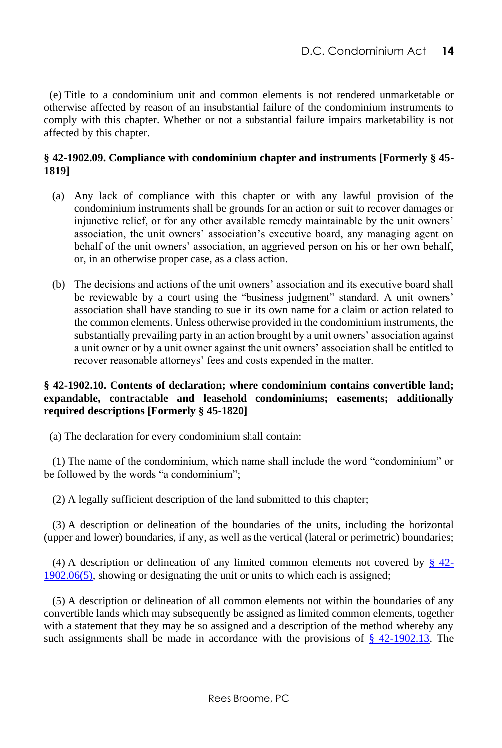(e) Title to a condominium unit and common elements is not rendered unmarketable or otherwise affected by reason of an insubstantial failure of the condominium instruments to comply with this chapter. Whether or not a substantial failure impairs marketability is not affected by this chapter.

### § 42-1902.09. Compliance with condominium chapter and instruments [Formerly § 45-1819]

(a) Any lack of compliance with this chapter or with any lawful provision of the condominium instruments shall be grounds for an action or suit to recover damages or injunctive relief, or for any other available remedy maintainable by the unit owners' association, the unit owners' association's executive board, any managing agent on behalf of the unit owners' association, an aggrieved person on his or her own behalf, or, in an otherwise proper case, as a class action.

(b) The decisions and actions of the unit owners' association and its executive board shall be reviewable by a court using the "business judgment" standard. A unit owners' association shall have standing to sue in its own name for a claim or action related to the common elements. Unless otherwise provided in the condominium instruments, the substantially prevailing party in an action brought by a unit owners' association against a unit owner or by a unit owner against the unit owners' association shall be entitled to recover reasonable attorneys' fees and costs expended in the matter.

### § 42-1902.10. Contents of declaration; where condominium contains convertible land; expandable, contractable and leasehold condominiums; easements; additionally required descriptions [Formerly § 45-1820]

(a) The declaration for every condominium shall contain:

(1) The name of the condominium, which name shall include the word "condominium" or be followed by the words "a condominium";

(2) A legally sufficient description of the land submitted to this chapter;

(3) A description or delineation of the boundaries of the units, including the horizontal (upper and lower) boundaries, if any, as well as the vertical (lateral or perimetric) boundaries;

(4) A description or delineation of any limited common elements not covered by § 42-1902.06(5), showing or designating the unit or units to which each is assigned;

(5) A description or delineation of all common elements not within the boundaries of any convertible lands which may subsequently be assigned as limited common elements, together with a statement that they may be so assigned and a description of the method whereby any such assignments shall be made in accordance with the provisions of § 42-1902.13. The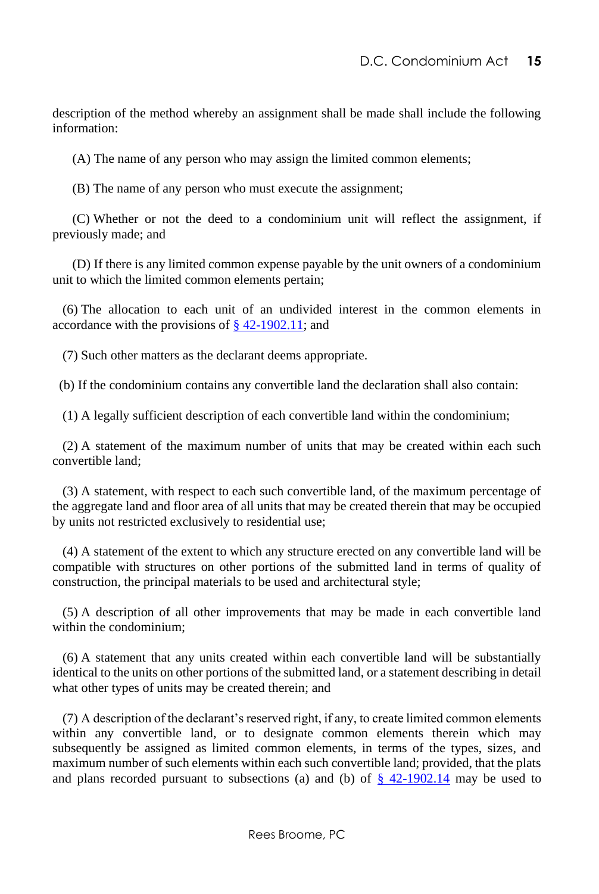description of the method whereby an assignment shall be made shall include the following information:

(A) The name of any person who may assign the limited common elements;

(B) The name of any person who must execute the assignment;

(C) Whether or not the deed to a condominium unit will reflect the assignment, if previously made; and

(D) If there is any limited common expense payable by the unit owners of a condominium unit to which the limited common elements pertain;

(6) The allocation to each unit of an undivided interest in the common elements in accordance with the provisions of [§ 42-1902.11](); and

(7) Such other matters as the declarant deems appropriate.

(b) If the condominium contains any convertible land the declaration shall also contain:

(1) A legally sufficient description of each convertible land within the condominium;

(2) A statement of the maximum number of units that may be created within each such convertible land;

(3) A statement, with respect to each such convertible land, of the maximum percentage of the aggregate land and floor area of all units that may be created therein that may be occupied by units not restricted exclusively to residential use;

(4) A statement of the extent to which any structure erected on any convertible land will be compatible with structures on other portions of the submitted land in terms of quality of construction, the principal materials to be used and architectural style;

(5) A description of all other improvements that may be made in each convertible land within the condominium;

(6) A statement that any units created within each convertible land will be substantially identical to the units on other portions of the submitted land, or a statement describing in detail what other types of units may be created therein; and

(7) A description of the declarant's reserved right, if any, to create limited common elements within any convertible land, or to designate common elements therein which may subsequently be assigned as limited common elements, in terms of the types, sizes, and maximum number of such elements within each such convertible land; provided, that the plats and plans recorded pursuant to subsections (a) and (b) of [§ 42-1902.14]() may be used to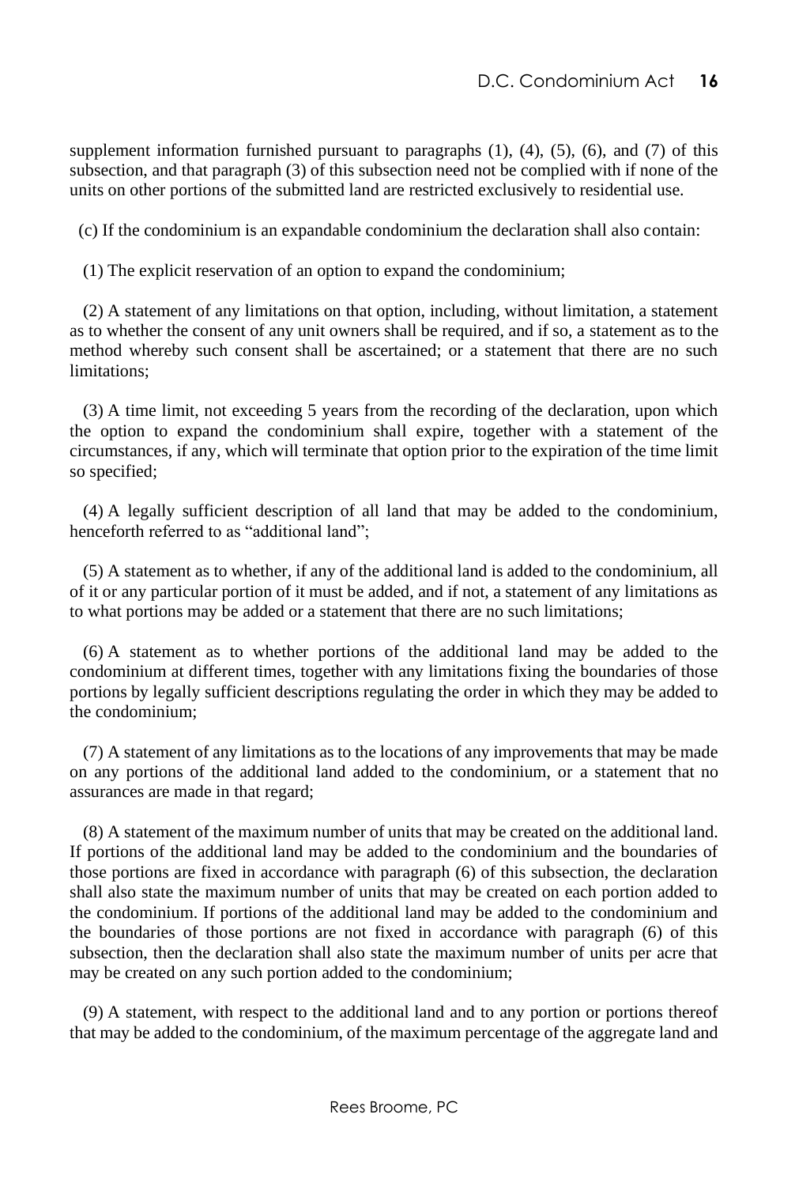supplement information furnished pursuant to paragraphs (1), (4), (5), (6), and (7) of this subsection, and that paragraph (3) of this subsection need not be complied with if none of the units on other portions of the submitted land are restricted exclusively to residential use.

(c) If the condominium is an expandable condominium the declaration shall also contain:

(1) The explicit reservation of an option to expand the condominium;

(2) A statement of any limitations on that option, including, without limitation, a statement as to whether the consent of any unit owners shall be required, and if so, a statement as to the method whereby such consent shall be ascertained; or a statement that there are no such limitations;

(3) A time limit, not exceeding 5 years from the recording of the declaration, upon which the option to expand the condominium shall expire, together with a statement of the circumstances, if any, which will terminate that option prior to the expiration of the time limit so specified;

(4) A legally sufficient description of all land that may be added to the condominium, henceforth referred to as "additional land";

(5) A statement as to whether, if any of the additional land is added to the condominium, all of it or any particular portion of it must be added, and if not, a statement of any limitations as to what portions may be added or a statement that there are no such limitations;

(6) A statement as to whether portions of the additional land may be added to the condominium at different times, together with any limitations fixing the boundaries of those portions by legally sufficient descriptions regulating the order in which they may be added to the condominium;

(7) A statement of any limitations as to the locations of any improvements that may be made on any portions of the additional land added to the condominium, or a statement that no assurances are made in that regard;

(8) A statement of the maximum number of units that may be created on the additional land. If portions of the additional land may be added to the condominium and the boundaries of those portions are fixed in accordance with paragraph (6) of this subsection, the declaration shall also state the maximum number of units that may be created on each portion added to the condominium. If portions of the additional land may be added to the condominium and the boundaries of those portions are not fixed in accordance with paragraph (6) of this subsection, then the declaration shall also state the maximum number of units per acre that may be created on any such portion added to the condominium;

(9) A statement, with respect to the additional land and to any portion or portions thereof that may be added to the condominium, of the maximum percentage of the aggregate land and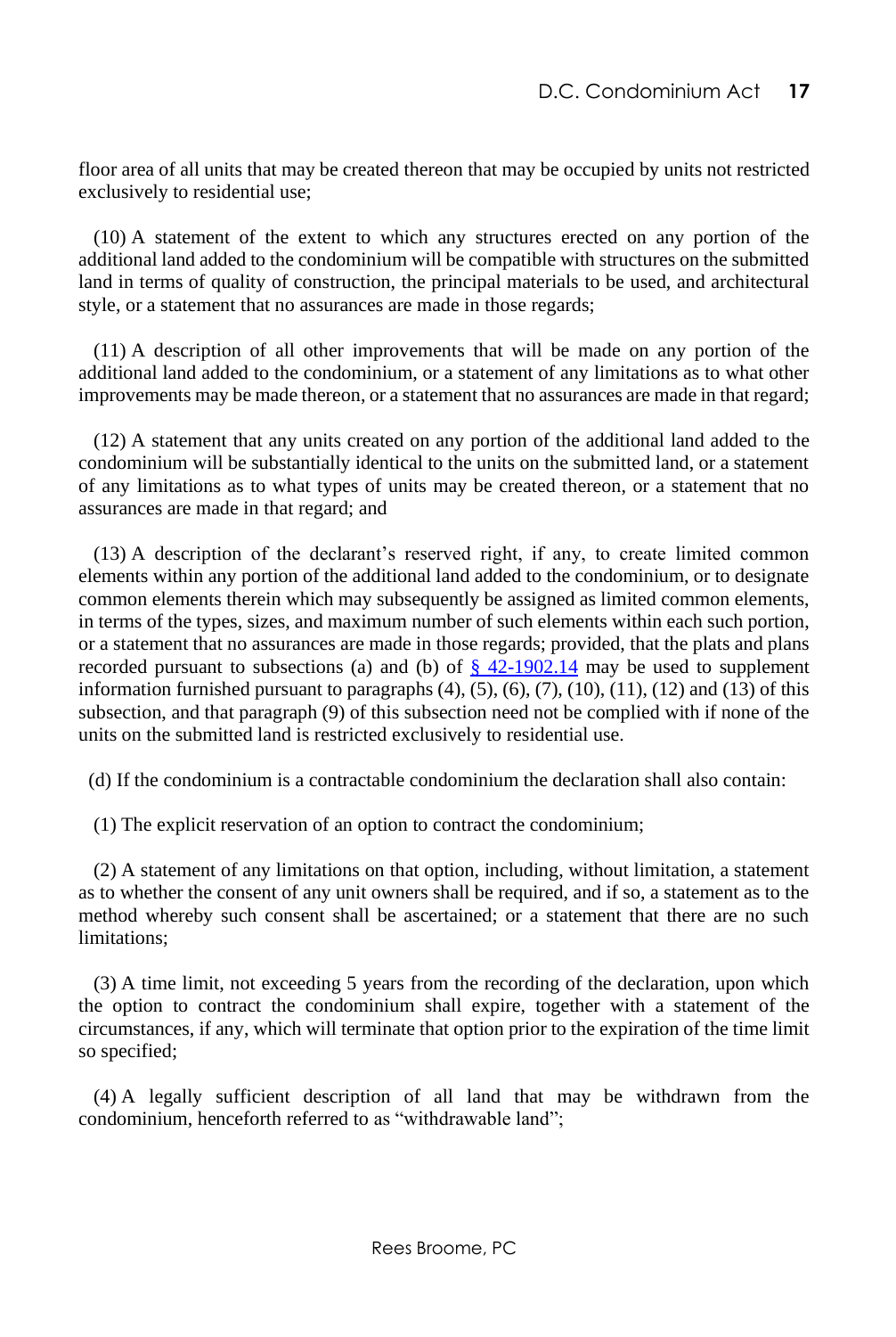floor area of all units that may be created thereon that may be occupied by units not restricted exclusively to residential use;

(10) A statement of the extent to which any structures erected on any portion of the additional land added to the condominium will be compatible with structures on the submitted land in terms of quality of construction, the principal materials to be used, and architectural style, or a statement that no assurances are made in those regards;

(11) A description of all other improvements that will be made on any portion of the additional land added to the condominium, or a statement of any limitations as to what other improvements may be made thereon, or a statement that no assurances are made in that regard;

(12) A statement that any units created on any portion of the additional land added to the condominium will be substantially identical to the units on the submitted land, or a statement of any limitations as to what types of units may be created thereon, or a statement that no assurances are made in that regard; and

(13) A description of the declarant's reserved right, if any, to create limited common elements within any portion of the additional land added to the condominium, or to designate common elements therein which may subsequently be assigned as limited common elements, in terms of the types, sizes, and maximum number of such elements within each such portion, or a statement that no assurances are made in those regards; provided, that the plats and plans recorded pursuant to subsections (a) and (b) of § 42-1902.14 may be used to supplement information furnished pursuant to paragraphs (4), (5), (6), (7), (10), (11), (12) and (13) of this subsection, and that paragraph (9) of this subsection need not be complied with if none of the units on the submitted land is restricted exclusively to residential use.

(d) If the condominium is a contractable condominium the declaration shall also contain:

(1) The explicit reservation of an option to contract the condominium;

(2) A statement of any limitations on that option, including, without limitation, a statement as to whether the consent of any unit owners shall be required, and if so, a statement as to the method whereby such consent shall be ascertained; or a statement that there are no such limitations;

(3) A time limit, not exceeding 5 years from the recording of the declaration, upon which the option to contract the condominium shall expire, together with a statement of the circumstances, if any, which will terminate that option prior to the expiration of the time limit so specified;

(4) A legally sufficient description of all land that may be withdrawn from the condominium, henceforth referred to as "withdrawable land";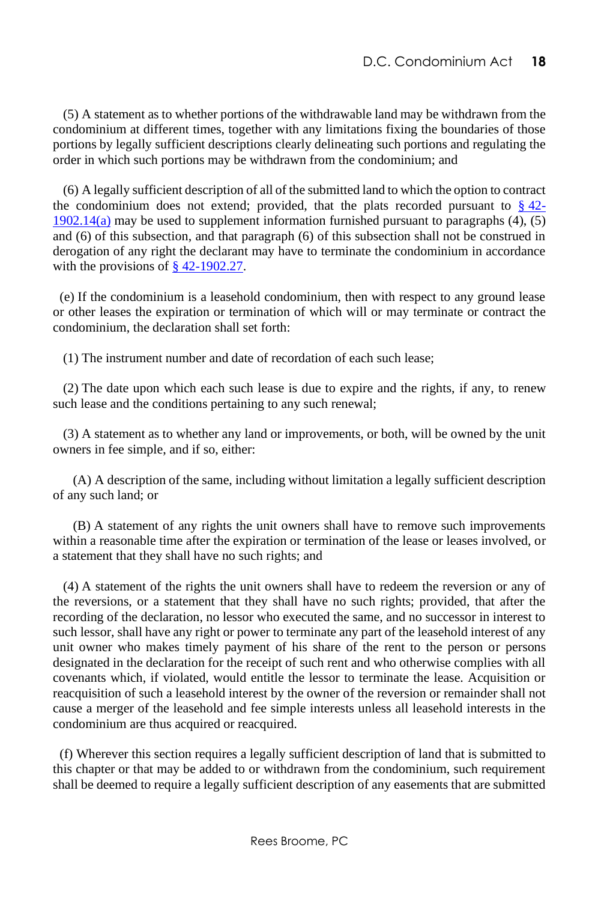(5) A statement as to whether portions of the withdrawable land may be withdrawn from the condominium at different times, together with any limitations fixing the boundaries of those portions by legally sufficient descriptions clearly delineating such portions and regulating the order in which such portions may be withdrawn from the condominium; and

(6) A legally sufficient description of all of the submitted land to which the option to contract the condominium does not extend; provided, that the plats recorded pursuant to § 42-1902.14(a) may be used to supplement information furnished pursuant to paragraphs (4), (5) and (6) of this subsection, and that paragraph (6) of this subsection shall not be construed in derogation of any right the declarant may have to terminate the condominium in accordance with the provisions of § 42-1902.27.

(e) If the condominium is a leasehold condominium, then with respect to any ground lease or other leases the expiration or termination of which will or may terminate or contract the condominium, the declaration shall set forth:

(1) The instrument number and date of recordation of each such lease;

(2) The date upon which each such lease is due to expire and the rights, if any, to renew such lease and the conditions pertaining to any such renewal;

(3) A statement as to whether any land or improvements, or both, will be owned by the unit owners in fee simple, and if so, either:

(A) A description of the same, including without limitation a legally sufficient description of any such land; or

(B) A statement of any rights the unit owners shall have to remove such improvements within a reasonable time after the expiration or termination of the lease or leases involved, or a statement that they shall have no such rights; and

(4) A statement of the rights the unit owners shall have to redeem the reversion or any of the reversions, or a statement that they shall have no such rights; provided, that after the recording of the declaration, no lessor who executed the same, and no successor in interest to such lessor, shall have any right or power to terminate any part of the leasehold interest of any unit owner who makes timely payment of his share of the rent to the person or persons designated in the declaration for the receipt of such rent and who otherwise complies with all covenants which, if violated, would entitle the lessor to terminate the lease. Acquisition or reacquisition of such a leasehold interest by the owner of the reversion or remainder shall not cause a merger of the leasehold and fee simple interests unless all leasehold interests in the condominium are thus acquired or reacquired.

(f) Wherever this section requires a legally sufficient description of land that is submitted to this chapter or that may be added to or withdrawn from the condominium, such requirement shall be deemed to require a legally sufficient description of any easements that are submitted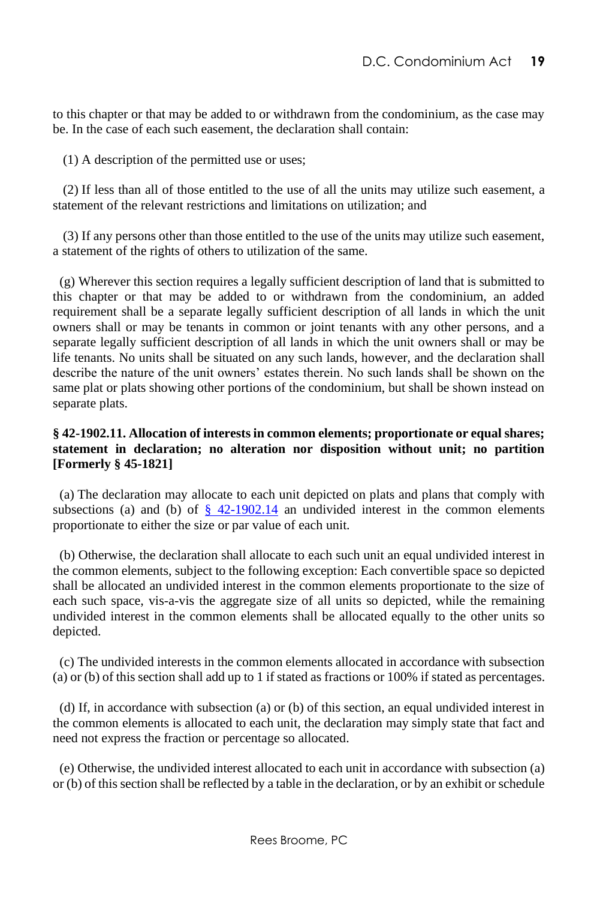to this chapter or that may be added to or withdrawn from the condominium, as the case may be. In the case of each such easement, the declaration shall contain:

(1) A description of the permitted use or uses;

(2) If less than all of those entitled to the use of all the units may utilize such easement, a statement of the relevant restrictions and limitations on utilization; and

(3) If any persons other than those entitled to the use of the units may utilize such easement, a statement of the rights of others to utilization of the same.

(g) Wherever this section requires a legally sufficient description of land that is submitted to this chapter or that may be added to or withdrawn from the condominium, an added requirement shall be a separate legally sufficient description of all lands in which the unit owners shall or may be tenants in common or joint tenants with any other persons, and a separate legally sufficient description of all lands in which the unit owners shall or may be life tenants. No units shall be situated on any such lands, however, and the declaration shall describe the nature of the unit owners' estates therein. No such lands shall be shown on the same plat or plats showing other portions of the condominium, but shall be shown instead on separate plats.

**§ 42-1902.11. Allocation of interests in common elements; proportionate or equal shares; statement in declaration; no alteration nor disposition without unit; no partition [Formerly § 45-1821]**

(a) The declaration may allocate to each unit depicted on plats and plans that comply with subsections (a) and (b) of § 42-1902.14 an undivided interest in the common elements proportionate to either the size or par value of each unit.

(b) Otherwise, the declaration shall allocate to each such unit an equal undivided interest in the common elements, subject to the following exception: Each convertible space so depicted shall be allocated an undivided interest in the common elements proportionate to the size of each such space, vis-a-vis the aggregate size of all units so depicted, while the remaining undivided interest in the common elements shall be allocated equally to the other units so depicted.

(c) The undivided interests in the common elements allocated in accordance with subsection (a) or (b) of this section shall add up to 1 if stated as fractions or 100% if stated as percentages.

(d) If, in accordance with subsection (a) or (b) of this section, an equal undivided interest in the common elements is allocated to each unit, the declaration may simply state that fact and need not express the fraction or percentage so allocated.

(e) Otherwise, the undivided interest allocated to each unit in accordance with subsection (a) or (b) of this section shall be reflected by a table in the declaration, or by an exhibit or schedule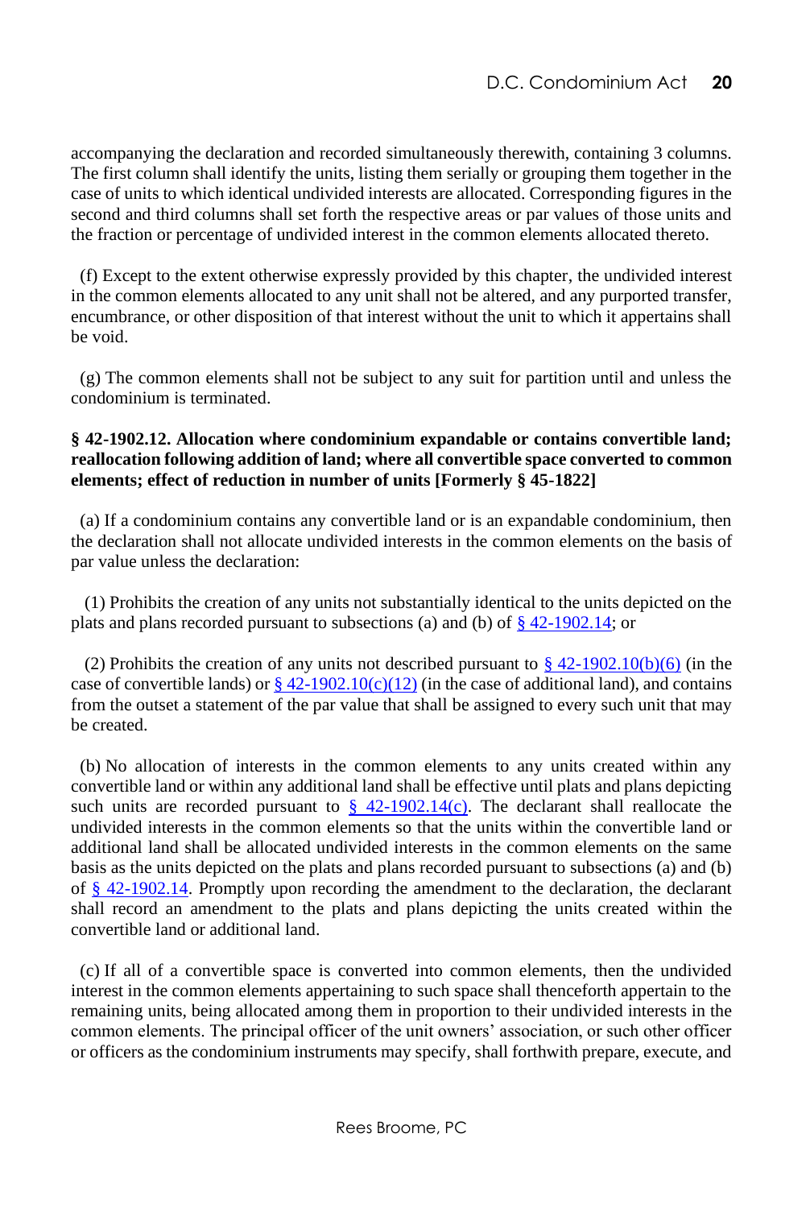accompanying the declaration and recorded simultaneously therewith, containing 3 columns. The first column shall identify the units, listing them serially or grouping them together in the case of units to which identical undivided interests are allocated. Corresponding figures in the second and third columns shall set forth the respective areas or par values of those units and the fraction or percentage of undivided interest in the common elements allocated thereto.

(f) Except to the extent otherwise expressly provided by this chapter, the undivided interest in the common elements allocated to any unit shall not be altered, and any purported transfer, encumbrance, or other disposition of that interest without the unit to which it appertains shall be void.

(g) The common elements shall not be subject to any suit for partition until and unless the condominium is terminated.

**§ 42-1902.12. Allocation where condominium expandable or contains convertible land; reallocation following addition of land; where all convertible space converted to common elements; effect of reduction in number of units [Formerly § 45-1822]**

(a) If a condominium contains any convertible land or is an expandable condominium, then the declaration shall not allocate undivided interests in the common elements on the basis of par value unless the declaration:

(1) Prohibits the creation of any units not substantially identical to the units depicted on the plats and plans recorded pursuant to subsections (a) and (b) of § 42-1902.14; or

(2) Prohibits the creation of any units not described pursuant to § 42-1902.10(b)(6) (in the case of convertible lands) or § 42-1902.10(c)(12) (in the case of additional land), and contains from the outset a statement of the par value that shall be assigned to every such unit that may be created.

(b) No allocation of interests in the common elements to any units created within any convertible land or within any additional land shall be effective until plats and plans depicting such units are recorded pursuant to § 42-1902.14(c). The declarant shall reallocate the undivided interests in the common elements so that the units within the convertible land or additional land shall be allocated undivided interests in the common elements on the same basis as the units depicted on the plats and plans recorded pursuant to subsections (a) and (b) of § 42-1902.14. Promptly upon recording the amendment to the declaration, the declarant shall record an amendment to the plats and plans depicting the units created within the convertible land or additional land.

(c) If all of a convertible space is converted into common elements, then the undivided interest in the common elements appertaining to such space shall thenceforth appertain to the remaining units, being allocated among them in proportion to their undivided interests in the common elements. The principal officer of the unit owners' association, or such other officer or officers as the condominium instruments may specify, shall forthwith prepare, execute, and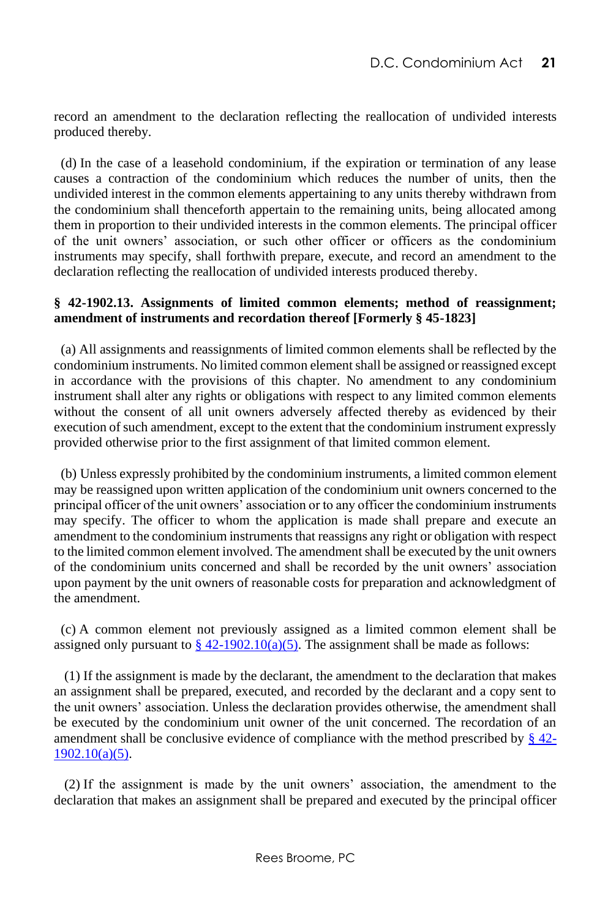record an amendment to the declaration reflecting the reallocation of undivided interests produced thereby.

(d) In the case of a leasehold condominium, if the expiration or termination of any lease causes a contraction of the condominium which reduces the number of units, then the undivided interest in the common elements appertaining to any units thereby withdrawn from the condominium shall thenceforth appertain to the remaining units, being allocated among them in proportion to their undivided interests in the common elements. The principal officer of the unit owners' association, or such other officer or officers as the condominium instruments may specify, shall forthwith prepare, execute, and record an amendment to the declaration reflecting the reallocation of undivided interests produced thereby.

**§ 42-1902.13. Assignments of limited common elements; method of reassignment; amendment of instruments and recordation thereof [Formerly § 45-1823]**

(a) All assignments and reassignments of limited common elements shall be reflected by the condominium instruments. No limited common element shall be assigned or reassigned except in accordance with the provisions of this chapter. No amendment to any condominium instrument shall alter any rights or obligations with respect to any limited common elements without the consent of all unit owners adversely affected thereby as evidenced by their execution of such amendment, except to the extent that the condominium instrument expressly provided otherwise prior to the first assignment of that limited common element.

(b) Unless expressly prohibited by the condominium instruments, a limited common element may be reassigned upon written application of the condominium unit owners concerned to the principal officer of the unit owners' association or to any officer the condominium instruments may specify. The officer to whom the application is made shall prepare and execute an amendment to the condominium instruments that reassigns any right or obligation with respect to the limited common element involved. The amendment shall be executed by the unit owners of the condominium units concerned and shall be recorded by the unit owners' association upon payment by the unit owners of reasonable costs for preparation and acknowledgment of the amendment.

(c) A common element not previously assigned as a limited common element shall be assigned only pursuant to § 42-1902.10(a)(5). The assignment shall be made as follows:

(1) If the assignment is made by the declarant, the amendment to the declaration that makes an assignment shall be prepared, executed, and recorded by the declarant and a copy sent to the unit owners' association. Unless the declaration provides otherwise, the amendment shall be executed by the condominium unit owner of the unit concerned. The recordation of an amendment shall be conclusive evidence of compliance with the method prescribed by § 42-1902.10(a)(5).

(2) If the assignment is made by the unit owners' association, the amendment to the declaration that makes an assignment shall be prepared and executed by the principal officer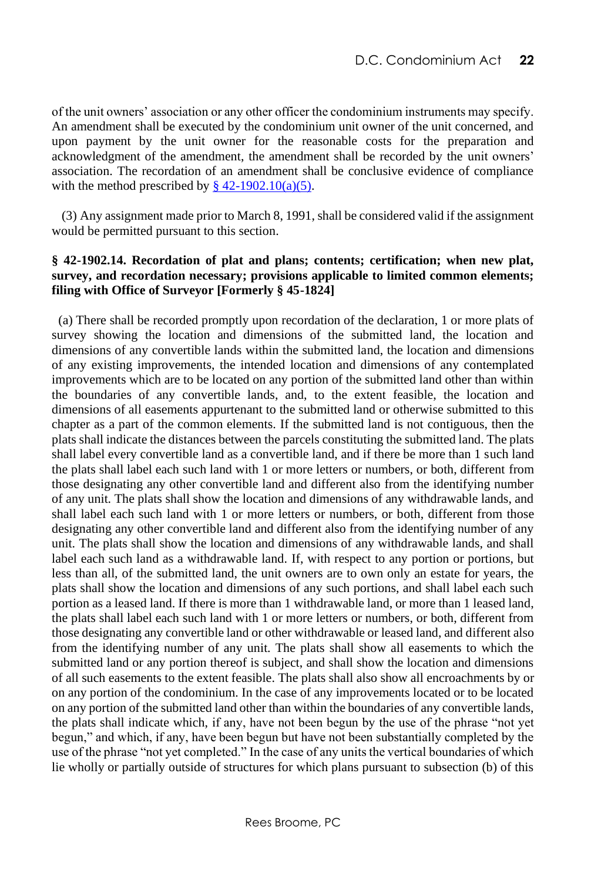of the unit owners' association or any other officer the condominium instruments may specify. An amendment shall be executed by the condominium unit owner of the unit concerned, and upon payment by the unit owner for the reasonable costs for the preparation and acknowledgment of the amendment, the amendment shall be recorded by the unit owners' association. The recordation of an amendment shall be conclusive evidence of compliance with the method prescribed by [§ 42-1902.10(a)(5)](#).

(3) Any assignment made prior to March 8, 1991, shall be considered valid if the assignment would be permitted pursuant to this section.

### § 42-1902.14. Recordation of plat and plans; contents; certification; when new plat, survey, and recordation necessary; provisions applicable to limited common elements; filing with Office of Surveyor [Formerly § 45-1824]

(a) There shall be recorded promptly upon recordation of the declaration, 1 or more plats of survey showing the location and dimensions of the submitted land, the location and dimensions of any convertible lands within the submitted land, the location and dimensions of any existing improvements, the intended location and dimensions of any contemplated improvements which are to be located on any portion of the submitted land other than within the boundaries of any convertible lands, and, to the extent feasible, the location and dimensions of all easements appurtenant to the submitted land or otherwise submitted to this chapter as a part of the common elements. If the submitted land is not contiguous, then the plats shall indicate the distances between the parcels constituting the submitted land. The plats shall label every convertible land as a convertible land, and if there be more than 1 such land the plats shall label each such land with 1 or more letters or numbers, or both, different from those designating any other convertible land and different also from the identifying number of any unit. The plats shall show the location and dimensions of any withdrawable lands, and shall label each such land with 1 or more letters or numbers, or both, different from those designating any other convertible land and different also from the identifying number of any unit. The plats shall show the location and dimensions of any withdrawable lands, and shall label each such land as a withdrawable land. If, with respect to any portion or portions, but less than all, of the submitted land, the unit owners are to own only an estate for years, the plats shall show the location and dimensions of any such portions, and shall label each such portion as a leased land. If there is more than 1 withdrawable land, or more than 1 leased land, the plats shall label each such land with 1 or more letters or numbers, or both, different from those designating any convertible land or other withdrawable or leased land, and different also from the identifying number of any unit. The plats shall show all easements to which the submitted land or any portion thereof is subject, and shall show the location and dimensions of all such easements to the extent feasible. The plats shall also show all encroachments by or on any portion of the condominium. In the case of any improvements located or to be located on any portion of the submitted land other than within the boundaries of any convertible lands, the plats shall indicate which, if any, have not been begun by the use of the phrase "not yet begun," and which, if any, have been begun but have not been substantially completed by the use of the phrase "not yet completed." In the case of any units the vertical boundaries of which lie wholly or partially outside of structures for which plans pursuant to subsection (b) of this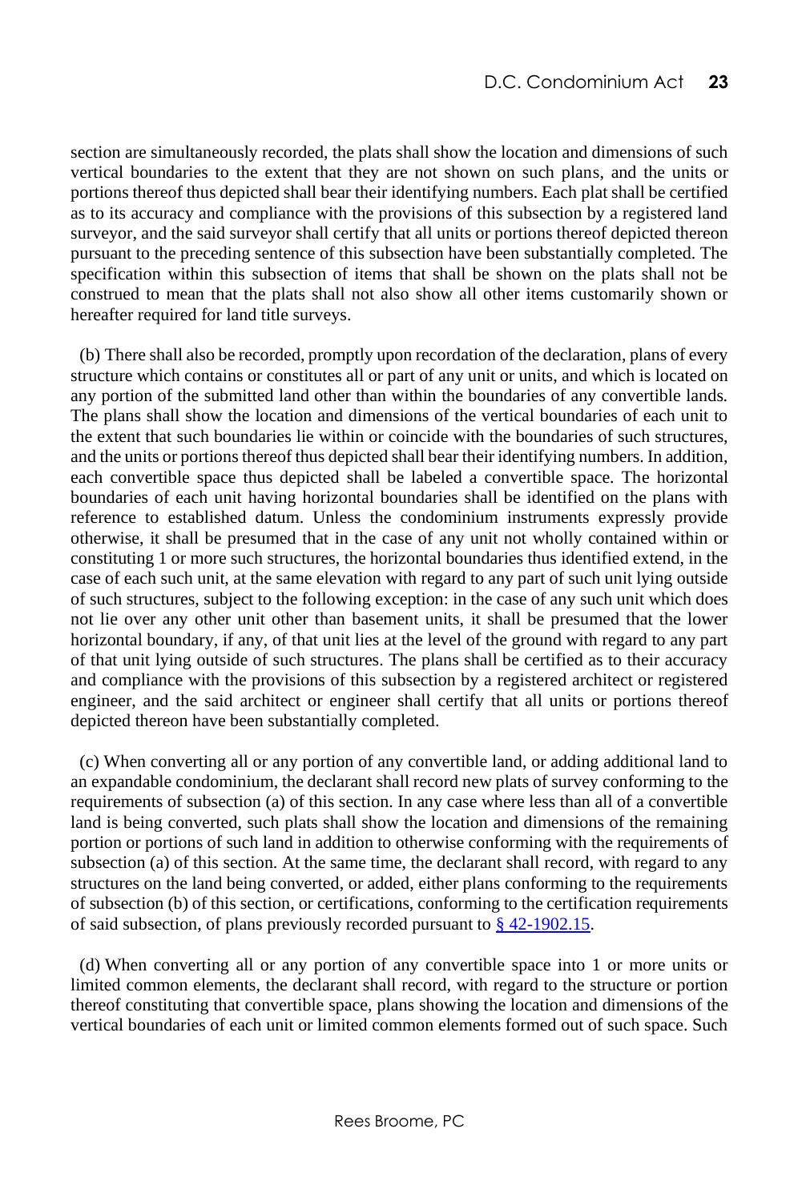section are simultaneously recorded, the plats shall show the location and dimensions of such vertical boundaries to the extent that they are not shown on such plans, and the units or portions thereof thus depicted shall bear their identifying numbers. Each plat shall be certified as to its accuracy and compliance with the provisions of this subsection by a registered land surveyor, and the said surveyor shall certify that all units or portions thereof depicted thereon pursuant to the preceding sentence of this subsection have been substantially completed. The specification within this subsection of items that shall be shown on the plats shall not be construed to mean that the plats shall not also show all other items customarily shown or hereafter required for land title surveys.

(b) There shall also be recorded, promptly upon recordation of the declaration, plans of every structure which contains or constitutes all or part of any unit or units, and which is located on any portion of the submitted land other than within the boundaries of any convertible lands. The plans shall show the location and dimensions of the vertical boundaries of each unit to the extent that such boundaries lie within or coincide with the boundaries of such structures, and the units or portions thereof thus depicted shall bear their identifying numbers. In addition, each convertible space thus depicted shall be labeled a convertible space. The horizontal boundaries of each unit having horizontal boundaries shall be identified on the plans with reference to established datum. Unless the condominium instruments expressly provide otherwise, it shall be presumed that in the case of any unit not wholly contained within or constituting 1 or more such structures, the horizontal boundaries thus identified extend, in the case of each such unit, at the same elevation with regard to any part of such unit lying outside of such structures, subject to the following exception: in the case of any such unit which does not lie over any other unit other than basement units, it shall be presumed that the lower horizontal boundary, if any, of that unit lies at the level of the ground with regard to any part of that unit lying outside of such structures. The plans shall be certified as to their accuracy and compliance with the provisions of this subsection by a registered architect or registered engineer, and the said architect or engineer shall certify that all units or portions thereof depicted thereon have been substantially completed.

(c) When converting all or any portion of any convertible land, or adding additional land to an expandable condominium, the declarant shall record new plats of survey conforming to the requirements of subsection (a) of this section. In any case where less than all of a convertible land is being converted, such plats shall show the location and dimensions of the remaining portion or portions of such land in addition to otherwise conforming with the requirements of subsection (a) of this section. At the same time, the declarant shall record, with regard to any structures on the land being converted, or added, either plans conforming to the requirements of subsection (b) of this section, or certifications, conforming to the certification requirements of said subsection, of plans previously recorded pursuant to § 42-1902.15.

(d) When converting all or any portion of any convertible space into 1 or more units or limited common elements, the declarant shall record, with regard to the structure or portion thereof constituting that convertible space, plans showing the location and dimensions of the vertical boundaries of each unit or limited common elements formed out of such space. Such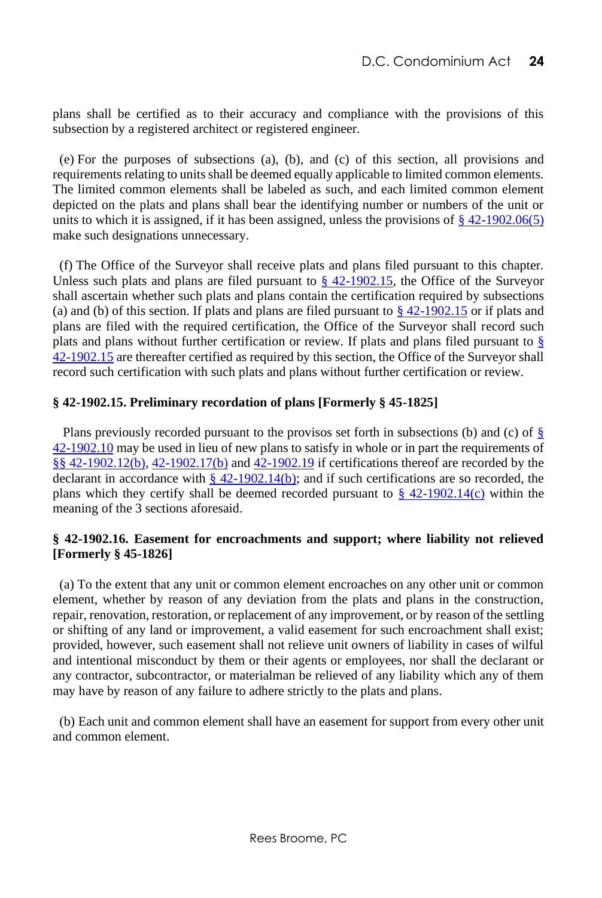plans shall be certified as to their accuracy and compliance with the provisions of this subsection by a registered architect or registered engineer.

(e) For the purposes of subsections (a), (b), and (c) of this section, all provisions and requirements relating to units shall be deemed equally applicable to limited common elements. The limited common elements shall be labeled as such, and each limited common element depicted on the plats and plans shall bear the identifying number or numbers of the unit or units to which it is assigned, if it has been assigned, unless the provisions of § 42-1902.06(5) make such designations unnecessary.

(f) The Office of the Surveyor shall receive plats and plans filed pursuant to this chapter. Unless such plats and plans are filed pursuant to § 42-1902.15, the Office of the Surveyor shall ascertain whether such plats and plans contain the certification required by subsections (a) and (b) of this section. If plats and plans are filed pursuant to § 42-1902.15 or if plats and plans are filed with the required certification, the Office of the Surveyor shall record such plats and plans without further certification or review. If plats and plans filed pursuant to § 42-1902.15 are thereafter certified as required by this section, the Office of the Surveyor shall record such certification with such plats and plans without further certification or review.

**§ 42-1902.15. Preliminary recordation of plans [Formerly § 45-1825]**

Plans previously recorded pursuant to the provisos set forth in subsections (b) and (c) of § 42-1902.10 may be used in lieu of new plans to satisfy in whole or in part the requirements of §§ 42-1902.12(b), 42-1902.17(b) and 42-1902.19 if certifications thereof are recorded by the declarant in accordance with § 42-1902.14(b); and if such certifications are so recorded, the plans which they certify shall be deemed recorded pursuant to § 42-1902.14(c) within the meaning of the 3 sections aforesaid.

**§ 42-1902.16. Easement for encroachments and support; where liability not relieved [Formerly § 45-1826]**

(a) To the extent that any unit or common element encroaches on any other unit or common element, whether by reason of any deviation from the plats and plans in the construction, repair, renovation, restoration, or replacement of any improvement, or by reason of the settling or shifting of any land or improvement, a valid easement for such encroachment shall exist; provided, however, such easement shall not relieve unit owners of liability in cases of wilful and intentional misconduct by them or their agents or employees, nor shall the declarant or any contractor, subcontractor, or materialman be relieved of any liability which any of them may have by reason of any failure to adhere strictly to the plats and plans.

(b) Each unit and common element shall have an easement for support from every other unit and common element.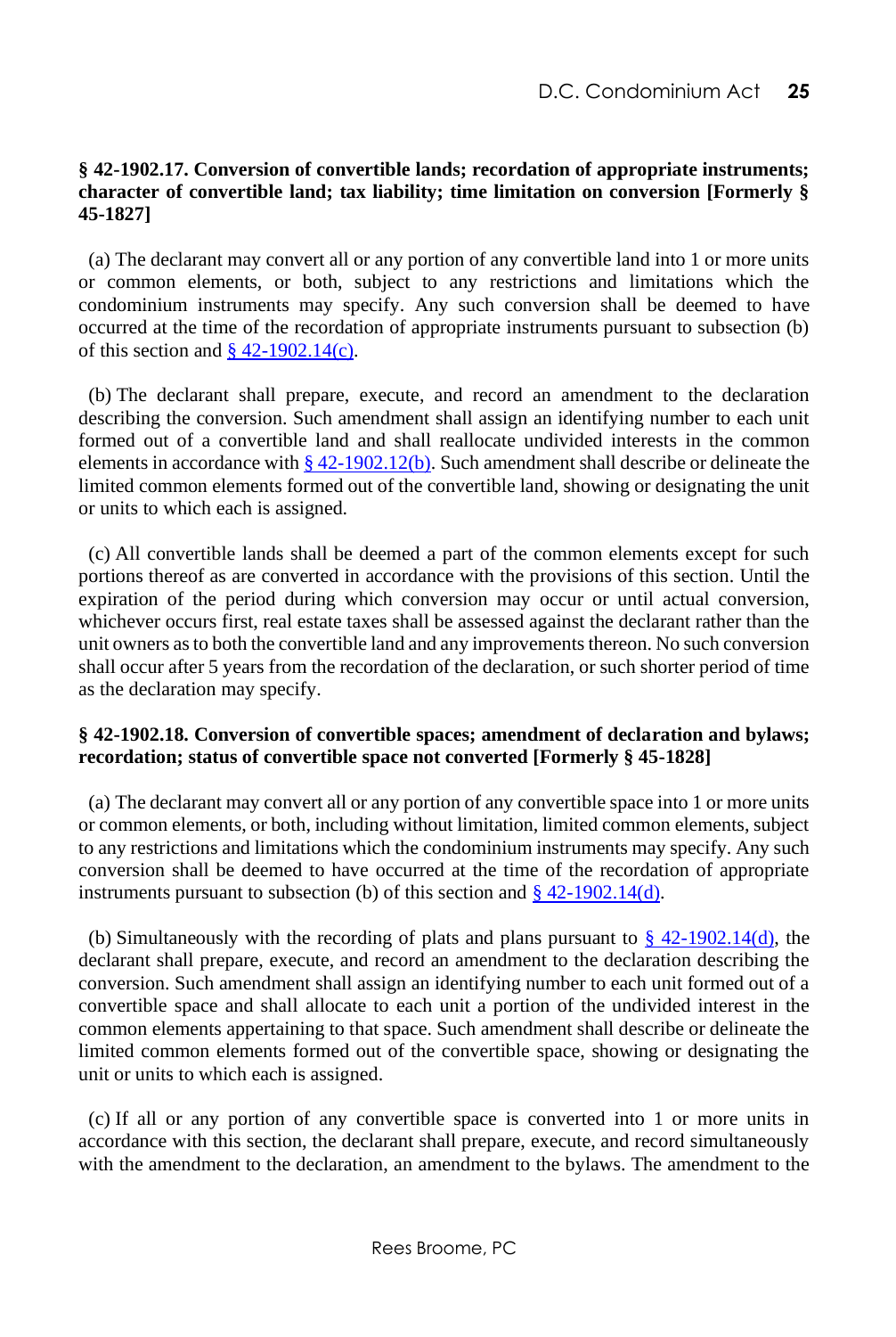### § 42-1902.17. Conversion of convertible lands; recordation of appropriate instruments; character of convertible land; tax liability; time limitation on conversion [Formerly § 45-1827]

(a) The declarant may convert all or any portion of any convertible land into 1 or more units or common elements, or both, subject to any restrictions and limitations which the condominium instruments may specify. Any such conversion shall be deemed to have occurred at the time of the recordation of appropriate instruments pursuant to subsection (b) of this section and § 42-1902.14(c).

(b) The declarant shall prepare, execute, and record an amendment to the declaration describing the conversion. Such amendment shall assign an identifying number to each unit formed out of a convertible land and shall reallocate undivided interests in the common elements in accordance with § 42-1902.12(b). Such amendment shall describe or delineate the limited common elements formed out of the convertible land, showing or designating the unit or units to which each is assigned.

(c) All convertible lands shall be deemed a part of the common elements except for such portions thereof as are converted in accordance with the provisions of this section. Until the expiration of the period during which conversion may occur or until actual conversion, whichever occurs first, real estate taxes shall be assessed against the declarant rather than the unit owners as to both the convertible land and any improvements thereon. No such conversion shall occur after 5 years from the recordation of the declaration, or such shorter period of time as the declaration may specify.

### § 42-1902.18. Conversion of convertible spaces; amendment of declaration and bylaws; recordation; status of convertible space not converted [Formerly § 45-1828]

(a) The declarant may convert all or any portion of any convertible space into 1 or more units or common elements, or both, including without limitation, limited common elements, subject to any restrictions and limitations which the condominium instruments may specify. Any such conversion shall be deemed to have occurred at the time of the recordation of appropriate instruments pursuant to subsection (b) of this section and § 42-1902.14(d).

(b) Simultaneously with the recording of plats and plans pursuant to § 42-1902.14(d), the declarant shall prepare, execute, and record an amendment to the declaration describing the conversion. Such amendment shall assign an identifying number to each unit formed out of a convertible space and shall allocate to each unit a portion of the undivided interest in the common elements appertaining to that space. Such amendment shall describe or delineate the limited common elements formed out of the convertible space, showing or designating the unit or units to which each is assigned.

(c) If all or any portion of any convertible space is converted into 1 or more units in accordance with this section, the declarant shall prepare, execute, and record simultaneously with the amendment to the declaration, an amendment to the bylaws. The amendment to the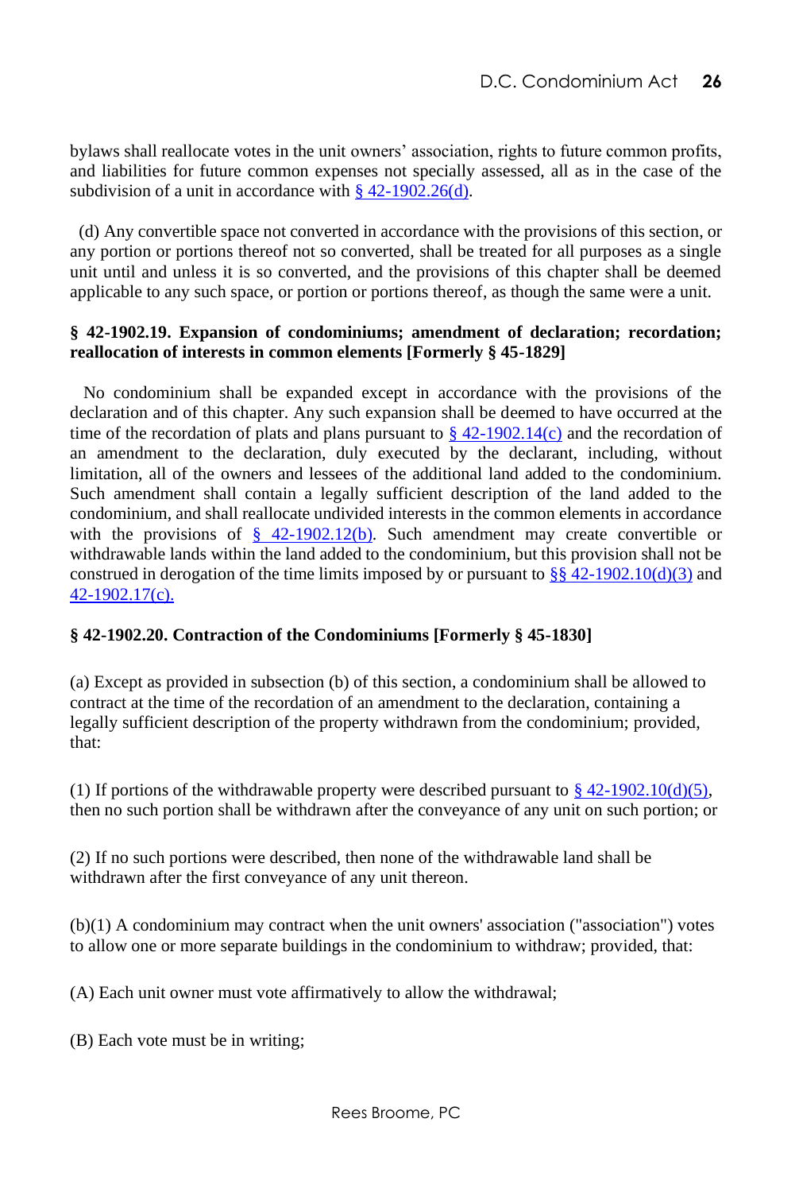bylaws shall reallocate votes in the unit owners' association, rights to future common profits, and liabilities for future common expenses not specially assessed, all as in the case of the subdivision of a unit in accordance with § 42-1902.26(d).

(d) Any convertible space not converted in accordance with the provisions of this section, or any portion or portions thereof not so converted, shall be treated for all purposes as a single unit until and unless it is so converted, and the provisions of this chapter shall be deemed applicable to any such space, or portion or portions thereof, as though the same were a unit.

**§ 42-1902.19. Expansion of condominiums; amendment of declaration; recordation; reallocation of interests in common elements [Formerly § 45-1829]**

No condominium shall be expanded except in accordance with the provisions of the declaration and of this chapter. Any such expansion shall be deemed to have occurred at the time of the recordation of plats and plans pursuant to § 42-1902.14(c) and the recordation of an amendment to the declaration, duly executed by the declarant, including, without limitation, all of the owners and lessees of the additional land added to the condominium. Such amendment shall contain a legally sufficient description of the land added to the condominium, and shall reallocate undivided interests in the common elements in accordance with the provisions of § 42-1902.12(b). Such amendment may create convertible or withdrawable lands within the land added to the condominium, but this provision shall not be construed in derogation of the time limits imposed by or pursuant to §§ 42-1902.10(d)(3) and 42-1902.17(c).

**§ 42-1902.20. Contraction of the Condominiums [Formerly § 45-1830]**

(a) Except as provided in subsection (b) of this section, a condominium shall be allowed to contract at the time of the recordation of an amendment to the declaration, containing a legally sufficient description of the property withdrawn from the condominium; provided, that:

(1) If portions of the withdrawable property were described pursuant to § 42-1902.10(d)(5), then no such portion shall be withdrawn after the conveyance of any unit on such portion; or

(2) If no such portions were described, then none of the withdrawable land shall be withdrawn after the first conveyance of any unit thereon.

(b)(1) A condominium may contract when the unit owners' association ("association") votes to allow one or more separate buildings in the condominium to withdraw; provided, that:

(A) Each unit owner must vote affirmatively to allow the withdrawal;

(B) Each vote must be in writing;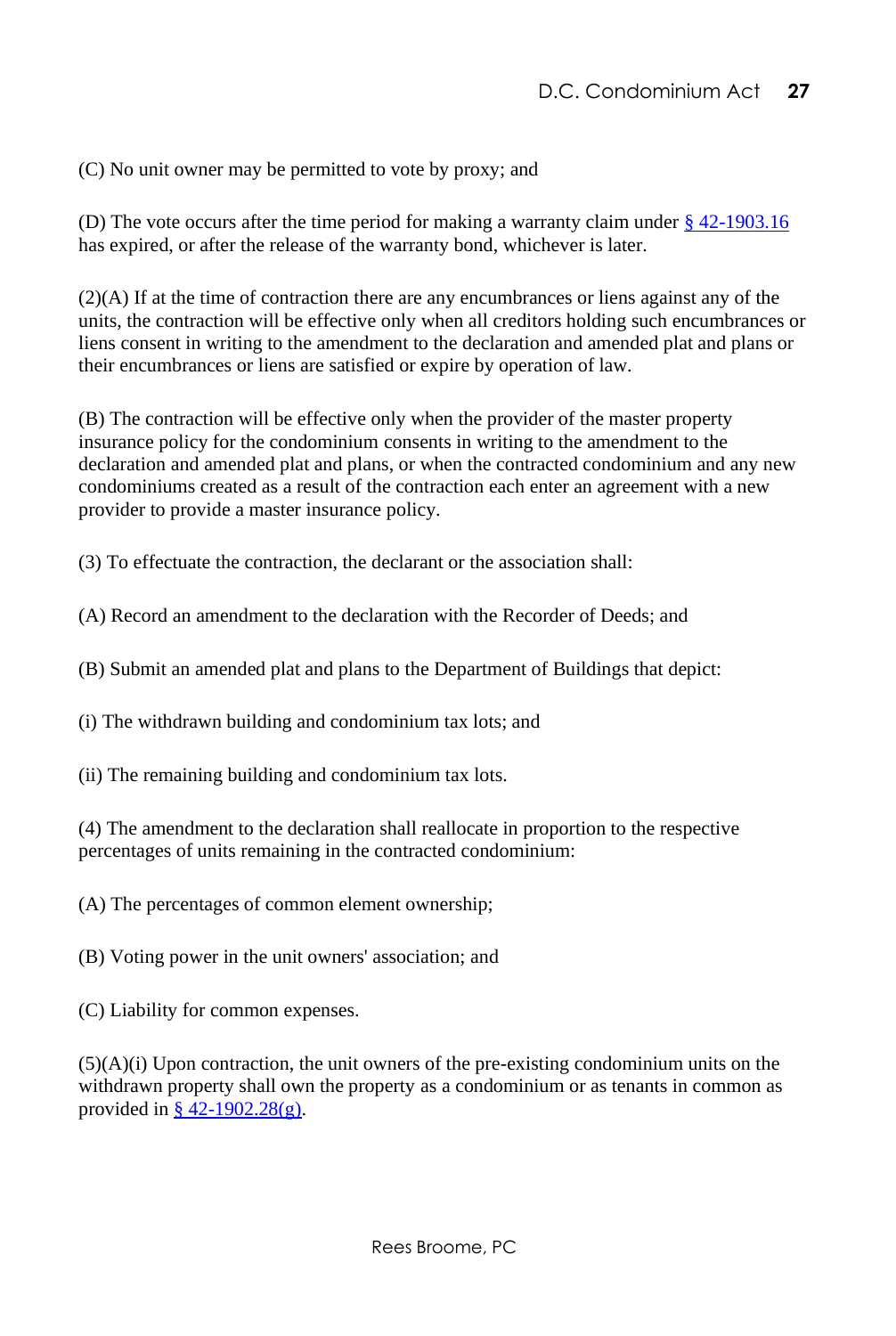(C) No unit owner may be permitted to vote by proxy; and

(D) The vote occurs after the time period for making a warranty claim under [§ 42-1903.16](#) has expired, or after the release of the warranty bond, whichever is later.

(2)(A) If at the time of contraction there are any encumbrances or liens against any of the units, the contraction will be effective only when all creditors holding such encumbrances or liens consent in writing to the amendment to the declaration and amended plat and plans or their encumbrances or liens are satisfied or expire by operation of law.

(B) The contraction will be effective only when the provider of the master property insurance policy for the condominium consents in writing to the amendment to the declaration and amended plat and plans, or when the contracted condominium and any new condominiums created as a result of the contraction each enter an agreement with a new provider to provide a master insurance policy.

(3) To effectuate the contraction, the declarant or the association shall:

(A) Record an amendment to the declaration with the Recorder of Deeds; and

(B) Submit an amended plat and plans to the Department of Buildings that depict:

(i) The withdrawn building and condominium tax lots; and

(ii) The remaining building and condominium tax lots.

(4) The amendment to the declaration shall reallocate in proportion to the respective percentages of units remaining in the contracted condominium:

(A) The percentages of common element ownership;

(B) Voting power in the unit owners' association; and

(C) Liability for common expenses.

(5)(A)(i) Upon contraction, the unit owners of the pre-existing condominium units on the withdrawn property shall own the property as a condominium or as tenants in common as provided in [§ 42-1902.28(g)](#).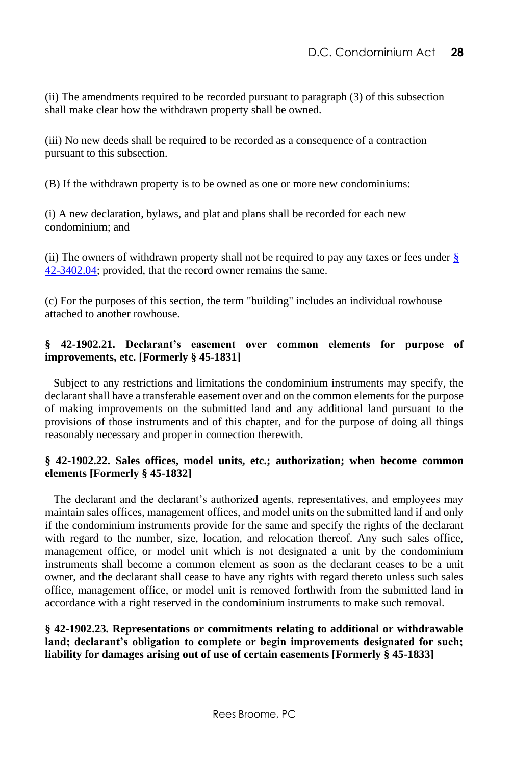(ii) The amendments required to be recorded pursuant to paragraph (3) of this subsection shall make clear how the withdrawn property shall be owned.

(iii) No new deeds shall be required to be recorded as a consequence of a contraction pursuant to this subsection.

(B) If the withdrawn property is to be owned as one or more new condominiums:

(i) A new declaration, bylaws, and plat and plans shall be recorded for each new condominium; and

(ii) The owners of withdrawn property shall not be required to pay any taxes or fees under § 42-3402.04; provided, that the record owner remains the same.

(c) For the purposes of this section, the term "building" includes an individual rowhouse attached to another rowhouse.

**§ 42-1902.21. Declarant's easement over common elements for purpose of improvements, etc. [Formerly § 45-1831]**

Subject to any restrictions and limitations the condominium instruments may specify, the declarant shall have a transferable easement over and on the common elements for the purpose of making improvements on the submitted land and any additional land pursuant to the provisions of those instruments and of this chapter, and for the purpose of doing all things reasonably necessary and proper in connection therewith.

**§ 42-1902.22. Sales offices, model units, etc.; authorization; when become common elements [Formerly § 45-1832]**

The declarant and the declarant's authorized agents, representatives, and employees may maintain sales offices, management offices, and model units on the submitted land if and only if the condominium instruments provide for the same and specify the rights of the declarant with regard to the number, size, location, and relocation thereof. Any such sales office, management office, or model unit which is not designated a unit by the condominium instruments shall become a common element as soon as the declarant ceases to be a unit owner, and the declarant shall cease to have any rights with regard thereto unless such sales office, management office, or model unit is removed forthwith from the submitted land in accordance with a right reserved in the condominium instruments to make such removal.

**§ 42-1902.23. Representations or commitments relating to additional or withdrawable land; declarant's obligation to complete or begin improvements designated for such; liability for damages arising out of use of certain easements [Formerly § 45-1833]**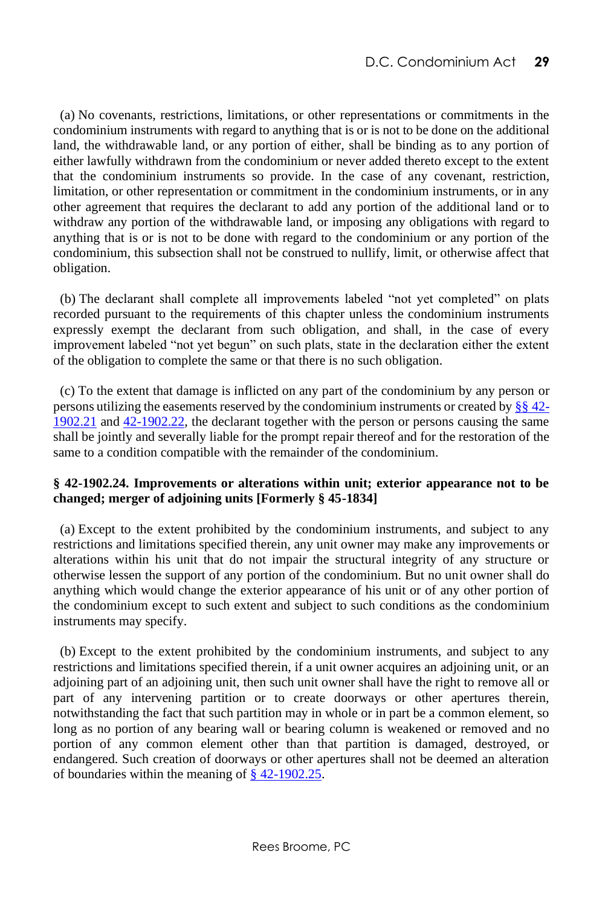(a) No covenants, restrictions, limitations, or other representations or commitments in the condominium instruments with regard to anything that is or is not to be done on the additional land, the withdrawable land, or any portion of either, shall be binding as to any portion of either lawfully withdrawn from the condominium or never added thereto except to the extent that the condominium instruments so provide. In the case of any covenant, restriction, limitation, or other representation or commitment in the condominium instruments, or in any other agreement that requires the declarant to add any portion of the additional land or to withdraw any portion of the withdrawable land, or imposing any obligations with regard to anything that is or is not to be done with regard to the condominium or any portion of the condominium, this subsection shall not be construed to nullify, limit, or otherwise affect that obligation.

(b) The declarant shall complete all improvements labeled "not yet completed" on plats recorded pursuant to the requirements of this chapter unless the condominium instruments expressly exempt the declarant from such obligation, and shall, in the case of every improvement labeled "not yet begun" on such plats, state in the declaration either the extent of the obligation to complete the same or that there is no such obligation.

(c) To the extent that damage is inflicted on any part of the condominium by any person or persons utilizing the easements reserved by the condominium instruments or created by §§ 42-1902.21 and 42-1902.22, the declarant together with the person or persons causing the same shall be jointly and severally liable for the prompt repair thereof and for the restoration of the same to a condition compatible with the remainder of the condominium.

**§ 42-1902.24. Improvements or alterations within unit; exterior appearance not to be changed; merger of adjoining units [Formerly § 45-1834]**

(a) Except to the extent prohibited by the condominium instruments, and subject to any restrictions and limitations specified therein, any unit owner may make any improvements or alterations within his unit that do not impair the structural integrity of any structure or otherwise lessen the support of any portion of the condominium. But no unit owner shall do anything which would change the exterior appearance of his unit or of any other portion of the condominium except to such extent and subject to such conditions as the condominium instruments may specify.

(b) Except to the extent prohibited by the condominium instruments, and subject to any restrictions and limitations specified therein, if a unit owner acquires an adjoining unit, or an adjoining part of an adjoining unit, then such unit owner shall have the right to remove all or part of any intervening partition or to create doorways or other apertures therein, notwithstanding the fact that such partition may in whole or in part be a common element, so long as no portion of any bearing wall or bearing column is weakened or removed and no portion of any common element other than that partition is damaged, destroyed, or endangered. Such creation of doorways or other apertures shall not be deemed an alteration of boundaries within the meaning of § 42-1902.25.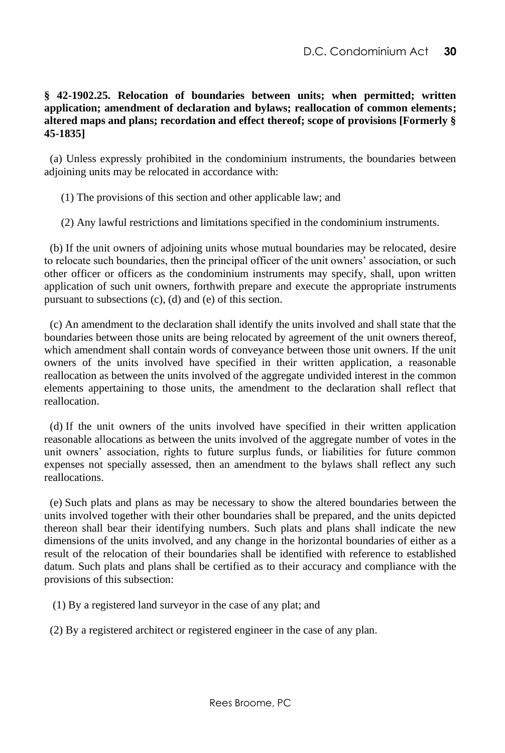**§ 42-1902.25. Relocation of boundaries between units; when permitted; written application; amendment of declaration and bylaws; reallocation of common elements; altered maps and plans; recordation and effect thereof; scope of provisions [Formerly § 45-1835]**

(a) Unless expressly prohibited in the condominium instruments, the boundaries between adjoining units may be relocated in accordance with:

(1) The provisions of this section and other applicable law; and

(2) Any lawful restrictions and limitations specified in the condominium instruments.

(b) If the unit owners of adjoining units whose mutual boundaries may be relocated, desire to relocate such boundaries, then the principal officer of the unit owners' association, or such other officer or officers as the condominium instruments may specify, shall, upon written application of such unit owners, forthwith prepare and execute the appropriate instruments pursuant to subsections (c), (d) and (e) of this section.

(c) An amendment to the declaration shall identify the units involved and shall state that the boundaries between those units are being relocated by agreement of the unit owners thereof, which amendment shall contain words of conveyance between those unit owners. If the unit owners of the units involved have specified in their written application, a reasonable reallocation as between the units involved of the aggregate undivided interest in the common elements appertaining to those units, the amendment to the declaration shall reflect that reallocation.

(d) If the unit owners of the units involved have specified in their written application reasonable allocations as between the units involved of the aggregate number of votes in the unit owners' association, rights to future surplus funds, or liabilities for future common expenses not specially assessed, then an amendment to the bylaws shall reflect any such reallocations.

(e) Such plats and plans as may be necessary to show the altered boundaries between the units involved together with their other boundaries shall be prepared, and the units depicted thereon shall bear their identifying numbers. Such plats and plans shall indicate the new dimensions of the units involved, and any change in the horizontal boundaries of either as a result of the relocation of their boundaries shall be identified with reference to established datum. Such plats and plans shall be certified as to their accuracy and compliance with the provisions of this subsection:

(1) By a registered land surveyor in the case of any plat; and

(2) By a registered architect or registered engineer in the case of any plan.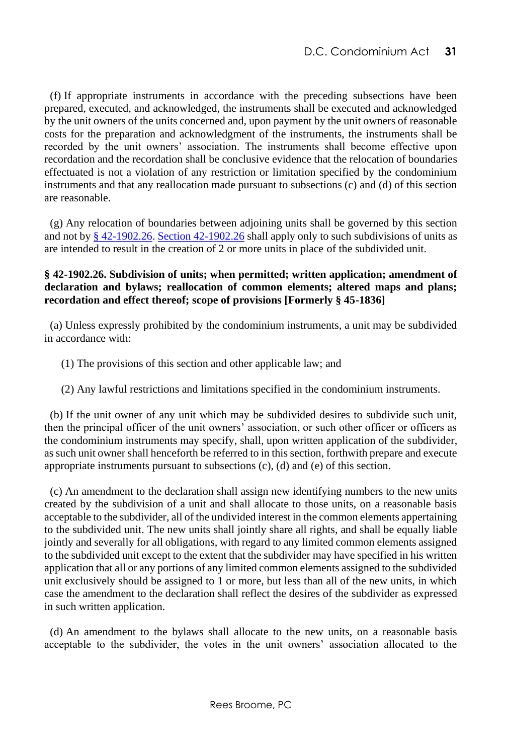(f) If appropriate instruments in accordance with the preceding subsections have been prepared, executed, and acknowledged, the instruments shall be executed and acknowledged by the unit owners of the units concerned and, upon payment by the unit owners of reasonable costs for the preparation and acknowledgment of the instruments, the instruments shall be recorded by the unit owners' association. The instruments shall become effective upon recordation and the recordation shall be conclusive evidence that the relocation of boundaries effectuated is not a violation of any restriction or limitation specified by the condominium instruments and that any reallocation made pursuant to subsections (c) and (d) of this section are reasonable.

(g) Any relocation of boundaries between adjoining units shall be governed by this section and not by § 42-1902.26. Section 42-1902.26 shall apply only to such subdivisions of units as are intended to result in the creation of 2 or more units in place of the subdivided unit.

**§ 42-1902.26. Subdivision of units; when permitted; written application; amendment of declaration and bylaws; reallocation of common elements; altered maps and plans; recordation and effect thereof; scope of provisions [Formerly § 45-1836]**

(a) Unless expressly prohibited by the condominium instruments, a unit may be subdivided in accordance with:

(1) The provisions of this section and other applicable law; and

(2) Any lawful restrictions and limitations specified in the condominium instruments.

(b) If the unit owner of any unit which may be subdivided desires to subdivide such unit, then the principal officer of the unit owners' association, or such other officer or officers as the condominium instruments may specify, shall, upon written application of the subdivider, as such unit owner shall henceforth be referred to in this section, forthwith prepare and execute appropriate instruments pursuant to subsections (c), (d) and (e) of this section.

(c) An amendment to the declaration shall assign new identifying numbers to the new units created by the subdivision of a unit and shall allocate to those units, on a reasonable basis acceptable to the subdivider, all of the undivided interest in the common elements appertaining to the subdivided unit. The new units shall jointly share all rights, and shall be equally liable jointly and severally for all obligations, with regard to any limited common elements assigned to the subdivided unit except to the extent that the subdivider may have specified in his written application that all or any portions of any limited common elements assigned to the subdivided unit exclusively should be assigned to 1 or more, but less than all of the new units, in which case the amendment to the declaration shall reflect the desires of the subdivider as expressed in such written application.

(d) An amendment to the bylaws shall allocate to the new units, on a reasonable basis acceptable to the subdivider, the votes in the unit owners' association allocated to the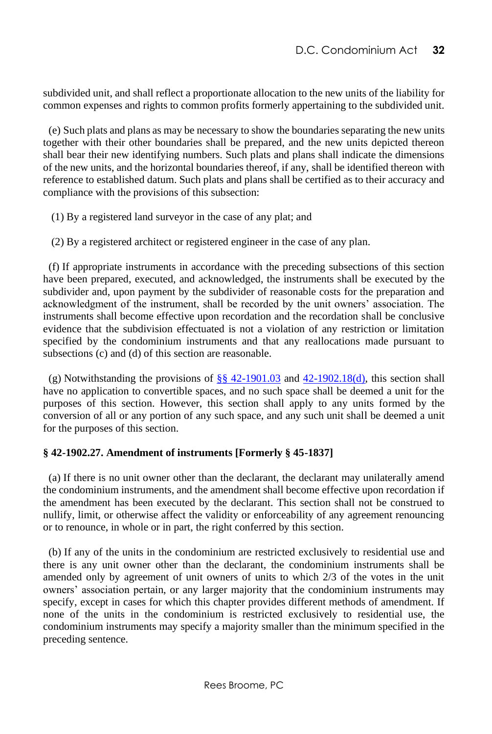subdivided unit, and shall reflect a proportionate allocation to the new units of the liability for common expenses and rights to common profits formerly appertaining to the subdivided unit.

(e) Such plats and plans as may be necessary to show the boundaries separating the new units together with their other boundaries shall be prepared, and the new units depicted thereon shall bear their new identifying numbers. Such plats and plans shall indicate the dimensions of the new units, and the horizontal boundaries thereof, if any, shall be identified thereon with reference to established datum. Such plats and plans shall be certified as to their accuracy and compliance with the provisions of this subsection:

(1) By a registered land surveyor in the case of any plat; and

(2) By a registered architect or registered engineer in the case of any plan.

(f) If appropriate instruments in accordance with the preceding subsections of this section have been prepared, executed, and acknowledged, the instruments shall be executed by the subdivider and, upon payment by the subdivider of reasonable costs for the preparation and acknowledgment of the instrument, shall be recorded by the unit owners' association. The instruments shall become effective upon recordation and the recordation shall be conclusive evidence that the subdivision effectuated is not a violation of any restriction or limitation specified by the condominium instruments and that any reallocations made pursuant to subsections (c) and (d) of this section are reasonable.

(g) Notwithstanding the provisions of §§ 42-1901.03 and 42-1902.18(d), this section shall have no application to convertible spaces, and no such space shall be deemed a unit for the purposes of this section. However, this section shall apply to any units formed by the conversion of all or any portion of any such space, and any such unit shall be deemed a unit for the purposes of this section.

**§ 42-1902.27. Amendment of instruments [Formerly § 45-1837]**

(a) If there is no unit owner other than the declarant, the declarant may unilaterally amend the condominium instruments, and the amendment shall become effective upon recordation if the amendment has been executed by the declarant. This section shall not be construed to nullify, limit, or otherwise affect the validity or enforceability of any agreement renouncing or to renounce, in whole or in part, the right conferred by this section.

(b) If any of the units in the condominium are restricted exclusively to residential use and there is any unit owner other than the declarant, the condominium instruments shall be amended only by agreement of unit owners of units to which 2/3 of the votes in the unit owners' association pertain, or any larger majority that the condominium instruments may specify, except in cases for which this chapter provides different methods of amendment. If none of the units in the condominium is restricted exclusively to residential use, the condominium instruments may specify a majority smaller than the minimum specified in the preceding sentence.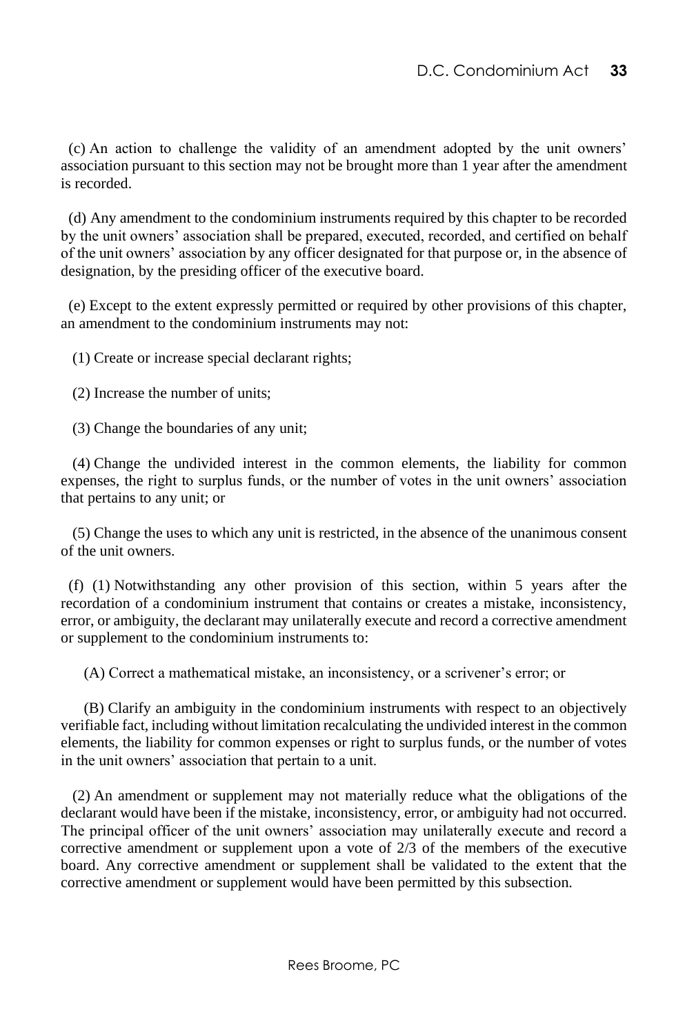(c) An action to challenge the validity of an amendment adopted by the unit owners' association pursuant to this section may not be brought more than 1 year after the amendment is recorded.

(d) Any amendment to the condominium instruments required by this chapter to be recorded by the unit owners' association shall be prepared, executed, recorded, and certified on behalf of the unit owners' association by any officer designated for that purpose or, in the absence of designation, by the presiding officer of the executive board.

(e) Except to the extent expressly permitted or required by other provisions of this chapter, an amendment to the condominium instruments may not:

(1) Create or increase special declarant rights;

(2) Increase the number of units;

(3) Change the boundaries of any unit;

(4) Change the undivided interest in the common elements, the liability for common expenses, the right to surplus funds, or the number of votes in the unit owners' association that pertains to any unit; or

(5) Change the uses to which any unit is restricted, in the absence of the unanimous consent of the unit owners.

(f) (1) Notwithstanding any other provision of this section, within 5 years after the recordation of a condominium instrument that contains or creates a mistake, inconsistency, error, or ambiguity, the declarant may unilaterally execute and record a corrective amendment or supplement to the condominium instruments to:

(A) Correct a mathematical mistake, an inconsistency, or a scrivener's error; or

(B) Clarify an ambiguity in the condominium instruments with respect to an objectively verifiable fact, including without limitation recalculating the undivided interest in the common elements, the liability for common expenses or right to surplus funds, or the number of votes in the unit owners' association that pertain to a unit.

(2) An amendment or supplement may not materially reduce what the obligations of the declarant would have been if the mistake, inconsistency, error, or ambiguity had not occurred. The principal officer of the unit owners' association may unilaterally execute and record a corrective amendment or supplement upon a vote of 2/3 of the members of the executive board. Any corrective amendment or supplement shall be validated to the extent that the corrective amendment or supplement would have been permitted by this subsection.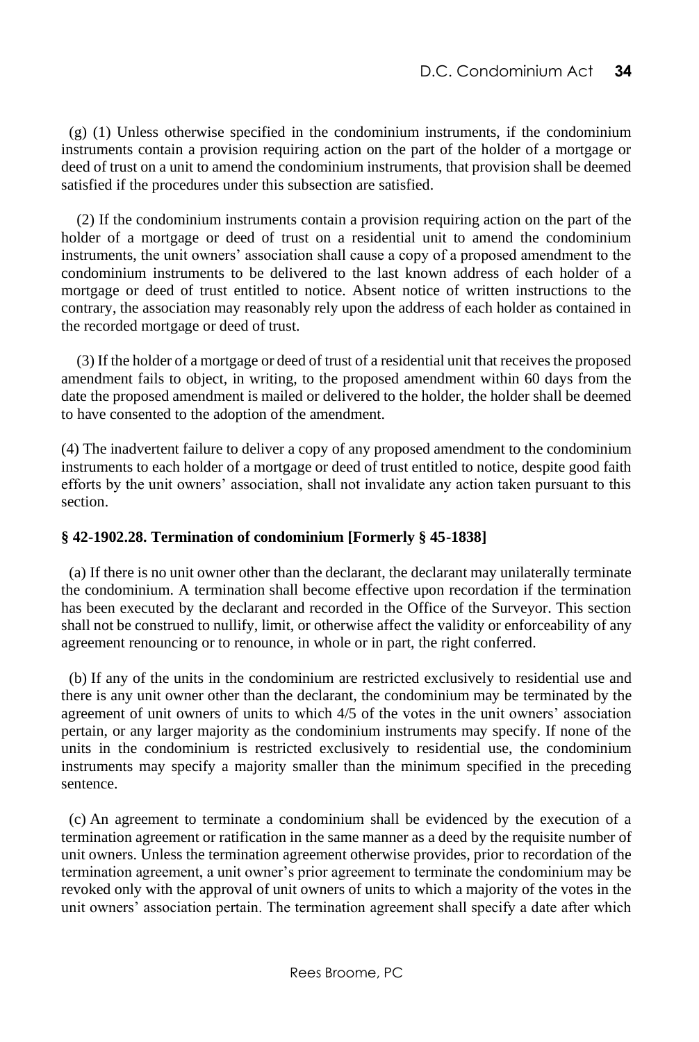(g) (1) Unless otherwise specified in the condominium instruments, if the condominium instruments contain a provision requiring action on the part of the holder of a mortgage or deed of trust on a unit to amend the condominium instruments, that provision shall be deemed satisfied if the procedures under this subsection are satisfied.

(2) If the condominium instruments contain a provision requiring action on the part of the holder of a mortgage or deed of trust on a residential unit to amend the condominium instruments, the unit owners' association shall cause a copy of a proposed amendment to the condominium instruments to be delivered to the last known address of each holder of a mortgage or deed of trust entitled to notice. Absent notice of written instructions to the contrary, the association may reasonably rely upon the address of each holder as contained in the recorded mortgage or deed of trust.

(3) If the holder of a mortgage or deed of trust of a residential unit that receives the proposed amendment fails to object, in writing, to the proposed amendment within 60 days from the date the proposed amendment is mailed or delivered to the holder, the holder shall be deemed to have consented to the adoption of the amendment.

(4) The inadvertent failure to deliver a copy of any proposed amendment to the condominium instruments to each holder of a mortgage or deed of trust entitled to notice, despite good faith efforts by the unit owners' association, shall not invalidate any action taken pursuant to this section.

**§ 42-1902.28. Termination of condominium [Formerly § 45-1838]**

(a) If there is no unit owner other than the declarant, the declarant may unilaterally terminate the condominium. A termination shall become effective upon recordation if the termination has been executed by the declarant and recorded in the Office of the Surveyor. This section shall not be construed to nullify, limit, or otherwise affect the validity or enforceability of any agreement renouncing or to renounce, in whole or in part, the right conferred.

(b) If any of the units in the condominium are restricted exclusively to residential use and there is any unit owner other than the declarant, the condominium may be terminated by the agreement of unit owners of units to which 4/5 of the votes in the unit owners' association pertain, or any larger majority as the condominium instruments may specify. If none of the units in the condominium is restricted exclusively to residential use, the condominium instruments may specify a majority smaller than the minimum specified in the preceding sentence.

(c) An agreement to terminate a condominium shall be evidenced by the execution of a termination agreement or ratification in the same manner as a deed by the requisite number of unit owners. Unless the termination agreement otherwise provides, prior to recordation of the termination agreement, a unit owner's prior agreement to terminate the condominium may be revoked only with the approval of unit owners of units to which a majority of the votes in the unit owners' association pertain. The termination agreement shall specify a date after which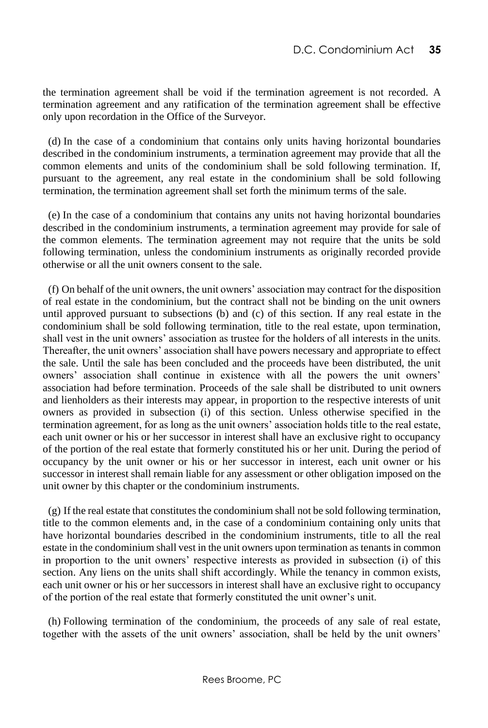the termination agreement shall be void if the termination agreement is not recorded. A termination agreement and any ratification of the termination agreement shall be effective only upon recordation in the Office of the Surveyor.

(d) In the case of a condominium that contains only units having horizontal boundaries described in the condominium instruments, a termination agreement may provide that all the common elements and units of the condominium shall be sold following termination. If, pursuant to the agreement, any real estate in the condominium shall be sold following termination, the termination agreement shall set forth the minimum terms of the sale.

(e) In the case of a condominium that contains any units not having horizontal boundaries described in the condominium instruments, a termination agreement may provide for sale of the common elements. The termination agreement may not require that the units be sold following termination, unless the condominium instruments as originally recorded provide otherwise or all the unit owners consent to the sale.

(f) On behalf of the unit owners, the unit owners' association may contract for the disposition of real estate in the condominium, but the contract shall not be binding on the unit owners until approved pursuant to subsections (b) and (c) of this section. If any real estate in the condominium shall be sold following termination, title to the real estate, upon termination, shall vest in the unit owners' association as trustee for the holders of all interests in the units. Thereafter, the unit owners' association shall have powers necessary and appropriate to effect the sale. Until the sale has been concluded and the proceeds have been distributed, the unit owners' association shall continue in existence with all the powers the unit owners' association had before termination. Proceeds of the sale shall be distributed to unit owners and lienholders as their interests may appear, in proportion to the respective interests of unit owners as provided in subsection (i) of this section. Unless otherwise specified in the termination agreement, for as long as the unit owners' association holds title to the real estate, each unit owner or his or her successor in interest shall have an exclusive right to occupancy of the portion of the real estate that formerly constituted his or her unit. During the period of occupancy by the unit owner or his or her successor in interest, each unit owner or his successor in interest shall remain liable for any assessment or other obligation imposed on the unit owner by this chapter or the condominium instruments.

(g) If the real estate that constitutes the condominium shall not be sold following termination, title to the common elements and, in the case of a condominium containing only units that have horizontal boundaries described in the condominium instruments, title to all the real estate in the condominium shall vest in the unit owners upon termination as tenants in common in proportion to the unit owners' respective interests as provided in subsection (i) of this section. Any liens on the units shall shift accordingly. While the tenancy in common exists, each unit owner or his or her successors in interest shall have an exclusive right to occupancy of the portion of the real estate that formerly constituted the unit owner's unit.

(h) Following termination of the condominium, the proceeds of any sale of real estate, together with the assets of the unit owners' association, shall be held by the unit owners'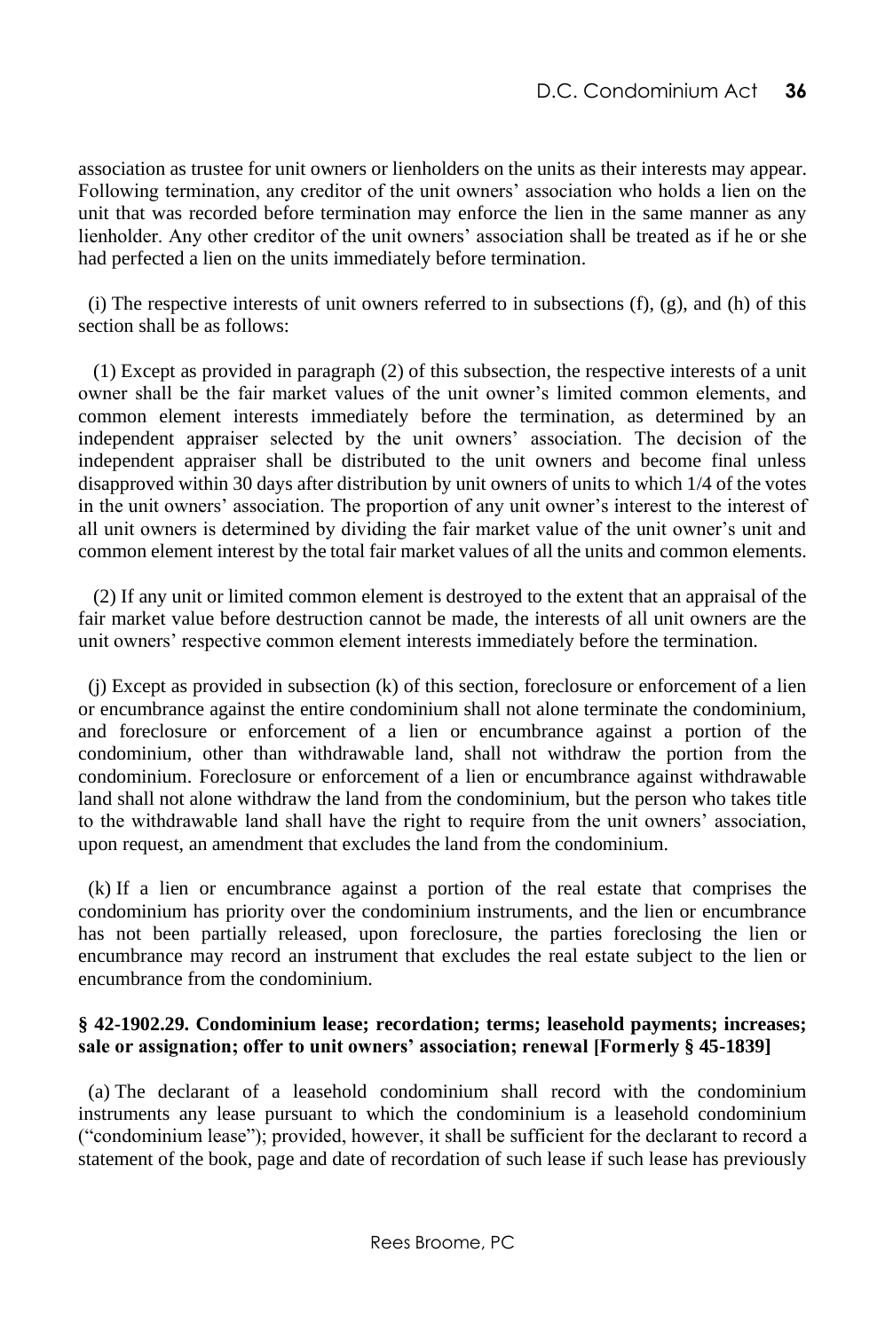association as trustee for unit owners or lienholders on the units as their interests may appear. Following termination, any creditor of the unit owners' association who holds a lien on the unit that was recorded before termination may enforce the lien in the same manner as any lienholder. Any other creditor of the unit owners' association shall be treated as if he or she had perfected a lien on the units immediately before termination.

(i) The respective interests of unit owners referred to in subsections (f), (g), and (h) of this section shall be as follows:

(1) Except as provided in paragraph (2) of this subsection, the respective interests of a unit owner shall be the fair market values of the unit owner's limited common elements, and common element interests immediately before the termination, as determined by an independent appraiser selected by the unit owners' association. The decision of the independent appraiser shall be distributed to the unit owners and become final unless disapproved within 30 days after distribution by unit owners of units to which 1/4 of the votes in the unit owners' association. The proportion of any unit owner's interest to the interest of all unit owners is determined by dividing the fair market value of the unit owner's unit and common element interest by the total fair market values of all the units and common elements.

(2) If any unit or limited common element is destroyed to the extent that an appraisal of the fair market value before destruction cannot be made, the interests of all unit owners are the unit owners' respective common element interests immediately before the termination.

(j) Except as provided in subsection (k) of this section, foreclosure or enforcement of a lien or encumbrance against the entire condominium shall not alone terminate the condominium, and foreclosure or enforcement of a lien or encumbrance against a portion of the condominium, other than withdrawable land, shall not withdraw the portion from the condominium. Foreclosure or enforcement of a lien or encumbrance against withdrawable land shall not alone withdraw the land from the condominium, but the person who takes title to the withdrawable land shall have the right to require from the unit owners' association, upon request, an amendment that excludes the land from the condominium.

(k) If a lien or encumbrance against a portion of the real estate that comprises the condominium has priority over the condominium instruments, and the lien or encumbrance has not been partially released, upon foreclosure, the parties foreclosing the lien or encumbrance may record an instrument that excludes the real estate subject to the lien or encumbrance from the condominium.

**§ 42-1902.29. Condominium lease; recordation; terms; leasehold payments; increases; sale or assignation; offer to unit owners' association; renewal [Formerly § 45-1839]**

(a) The declarant of a leasehold condominium shall record with the condominium instruments any lease pursuant to which the condominium is a leasehold condominium ("condominium lease"); provided, however, it shall be sufficient for the declarant to record a statement of the book, page and date of recordation of such lease if such lease has previously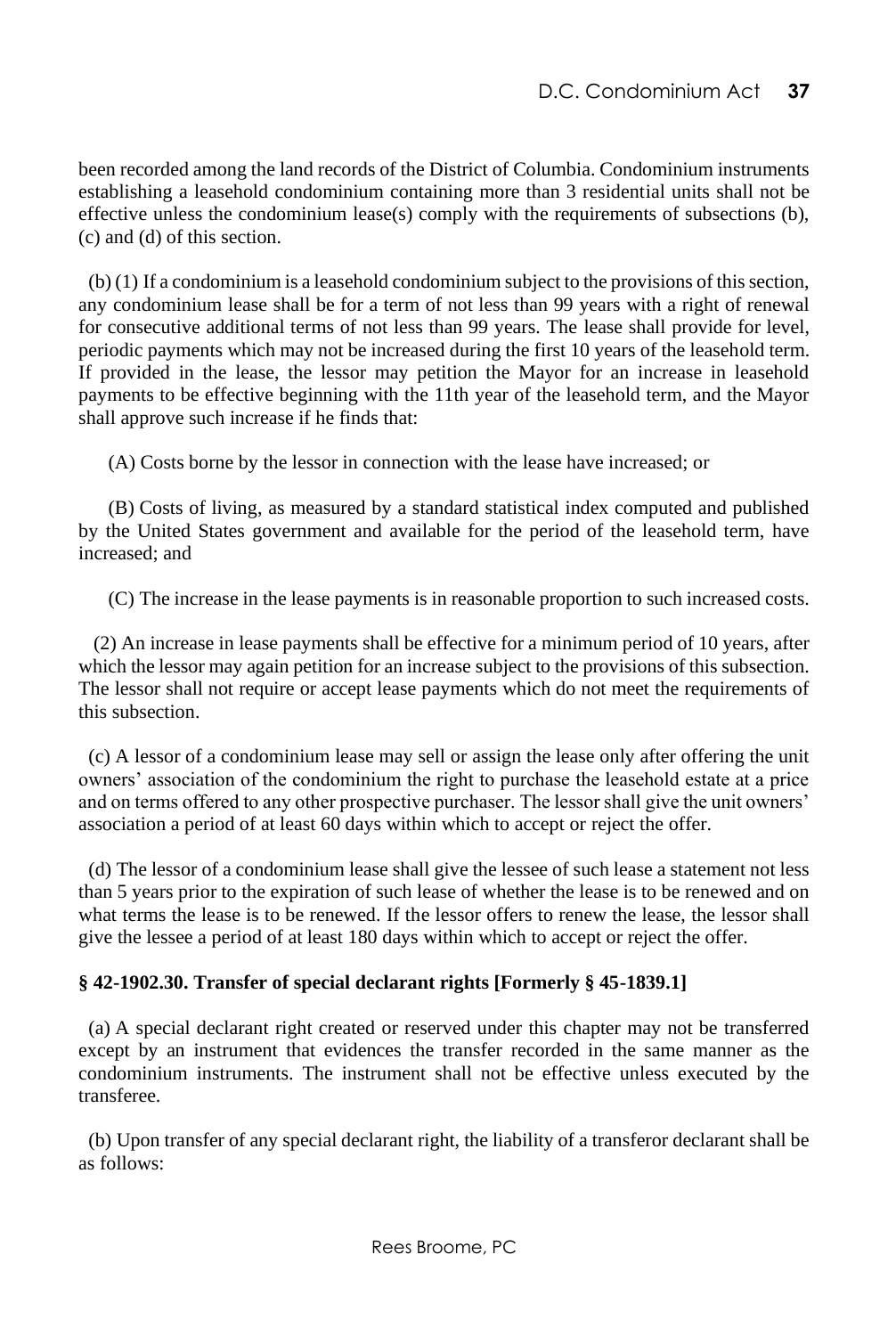been recorded among the land records of the District of Columbia. Condominium instruments establishing a leasehold condominium containing more than 3 residential units shall not be effective unless the condominium lease(s) comply with the requirements of subsections (b), (c) and (d) of this section.

(b) (1) If a condominium is a leasehold condominium subject to the provisions of this section, any condominium lease shall be for a term of not less than 99 years with a right of renewal for consecutive additional terms of not less than 99 years. The lease shall provide for level, periodic payments which may not be increased during the first 10 years of the leasehold term. If provided in the lease, the lessor may petition the Mayor for an increase in leasehold payments to be effective beginning with the 11th year of the leasehold term, and the Mayor shall approve such increase if he finds that:

(A) Costs borne by the lessor in connection with the lease have increased; or

(B) Costs of living, as measured by a standard statistical index computed and published by the United States government and available for the period of the leasehold term, have increased; and

(C) The increase in the lease payments is in reasonable proportion to such increased costs.

(2) An increase in lease payments shall be effective for a minimum period of 10 years, after which the lessor may again petition for an increase subject to the provisions of this subsection. The lessor shall not require or accept lease payments which do not meet the requirements of this subsection.

(c) A lessor of a condominium lease may sell or assign the lease only after offering the unit owners' association of the condominium the right to purchase the leasehold estate at a price and on terms offered to any other prospective purchaser. The lessor shall give the unit owners' association a period of at least 60 days within which to accept or reject the offer.

(d) The lessor of a condominium lease shall give the lessee of such lease a statement not less than 5 years prior to the expiration of such lease of whether the lease is to be renewed and on what terms the lease is to be renewed. If the lessor offers to renew the lease, the lessor shall give the lessee a period of at least 180 days within which to accept or reject the offer.

**§ 42-1902.30. Transfer of special declarant rights [Formerly § 45-1839.1]**

(a) A special declarant right created or reserved under this chapter may not be transferred except by an instrument that evidences the transfer recorded in the same manner as the condominium instruments. The instrument shall not be effective unless executed by the transferee.

(b) Upon transfer of any special declarant right, the liability of a transferor declarant shall be as follows: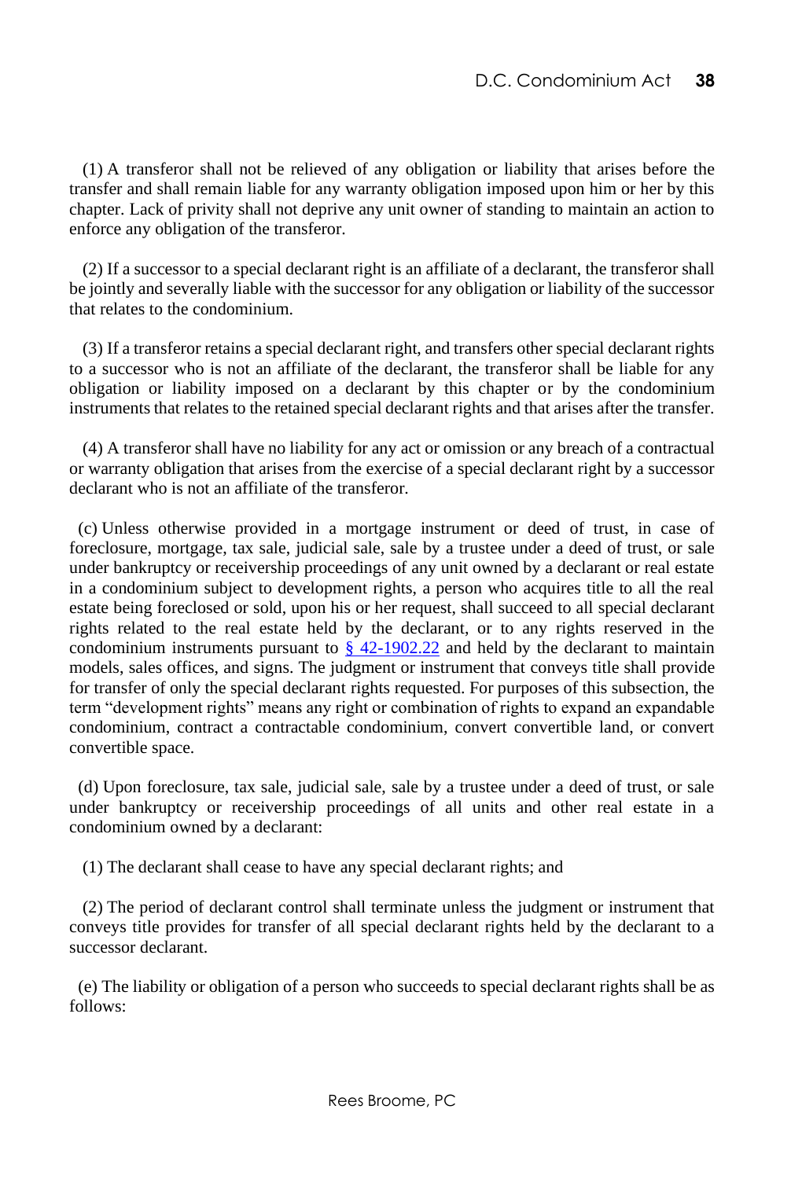(1) A transferor shall not be relieved of any obligation or liability that arises before the transfer and shall remain liable for any warranty obligation imposed upon him or her by this chapter. Lack of privity shall not deprive any unit owner of standing to maintain an action to enforce any obligation of the transferor.

(2) If a successor to a special declarant right is an affiliate of a declarant, the transferor shall be jointly and severally liable with the successor for any obligation or liability of the successor that relates to the condominium.

(3) If a transferor retains a special declarant right, and transfers other special declarant rights to a successor who is not an affiliate of the declarant, the transferor shall be liable for any obligation or liability imposed on a declarant by this chapter or by the condominium instruments that relates to the retained special declarant rights and that arises after the transfer.

(4) A transferor shall have no liability for any act or omission or any breach of a contractual or warranty obligation that arises from the exercise of a special declarant right by a successor declarant who is not an affiliate of the transferor.

(c) Unless otherwise provided in a mortgage instrument or deed of trust, in case of foreclosure, mortgage, tax sale, judicial sale, sale by a trustee under a deed of trust, or sale under bankruptcy or receivership proceedings of any unit owned by a declarant or real estate in a condominium subject to development rights, a person who acquires title to all the real estate being foreclosed or sold, upon his or her request, shall succeed to all special declarant rights related to the real estate held by the declarant, or to any rights reserved in the condominium instruments pursuant to [§ 42-1902.22]() and held by the declarant to maintain models, sales offices, and signs. The judgment or instrument that conveys title shall provide for transfer of only the special declarant rights requested. For purposes of this subsection, the term "development rights" means any right or combination of rights to expand an expandable condominium, contract a contractable condominium, convert convertible land, or convert convertible space.

(d) Upon foreclosure, tax sale, judicial sale, sale by a trustee under a deed of trust, or sale under bankruptcy or receivership proceedings of all units and other real estate in a condominium owned by a declarant:

(1) The declarant shall cease to have any special declarant rights; and

(2) The period of declarant control shall terminate unless the judgment or instrument that conveys title provides for transfer of all special declarant rights held by the declarant to a successor declarant.

(e) The liability or obligation of a person who succeeds to special declarant rights shall be as follows: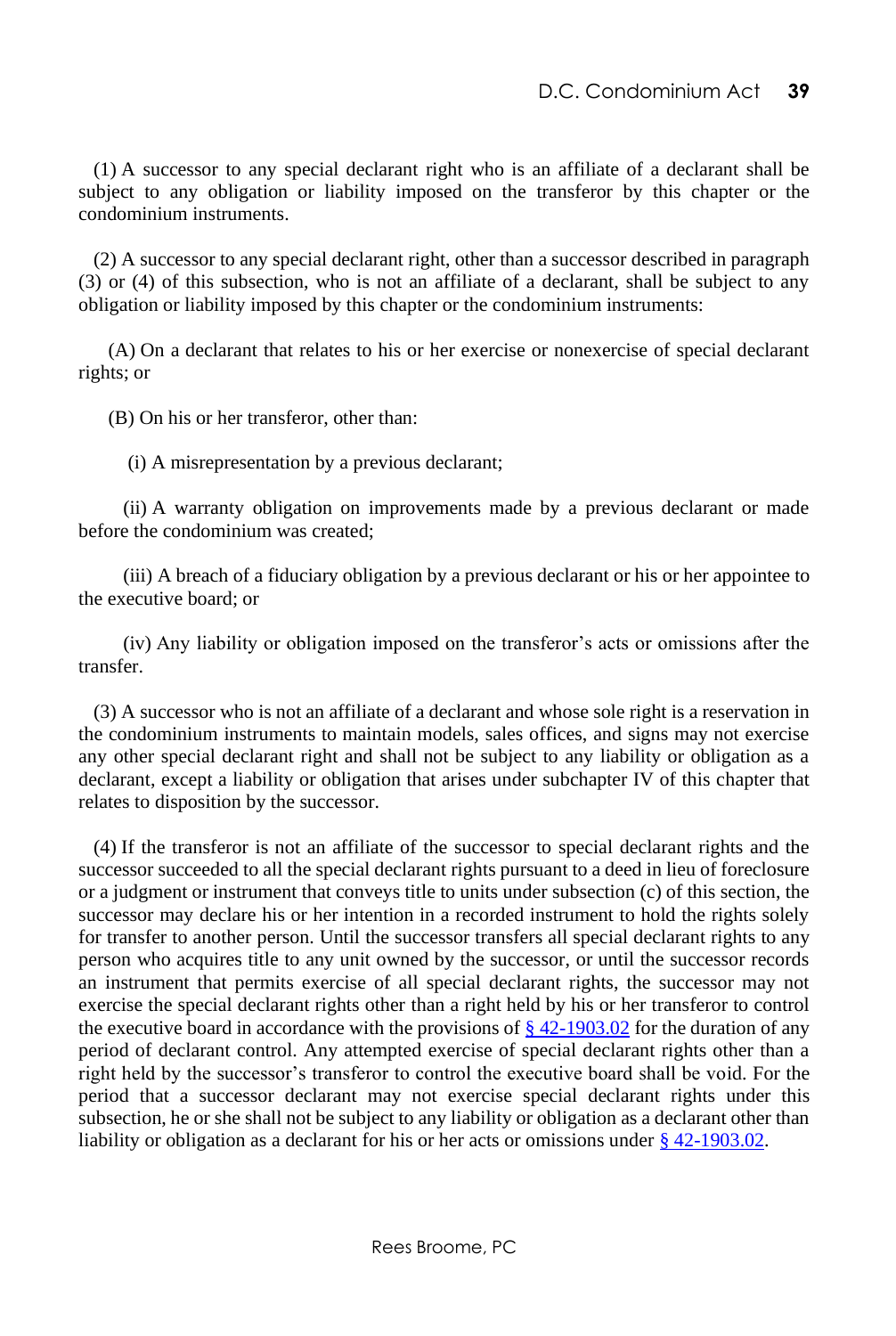(1) A successor to any special declarant right who is an affiliate of a declarant shall be subject to any obligation or liability imposed on the transferor by this chapter or the condominium instruments.

(2) A successor to any special declarant right, other than a successor described in paragraph (3) or (4) of this subsection, who is not an affiliate of a declarant, shall be subject to any obligation or liability imposed by this chapter or the condominium instruments:

(A) On a declarant that relates to his or her exercise or nonexercise of special declarant rights; or

(B) On his or her transferor, other than:

(i) A misrepresentation by a previous declarant;

(ii) A warranty obligation on improvements made by a previous declarant or made before the condominium was created;

(iii) A breach of a fiduciary obligation by a previous declarant or his or her appointee to the executive board; or

(iv) Any liability or obligation imposed on the transferor's acts or omissions after the transfer.

(3) A successor who is not an affiliate of a declarant and whose sole right is a reservation in the condominium instruments to maintain models, sales offices, and signs may not exercise any other special declarant right and shall not be subject to any liability or obligation as a declarant, except a liability or obligation that arises under subchapter IV of this chapter that relates to disposition by the successor.

(4) If the transferor is not an affiliate of the successor to special declarant rights and the successor succeeded to all the special declarant rights pursuant to a deed in lieu of foreclosure or a judgment or instrument that conveys title to units under subsection (c) of this section, the successor may declare his or her intention in a recorded instrument to hold the rights solely for transfer to another person. Until the successor transfers all special declarant rights to any person who acquires title to any unit owned by the successor, or until the successor records an instrument that permits exercise of all special declarant rights, the successor may not exercise the special declarant rights other than a right held by his or her transferor to control the executive board in accordance with the provisions of § 42-1903.02 for the duration of any period of declarant control. Any attempted exercise of special declarant rights other than a right held by the successor's transferor to control the executive board shall be void. For the period that a successor declarant may not exercise special declarant rights under this subsection, he or she shall not be subject to any liability or obligation as a declarant other than liability or obligation as a declarant for his or her acts or omissions under § 42-1903.02.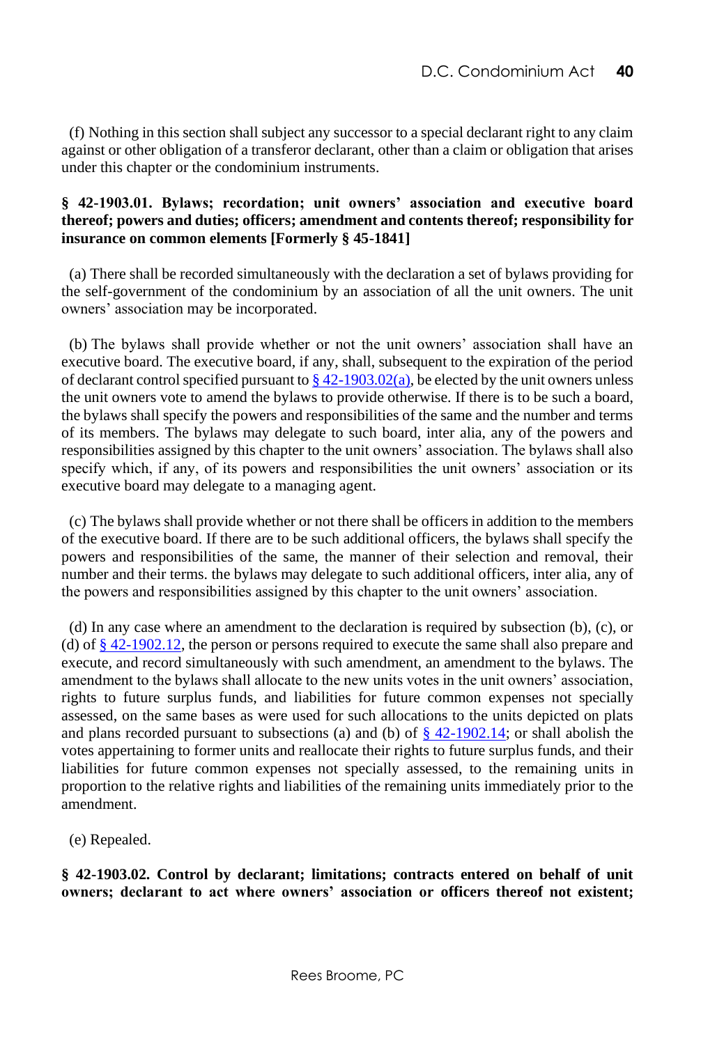(f) Nothing in this section shall subject any successor to a special declarant right to any claim against or other obligation of a transferor declarant, other than a claim or obligation that arises under this chapter or the condominium instruments.

**§ 42-1903.01. Bylaws; recordation; unit owners' association and executive board thereof; powers and duties; officers; amendment and contents thereof; responsibility for insurance on common elements [Formerly § 45-1841]**

(a) There shall be recorded simultaneously with the declaration a set of bylaws providing for the self-government of the condominium by an association of all the unit owners. The unit owners' association may be incorporated.

(b) The bylaws shall provide whether or not the unit owners' association shall have an executive board. The executive board, if any, shall, subsequent to the expiration of the period of declarant control specified pursuant to § 42-1903.02(a), be elected by the unit owners unless the unit owners vote to amend the bylaws to provide otherwise. If there is to be such a board, the bylaws shall specify the powers and responsibilities of the same and the number and terms of its members. The bylaws may delegate to such board, inter alia, any of the powers and responsibilities assigned by this chapter to the unit owners' association. The bylaws shall also specify which, if any, of its powers and responsibilities the unit owners' association or its executive board may delegate to a managing agent.

(c) The bylaws shall provide whether or not there shall be officers in addition to the members of the executive board. If there are to be such additional officers, the bylaws shall specify the powers and responsibilities of the same, the manner of their selection and removal, their number and their terms. the bylaws may delegate to such additional officers, inter alia, any of the powers and responsibilities assigned by this chapter to the unit owners' association.

(d) In any case where an amendment to the declaration is required by subsection (b), (c), or (d) of § 42-1902.12, the person or persons required to execute the same shall also prepare and execute, and record simultaneously with such amendment, an amendment to the bylaws. The amendment to the bylaws shall allocate to the new units votes in the unit owners' association, rights to future surplus funds, and liabilities for future common expenses not specially assessed, on the same bases as were used for such allocations to the units depicted on plats and plans recorded pursuant to subsections (a) and (b) of § 42-1902.14; or shall abolish the votes appertaining to former units and reallocate their rights to future surplus funds, and their liabilities for future common expenses not specially assessed, to the remaining units in proportion to the relative rights and liabilities of the remaining units immediately prior to the amendment.

(e) Repealed.

**§ 42-1903.02. Control by declarant; limitations; contracts entered on behalf of unit owners; declarant to act where owners' association or officers thereof not existent;**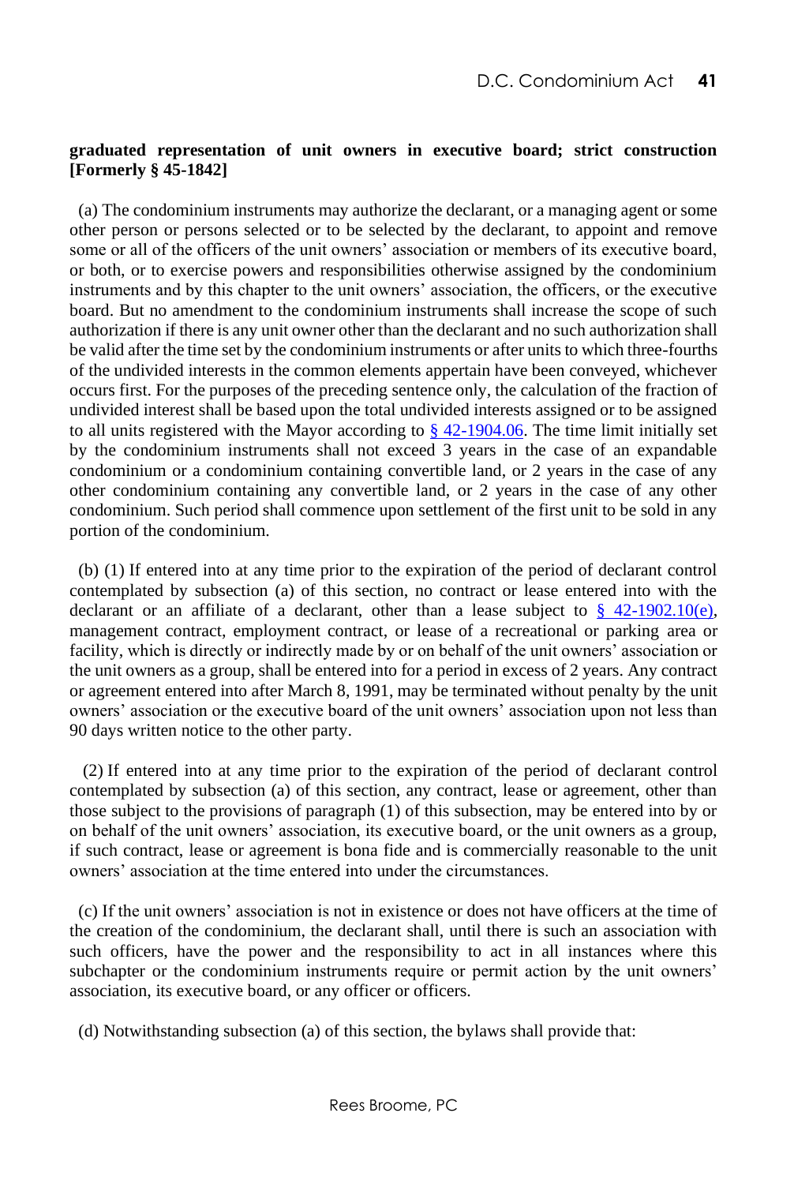**graduated representation of unit owners in executive board; strict construction [Formerly § 45-1842]**

(a) The condominium instruments may authorize the declarant, or a managing agent or some other person or persons selected or to be selected by the declarant, to appoint and remove some or all of the officers of the unit owners' association or members of its executive board, or both, or to exercise powers and responsibilities otherwise assigned by the condominium instruments and by this chapter to the unit owners' association, the officers, or the executive board. But no amendment to the condominium instruments shall increase the scope of such authorization if there is any unit owner other than the declarant and no such authorization shall be valid after the time set by the condominium instruments or after units to which three-fourths of the undivided interests in the common elements appertain have been conveyed, whichever occurs first. For the purposes of the preceding sentence only, the calculation of the fraction of undivided interest shall be based upon the total undivided interests assigned or to be assigned to all units registered with the Mayor according to § 42-1904.06. The time limit initially set by the condominium instruments shall not exceed 3 years in the case of an expandable condominium or a condominium containing convertible land, or 2 years in the case of any other condominium containing any convertible land, or 2 years in the case of any other condominium. Such period shall commence upon settlement of the first unit to be sold in any portion of the condominium.

(b) (1) If entered into at any time prior to the expiration of the period of declarant control contemplated by subsection (a) of this section, no contract or lease entered into with the declarant or an affiliate of a declarant, other than a lease subject to § 42-1902.10(e), management contract, employment contract, or lease of a recreational or parking area or facility, which is directly or indirectly made by or on behalf of the unit owners' association or the unit owners as a group, shall be entered into for a period in excess of 2 years. Any contract or agreement entered into after March 8, 1991, may be terminated without penalty by the unit owners' association or the executive board of the unit owners' association upon not less than 90 days written notice to the other party.

(2) If entered into at any time prior to the expiration of the period of declarant control contemplated by subsection (a) of this section, any contract, lease or agreement, other than those subject to the provisions of paragraph (1) of this subsection, may be entered into by or on behalf of the unit owners' association, its executive board, or the unit owners as a group, if such contract, lease or agreement is bona fide and is commercially reasonable to the unit owners' association at the time entered into under the circumstances.

(c) If the unit owners' association is not in existence or does not have officers at the time of the creation of the condominium, the declarant shall, until there is such an association with such officers, have the power and the responsibility to act in all instances where this subchapter or the condominium instruments require or permit action by the unit owners' association, its executive board, or any officer or officers.

(d) Notwithstanding subsection (a) of this section, the bylaws shall provide that: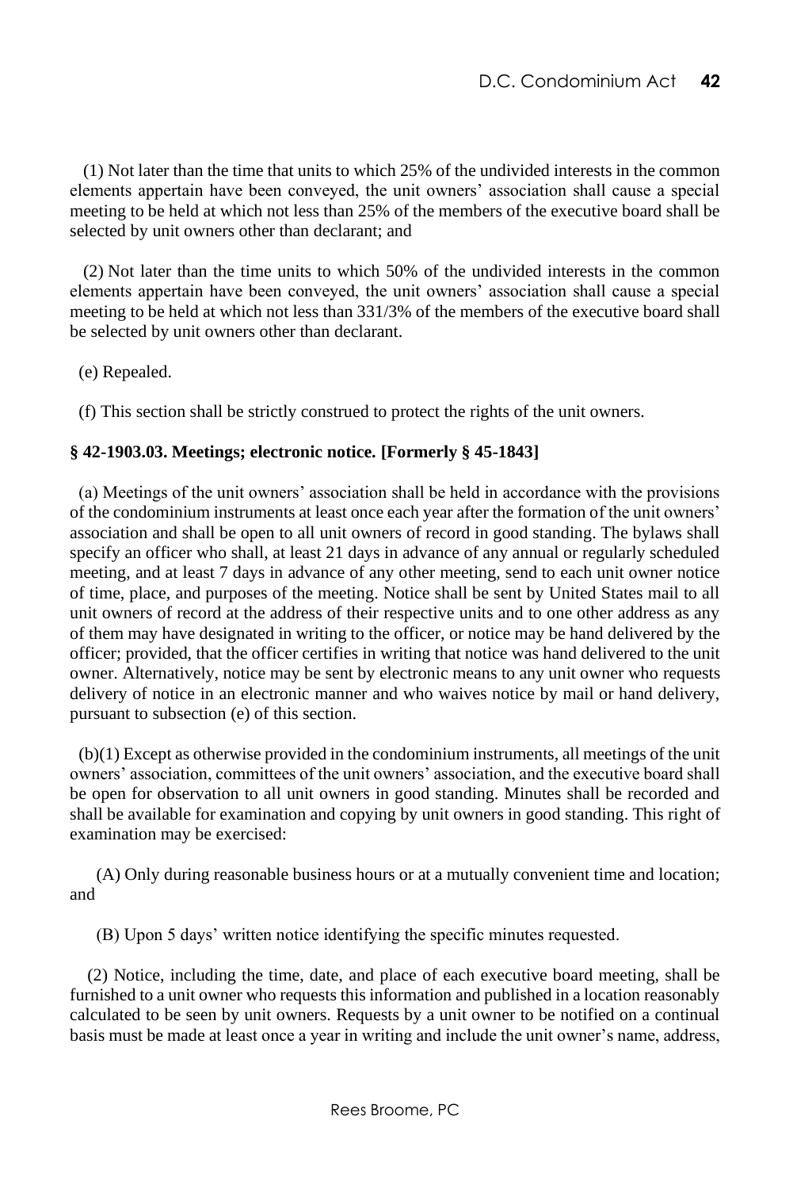(1) Not later than the time that units to which 25% of the undivided interests in the common elements appertain have been conveyed, the unit owners' association shall cause a special meeting to be held at which not less than 25% of the members of the executive board shall be selected by unit owners other than declarant; and

(2) Not later than the time units to which 50% of the undivided interests in the common elements appertain have been conveyed, the unit owners' association shall cause a special meeting to be held at which not less than 331/3% of the members of the executive board shall be selected by unit owners other than declarant.

(e) Repealed.

(f) This section shall be strictly construed to protect the rights of the unit owners.

**§ 42-1903.03. Meetings; electronic notice. [Formerly § 45-1843]**

(a) Meetings of the unit owners' association shall be held in accordance with the provisions of the condominium instruments at least once each year after the formation of the unit owners' association and shall be open to all unit owners of record in good standing. The bylaws shall specify an officer who shall, at least 21 days in advance of any annual or regularly scheduled meeting, and at least 7 days in advance of any other meeting, send to each unit owner notice of time, place, and purposes of the meeting. Notice shall be sent by United States mail to all unit owners of record at the address of their respective units and to one other address as any of them may have designated in writing to the officer, or notice may be hand delivered by the officer; provided, that the officer certifies in writing that notice was hand delivered to the unit owner. Alternatively, notice may be sent by electronic means to any unit owner who requests delivery of notice in an electronic manner and who waives notice by mail or hand delivery, pursuant to subsection (e) of this section.

(b)(1) Except as otherwise provided in the condominium instruments, all meetings of the unit owners' association, committees of the unit owners' association, and the executive board shall be open for observation to all unit owners in good standing. Minutes shall be recorded and shall be available for examination and copying by unit owners in good standing. This right of examination may be exercised:

(A) Only during reasonable business hours or at a mutually convenient time and location; and

(B) Upon 5 days' written notice identifying the specific minutes requested.

(2) Notice, including the time, date, and place of each executive board meeting, shall be furnished to a unit owner who requests this information and published in a location reasonably calculated to be seen by unit owners. Requests by a unit owner to be notified on a continual basis must be made at least once a year in writing and include the unit owner's name, address,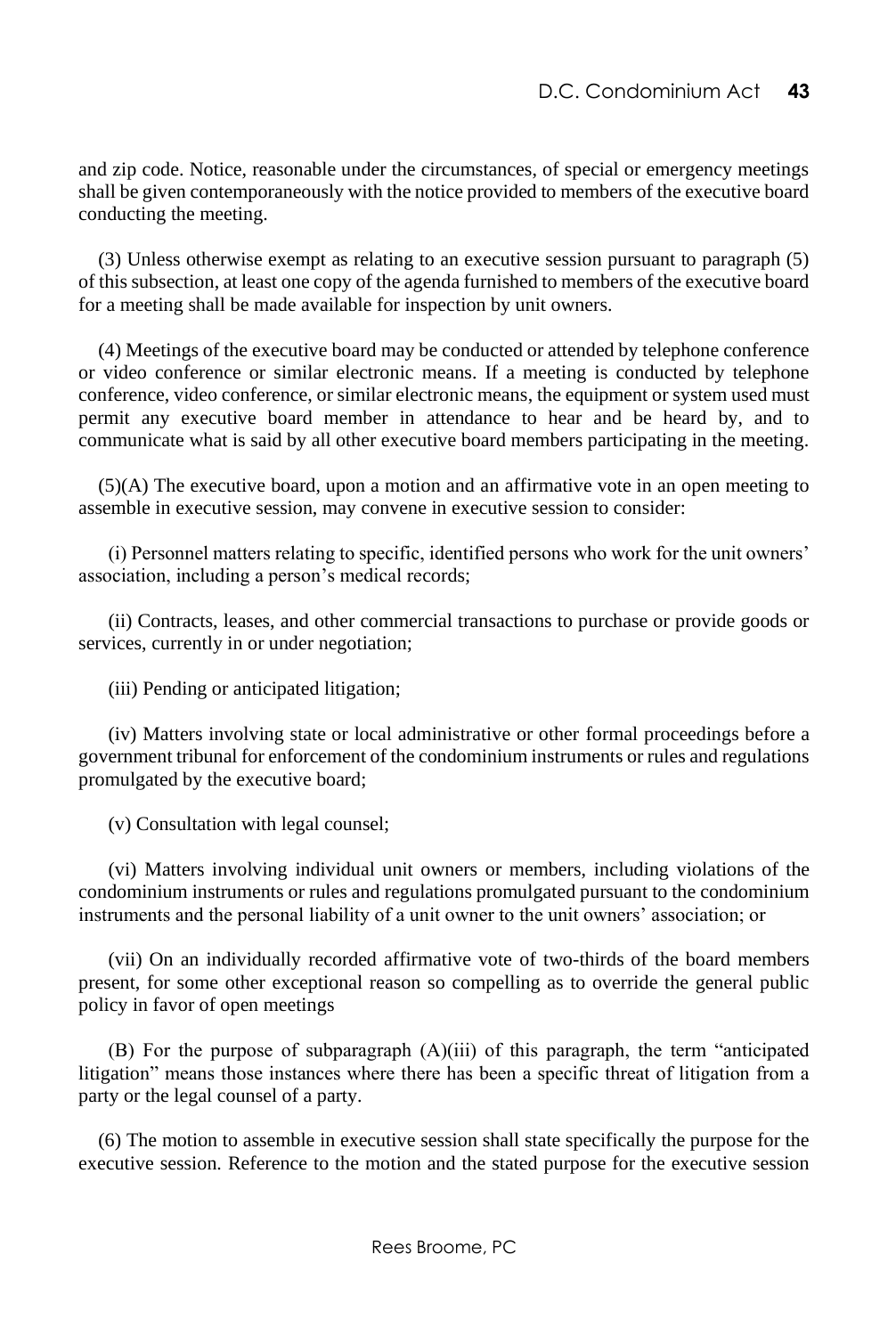and zip code. Notice, reasonable under the circumstances, of special or emergency meetings shall be given contemporaneously with the notice provided to members of the executive board conducting the meeting.

(3) Unless otherwise exempt as relating to an executive session pursuant to paragraph (5) of this subsection, at least one copy of the agenda furnished to members of the executive board for a meeting shall be made available for inspection by unit owners.

(4) Meetings of the executive board may be conducted or attended by telephone conference or video conference or similar electronic means. If a meeting is conducted by telephone conference, video conference, or similar electronic means, the equipment or system used must permit any executive board member in attendance to hear and be heard by, and to communicate what is said by all other executive board members participating in the meeting.

(5)(A) The executive board, upon a motion and an affirmative vote in an open meeting to assemble in executive session, may convene in executive session to consider:

(i) Personnel matters relating to specific, identified persons who work for the unit owners' association, including a person's medical records;

(ii) Contracts, leases, and other commercial transactions to purchase or provide goods or services, currently in or under negotiation;

(iii) Pending or anticipated litigation;

(iv) Matters involving state or local administrative or other formal proceedings before a government tribunal for enforcement of the condominium instruments or rules and regulations promulgated by the executive board;

(v) Consultation with legal counsel;

(vi) Matters involving individual unit owners or members, including violations of the condominium instruments or rules and regulations promulgated pursuant to the condominium instruments and the personal liability of a unit owner to the unit owners' association; or

(vii) On an individually recorded affirmative vote of two-thirds of the board members present, for some other exceptional reason so compelling as to override the general public policy in favor of open meetings

(B) For the purpose of subparagraph (A)(iii) of this paragraph, the term "anticipated litigation" means those instances where there has been a specific threat of litigation from a party or the legal counsel of a party.

(6) The motion to assemble in executive session shall state specifically the purpose for the executive session. Reference to the motion and the stated purpose for the executive session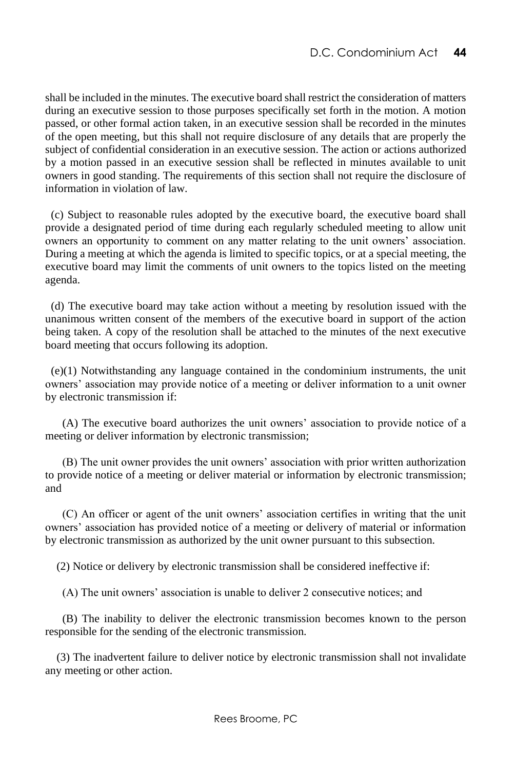shall be included in the minutes. The executive board shall restrict the consideration of matters during an executive session to those purposes specifically set forth in the motion. A motion passed, or other formal action taken, in an executive session shall be recorded in the minutes of the open meeting, but this shall not require disclosure of any details that are properly the subject of confidential consideration in an executive session. The action or actions authorized by a motion passed in an executive session shall be reflected in minutes available to unit owners in good standing. The requirements of this section shall not require the disclosure of information in violation of law.

(c) Subject to reasonable rules adopted by the executive board, the executive board shall provide a designated period of time during each regularly scheduled meeting to allow unit owners an opportunity to comment on any matter relating to the unit owners' association. During a meeting at which the agenda is limited to specific topics, or at a special meeting, the executive board may limit the comments of unit owners to the topics listed on the meeting agenda.

(d) The executive board may take action without a meeting by resolution issued with the unanimous written consent of the members of the executive board in support of the action being taken. A copy of the resolution shall be attached to the minutes of the next executive board meeting that occurs following its adoption.

(e)(1) Notwithstanding any language contained in the condominium instruments, the unit owners' association may provide notice of a meeting or deliver information to a unit owner by electronic transmission if:

(A) The executive board authorizes the unit owners' association to provide notice of a meeting or deliver information by electronic transmission;

(B) The unit owner provides the unit owners' association with prior written authorization to provide notice of a meeting or deliver material or information by electronic transmission; and

(C) An officer or agent of the unit owners' association certifies in writing that the unit owners' association has provided notice of a meeting or delivery of material or information by electronic transmission as authorized by the unit owner pursuant to this subsection.

(2) Notice or delivery by electronic transmission shall be considered ineffective if:

(A) The unit owners' association is unable to deliver 2 consecutive notices; and

(B) The inability to deliver the electronic transmission becomes known to the person responsible for the sending of the electronic transmission.

(3) The inadvertent failure to deliver notice by electronic transmission shall not invalidate any meeting or other action.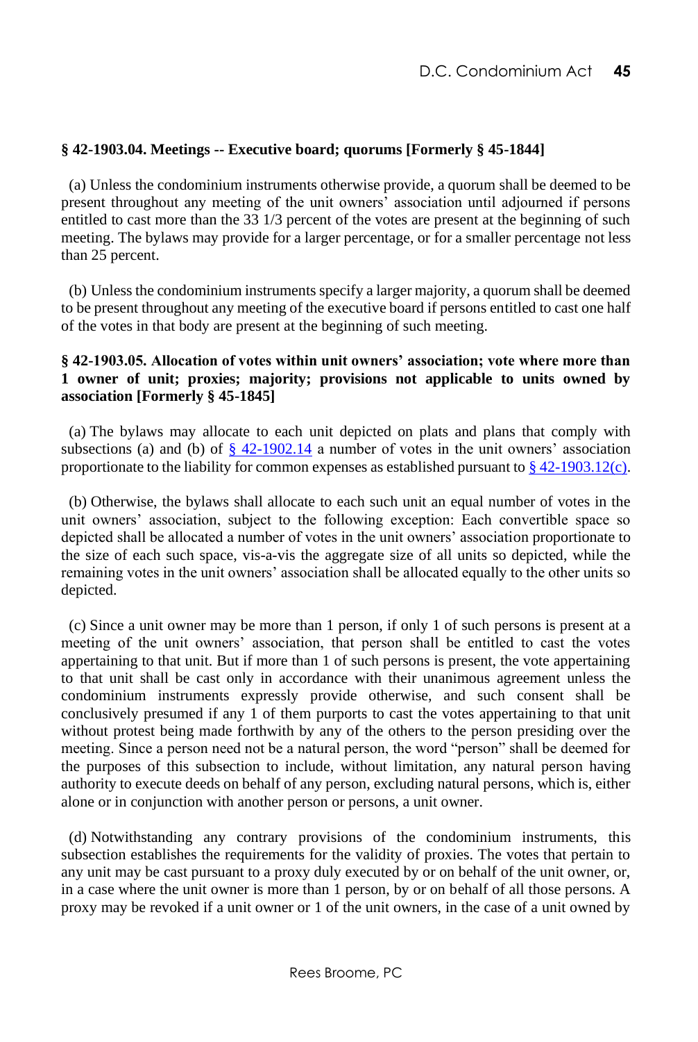### § 42-1903.04. Meetings -- Executive board; quorums [Formerly § 45-1844]

(a) Unless the condominium instruments otherwise provide, a quorum shall be deemed to be present throughout any meeting of the unit owners' association until adjourned if persons entitled to cast more than the 33 1/3 percent of the votes are present at the beginning of such meeting. The bylaws may provide for a larger percentage, or for a smaller percentage not less than 25 percent.

(b) Unless the condominium instruments specify a larger majority, a quorum shall be deemed to be present throughout any meeting of the executive board if persons entitled to cast one half of the votes in that body are present at the beginning of such meeting.

### § 42-1903.05. Allocation of votes within unit owners' association; vote where more than 1 owner of unit; proxies; majority; provisions not applicable to units owned by association [Formerly § 45-1845]

(a) The bylaws may allocate to each unit depicted on plats and plans that comply with subsections (a) and (b) of § 42-1902.14 a number of votes in the unit owners' association proportionate to the liability for common expenses as established pursuant to § 42-1903.12(c).

(b) Otherwise, the bylaws shall allocate to each such unit an equal number of votes in the unit owners' association, subject to the following exception: Each convertible space so depicted shall be allocated a number of votes in the unit owners' association proportionate to the size of each such space, vis-a-vis the aggregate size of all units so depicted, while the remaining votes in the unit owners' association shall be allocated equally to the other units so depicted.

(c) Since a unit owner may be more than 1 person, if only 1 of such persons is present at a meeting of the unit owners' association, that person shall be entitled to cast the votes appertaining to that unit. But if more than 1 of such persons is present, the vote appertaining to that unit shall be cast only in accordance with their unanimous agreement unless the condominium instruments expressly provide otherwise, and such consent shall be conclusively presumed if any 1 of them purports to cast the votes appertaining to that unit without protest being made forthwith by any of the others to the person presiding over the meeting. Since a person need not be a natural person, the word "person" shall be deemed for the purposes of this subsection to include, without limitation, any natural person having authority to execute deeds on behalf of any person, excluding natural persons, which is, either alone or in conjunction with another person or persons, a unit owner.

(d) Notwithstanding any contrary provisions of the condominium instruments, this subsection establishes the requirements for the validity of proxies. The votes that pertain to any unit may be cast pursuant to a proxy duly executed by or on behalf of the unit owner, or, in a case where the unit owner is more than 1 person, by or on behalf of all those persons. A proxy may be revoked if a unit owner or 1 of the unit owners, in the case of a unit owned by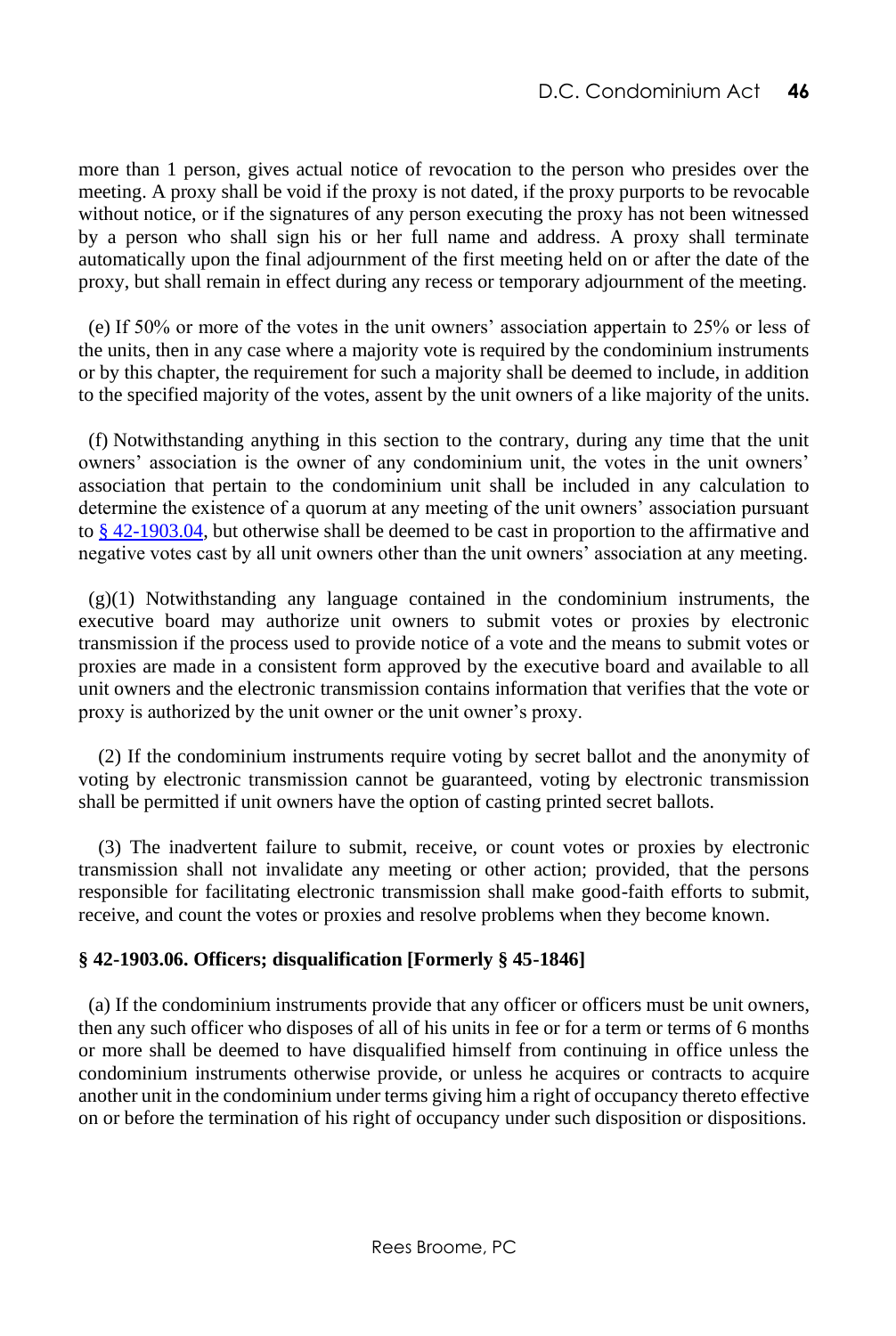more than 1 person, gives actual notice of revocation to the person who presides over the meeting. A proxy shall be void if the proxy is not dated, if the proxy purports to be revocable without notice, or if the signatures of any person executing the proxy has not been witnessed by a person who shall sign his or her full name and address. A proxy shall terminate automatically upon the final adjournment of the first meeting held on or after the date of the proxy, but shall remain in effect during any recess or temporary adjournment of the meeting.

(e) If 50% or more of the votes in the unit owners' association appertain to 25% or less of the units, then in any case where a majority vote is required by the condominium instruments or by this chapter, the requirement for such a majority shall be deemed to include, in addition to the specified majority of the votes, assent by the unit owners of a like majority of the units.

(f) Notwithstanding anything in this section to the contrary, during any time that the unit owners' association is the owner of any condominium unit, the votes in the unit owners' association that pertain to the condominium unit shall be included in any calculation to determine the existence of a quorum at any meeting of the unit owners' association pursuant to § 42-1903.04, but otherwise shall be deemed to be cast in proportion to the affirmative and negative votes cast by all unit owners other than the unit owners' association at any meeting.

(g)(1) Notwithstanding any language contained in the condominium instruments, the executive board may authorize unit owners to submit votes or proxies by electronic transmission if the process used to provide notice of a vote and the means to submit votes or proxies are made in a consistent form approved by the executive board and available to all unit owners and the electronic transmission contains information that verifies that the vote or proxy is authorized by the unit owner or the unit owner's proxy.

(2) If the condominium instruments require voting by secret ballot and the anonymity of voting by electronic transmission cannot be guaranteed, voting by electronic transmission shall be permitted if unit owners have the option of casting printed secret ballots.

(3) The inadvertent failure to submit, receive, or count votes or proxies by electronic transmission shall not invalidate any meeting or other action; provided, that the persons responsible for facilitating electronic transmission shall make good-faith efforts to submit, receive, and count the votes or proxies and resolve problems when they become known.

**§ 42-1903.06. Officers; disqualification [Formerly § 45-1846]**

(a) If the condominium instruments provide that any officer or officers must be unit owners, then any such officer who disposes of all of his units in fee or for a term or terms of 6 months or more shall be deemed to have disqualified himself from continuing in office unless the condominium instruments otherwise provide, or unless he acquires or contracts to acquire another unit in the condominium under terms giving him a right of occupancy thereto effective on or before the termination of his right of occupancy under such disposition or dispositions.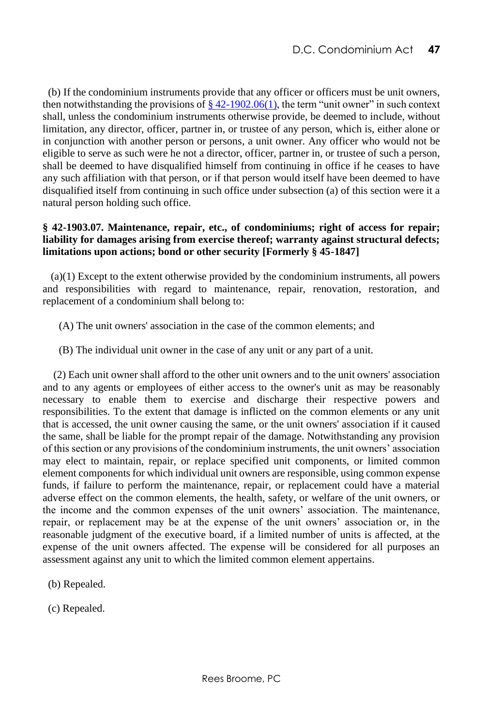(b) If the condominium instruments provide that any officer or officers must be unit owners, then notwithstanding the provisions of [§ 42-1902.06(1)](), the term "unit owner" in such context shall, unless the condominium instruments otherwise provide, be deemed to include, without limitation, any director, officer, partner in, or trustee of any person, which is, either alone or in conjunction with another person or persons, a unit owner. Any officer who would not be eligible to serve as such were he not a director, officer, partner in, or trustee of such a person, shall be deemed to have disqualified himself from continuing in office if he ceases to have any such affiliation with that person, or if that person would itself have been deemed to have disqualified itself from continuing in such office under subsection (a) of this section were it a natural person holding such office.

**§ 42-1903.07. Maintenance, repair, etc., of condominiums; right of access for repair; liability for damages arising from exercise thereof; warranty against structural defects; limitations upon actions; bond or other security [Formerly § 45-1847]**

(a)(1) Except to the extent otherwise provided by the condominium instruments, all powers and responsibilities with regard to maintenance, repair, renovation, restoration, and replacement of a condominium shall belong to:

(A) The unit owners' association in the case of the common elements; and

(B) The individual unit owner in the case of any unit or any part of a unit.

(2) Each unit owner shall afford to the other unit owners and to the unit owners' association and to any agents or employees of either access to the owner's unit as may be reasonably necessary to enable them to exercise and discharge their respective powers and responsibilities. To the extent that damage is inflicted on the common elements or any unit that is accessed, the unit owner causing the same, or the unit owners' association if it caused the same, shall be liable for the prompt repair of the damage. Notwithstanding any provision of this section or any provisions of the condominium instruments, the unit owners' association may elect to maintain, repair, or replace specified unit components, or limited common element components for which individual unit owners are responsible, using common expense funds, if failure to perform the maintenance, repair, or replacement could have a material adverse effect on the common elements, the health, safety, or welfare of the unit owners, or the income and the common expenses of the unit owners' association. The maintenance, repair, or replacement may be at the expense of the unit owners' association or, in the reasonable judgment of the executive board, if a limited number of units is affected, at the expense of the unit owners affected. The expense will be considered for all purposes an assessment against any unit to which the limited common element appertains.

(b) Repealed.

(c) Repealed.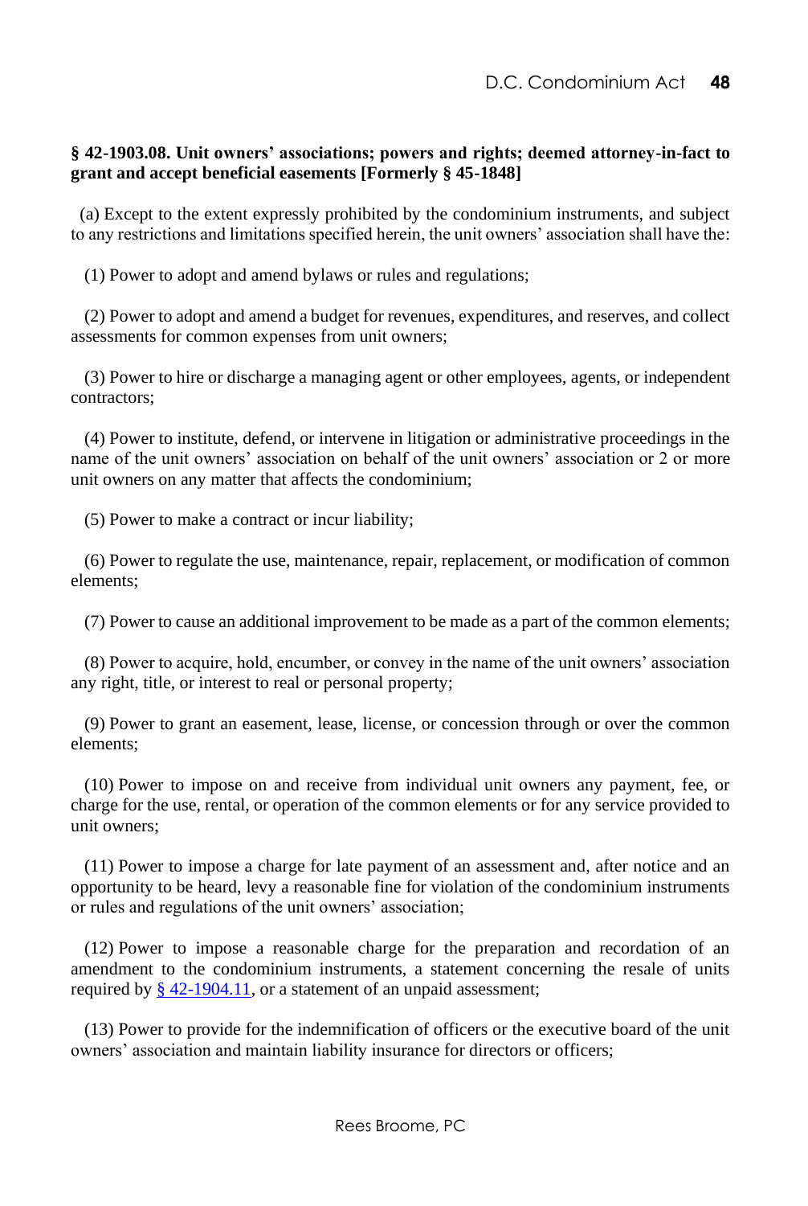**§ 42-1903.08. Unit owners' associations; powers and rights; deemed attorney-in-fact to grant and accept beneficial easements [Formerly § 45-1848]**

(a) Except to the extent expressly prohibited by the condominium instruments, and subject to any restrictions and limitations specified herein, the unit owners' association shall have the:

(1) Power to adopt and amend bylaws or rules and regulations;

(2) Power to adopt and amend a budget for revenues, expenditures, and reserves, and collect assessments for common expenses from unit owners;

(3) Power to hire or discharge a managing agent or other employees, agents, or independent contractors;

(4) Power to institute, defend, or intervene in litigation or administrative proceedings in the name of the unit owners' association on behalf of the unit owners' association or 2 or more unit owners on any matter that affects the condominium;

(5) Power to make a contract or incur liability;

(6) Power to regulate the use, maintenance, repair, replacement, or modification of common elements;

(7) Power to cause an additional improvement to be made as a part of the common elements;

(8) Power to acquire, hold, encumber, or convey in the name of the unit owners' association any right, title, or interest to real or personal property;

(9) Power to grant an easement, lease, license, or concession through or over the common elements;

(10) Power to impose on and receive from individual unit owners any payment, fee, or charge for the use, rental, or operation of the common elements or for any service provided to unit owners;

(11) Power to impose a charge for late payment of an assessment and, after notice and an opportunity to be heard, levy a reasonable fine for violation of the condominium instruments or rules and regulations of the unit owners' association;

(12) Power to impose a reasonable charge for the preparation and recordation of an amendment to the condominium instruments, a statement concerning the resale of units required by [§ 42-1904.11](), or a statement of an unpaid assessment;

(13) Power to provide for the indemnification of officers or the executive board of the unit owners' association and maintain liability insurance for directors or officers;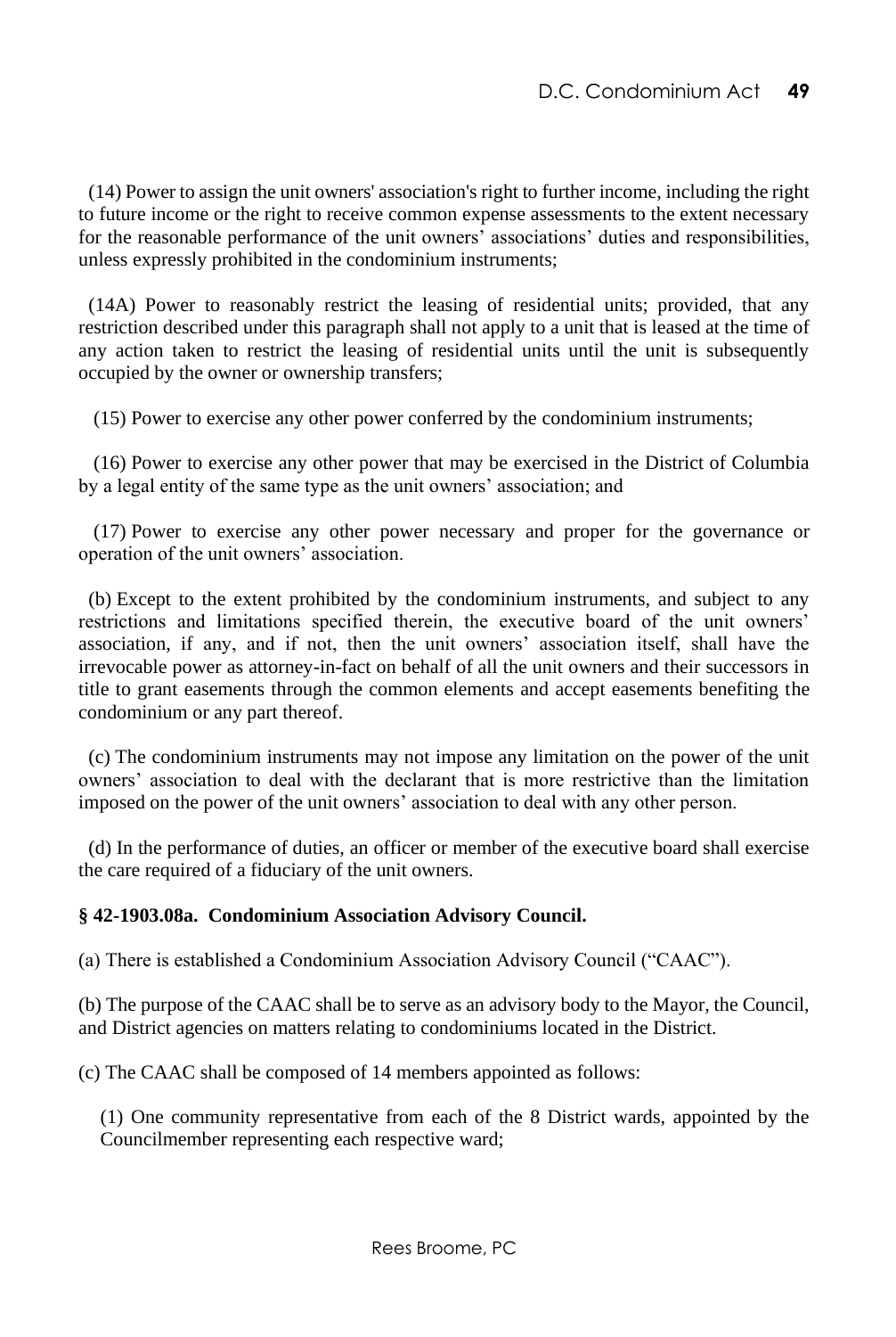(14) Power to assign the unit owners' association's right to further income, including the right to future income or the right to receive common expense assessments to the extent necessary for the reasonable performance of the unit owners' associations' duties and responsibilities, unless expressly prohibited in the condominium instruments;

(14A) Power to reasonably restrict the leasing of residential units; provided, that any restriction described under this paragraph shall not apply to a unit that is leased at the time of any action taken to restrict the leasing of residential units until the unit is subsequently occupied by the owner or ownership transfers;

(15) Power to exercise any other power conferred by the condominium instruments;

(16) Power to exercise any other power that may be exercised in the District of Columbia by a legal entity of the same type as the unit owners' association; and

(17) Power to exercise any other power necessary and proper for the governance or operation of the unit owners' association.

(b) Except to the extent prohibited by the condominium instruments, and subject to any restrictions and limitations specified therein, the executive board of the unit owners' association, if any, and if not, then the unit owners' association itself, shall have the irrevocable power as attorney-in-fact on behalf of all the unit owners and their successors in title to grant easements through the common elements and accept easements benefiting the condominium or any part thereof.

(c) The condominium instruments may not impose any limitation on the power of the unit owners' association to deal with the declarant that is more restrictive than the limitation imposed on the power of the unit owners' association to deal with any other person.

(d) In the performance of duties, an officer or member of the executive board shall exercise the care required of a fiduciary of the unit owners.

**§ 42-1903.08a. Condominium Association Advisory Council.**

(a) There is established a Condominium Association Advisory Council ("CAAC").

(b) The purpose of the CAAC shall be to serve as an advisory body to the Mayor, the Council, and District agencies on matters relating to condominiums located in the District.

(c) The CAAC shall be composed of 14 members appointed as follows:

(1) One community representative from each of the 8 District wards, appointed by the Councilmember representing each respective ward;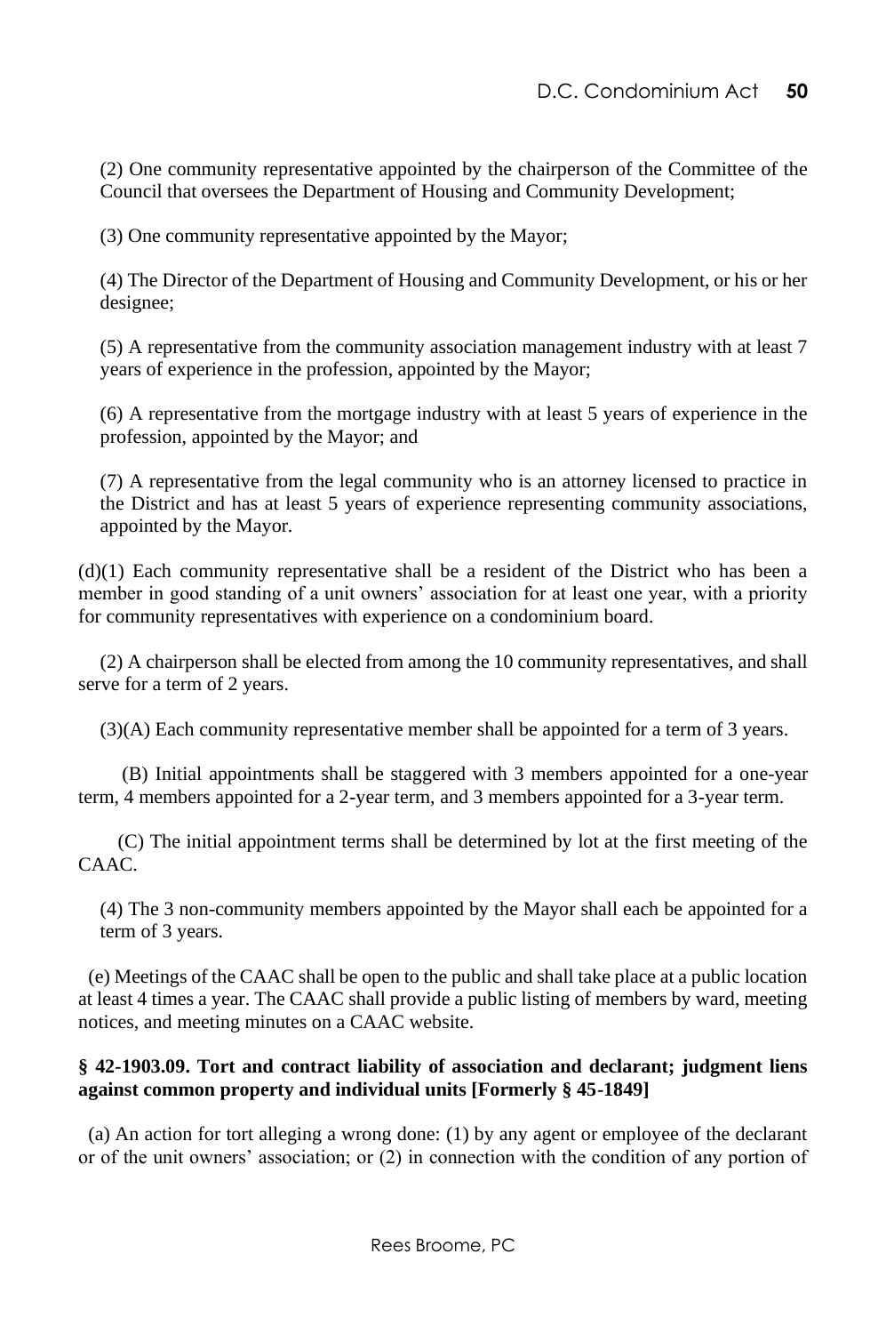(2) One community representative appointed by the chairperson of the Committee of the Council that oversees the Department of Housing and Community Development;

(3) One community representative appointed by the Mayor;

(4) The Director of the Department of Housing and Community Development, or his or her designee;

(5) A representative from the community association management industry with at least 7 years of experience in the profession, appointed by the Mayor;

(6) A representative from the mortgage industry with at least 5 years of experience in the profession, appointed by the Mayor; and

(7) A representative from the legal community who is an attorney licensed to practice in the District and has at least 5 years of experience representing community associations, appointed by the Mayor.

(d)(1) Each community representative shall be a resident of the District who has been a member in good standing of a unit owners' association for at least one year, with a priority for community representatives with experience on a condominium board.

(2) A chairperson shall be elected from among the 10 community representatives, and shall serve for a term of 2 years.

(3)(A) Each community representative member shall be appointed for a term of 3 years.

(B) Initial appointments shall be staggered with 3 members appointed for a one-year term, 4 members appointed for a 2-year term, and 3 members appointed for a 3-year term.

(C) The initial appointment terms shall be determined by lot at the first meeting of the CAAC.

(4) The 3 non-community members appointed by the Mayor shall each be appointed for a term of 3 years.

(e) Meetings of the CAAC shall be open to the public and shall take place at a public location at least 4 times a year. The CAAC shall provide a public listing of members by ward, meeting notices, and meeting minutes on a CAAC website.

**§ 42-1903.09. Tort and contract liability of association and declarant; judgment liens against common property and individual units [Formerly § 45-1849]**

(a) An action for tort alleging a wrong done: (1) by any agent or employee of the declarant or of the unit owners' association; or (2) in connection with the condition of any portion of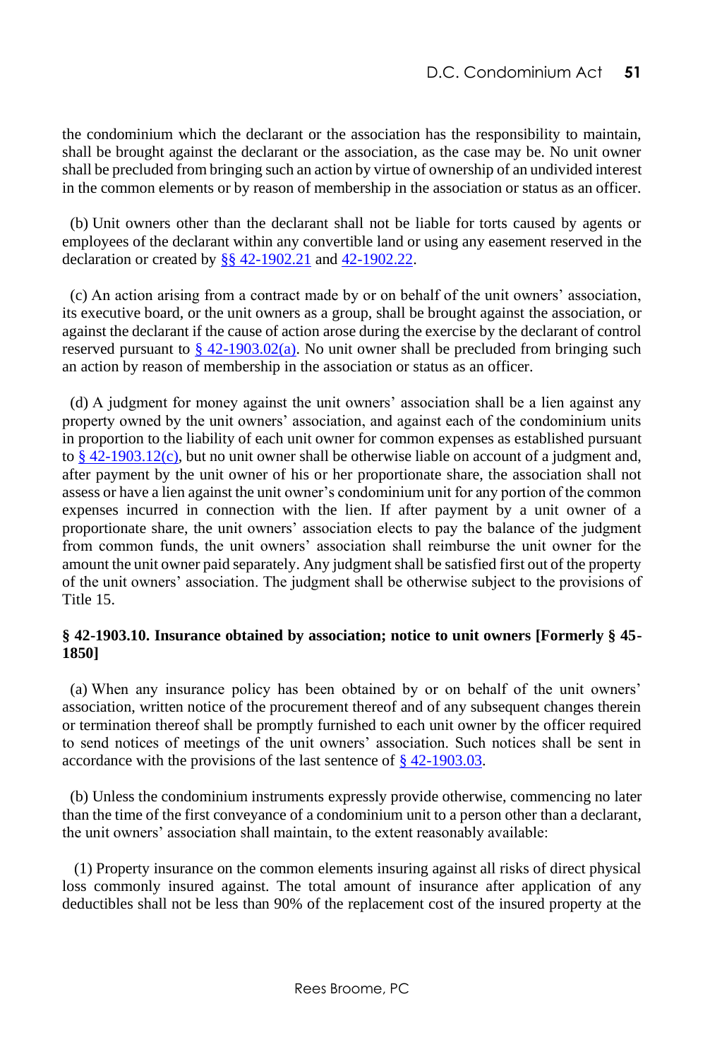the condominium which the declarant or the association has the responsibility to maintain, shall be brought against the declarant or the association, as the case may be. No unit owner shall be precluded from bringing such an action by virtue of ownership of an undivided interest in the common elements or by reason of membership in the association or status as an officer.

(b) Unit owners other than the declarant shall not be liable for torts caused by agents or employees of the declarant within any convertible land or using any easement reserved in the declaration or created by §§ 42-1902.21 and 42-1902.22.

(c) An action arising from a contract made by or on behalf of the unit owners' association, its executive board, or the unit owners as a group, shall be brought against the association, or against the declarant if the cause of action arose during the exercise by the declarant of control reserved pursuant to § 42-1903.02(a). No unit owner shall be precluded from bringing such an action by reason of membership in the association or status as an officer.

(d) A judgment for money against the unit owners' association shall be a lien against any property owned by the unit owners' association, and against each of the condominium units in proportion to the liability of each unit owner for common expenses as established pursuant to § 42-1903.12(c), but no unit owner shall be otherwise liable on account of a judgment and, after payment by the unit owner of his or her proportionate share, the association shall not assess or have a lien against the unit owner's condominium unit for any portion of the common expenses incurred in connection with the lien. If after payment by a unit owner of a proportionate share, the unit owners' association elects to pay the balance of the judgment from common funds, the unit owners' association shall reimburse the unit owner for the amount the unit owner paid separately. Any judgment shall be satisfied first out of the property of the unit owners' association. The judgment shall be otherwise subject to the provisions of Title 15.

**§ 42-1903.10. Insurance obtained by association; notice to unit owners [Formerly § 45-1850]**

(a) When any insurance policy has been obtained by or on behalf of the unit owners' association, written notice of the procurement thereof and of any subsequent changes therein or termination thereof shall be promptly furnished to each unit owner by the officer required to send notices of meetings of the unit owners' association. Such notices shall be sent in accordance with the provisions of the last sentence of § 42-1903.03.

(b) Unless the condominium instruments expressly provide otherwise, commencing no later than the time of the first conveyance of a condominium unit to a person other than a declarant, the unit owners' association shall maintain, to the extent reasonably available:

(1) Property insurance on the common elements insuring against all risks of direct physical loss commonly insured against. The total amount of insurance after application of any deductibles shall not be less than 90% of the replacement cost of the insured property at the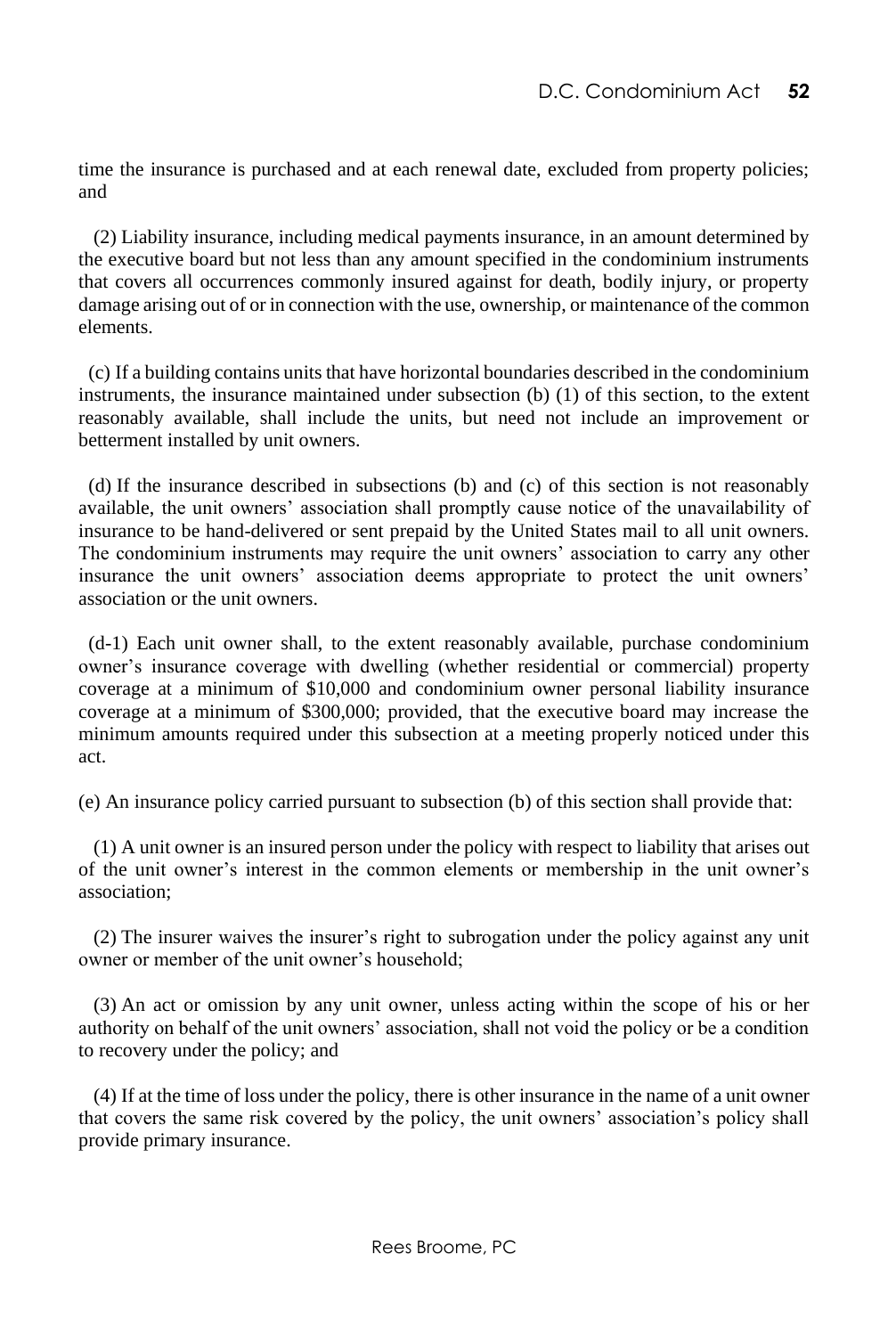time the insurance is purchased and at each renewal date, excluded from property policies; and

(2) Liability insurance, including medical payments insurance, in an amount determined by the executive board but not less than any amount specified in the condominium instruments that covers all occurrences commonly insured against for death, bodily injury, or property damage arising out of or in connection with the use, ownership, or maintenance of the common elements.

(c) If a building contains units that have horizontal boundaries described in the condominium instruments, the insurance maintained under subsection (b) (1) of this section, to the extent reasonably available, shall include the units, but need not include an improvement or betterment installed by unit owners.

(d) If the insurance described in subsections (b) and (c) of this section is not reasonably available, the unit owners' association shall promptly cause notice of the unavailability of insurance to be hand-delivered or sent prepaid by the United States mail to all unit owners. The condominium instruments may require the unit owners' association to carry any other insurance the unit owners' association deems appropriate to protect the unit owners' association or the unit owners.

(d-1) Each unit owner shall, to the extent reasonably available, purchase condominium owner's insurance coverage with dwelling (whether residential or commercial) property coverage at a minimum of $10,000 and condominium owner personal liability insurance coverage at a minimum of $300,000; provided, that the executive board may increase the minimum amounts required under this subsection at a meeting properly noticed under this act.

(e) An insurance policy carried pursuant to subsection (b) of this section shall provide that:

(1) A unit owner is an insured person under the policy with respect to liability that arises out of the unit owner's interest in the common elements or membership in the unit owner's association;

(2) The insurer waives the insurer's right to subrogation under the policy against any unit owner or member of the unit owner's household;

(3) An act or omission by any unit owner, unless acting within the scope of his or her authority on behalf of the unit owners' association, shall not void the policy or be a condition to recovery under the policy; and

(4) If at the time of loss under the policy, there is other insurance in the name of a unit owner that covers the same risk covered by the policy, the unit owners' association's policy shall provide primary insurance.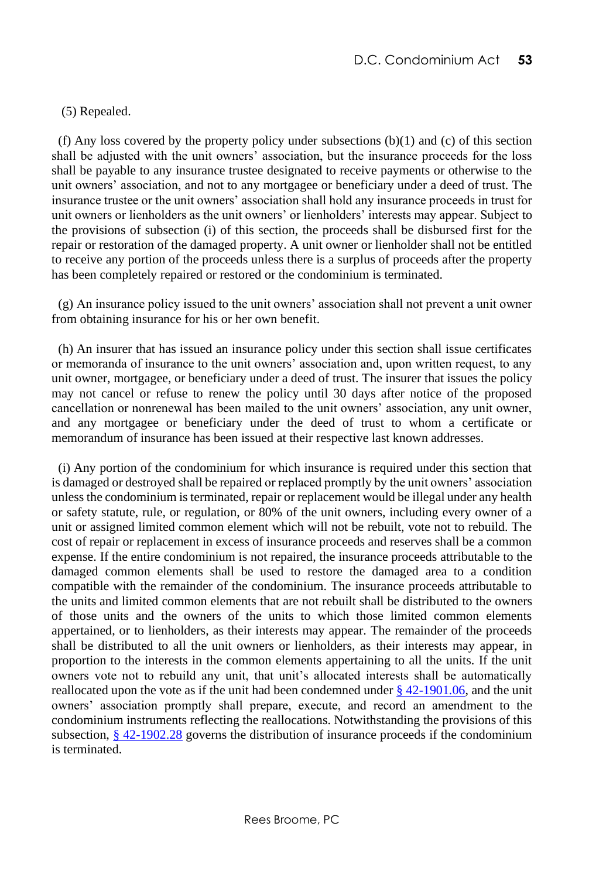(5) Repealed.

(f) Any loss covered by the property policy under subsections (b)(1) and (c) of this section shall be adjusted with the unit owners' association, but the insurance proceeds for the loss shall be payable to any insurance trustee designated to receive payments or otherwise to the unit owners' association, and not to any mortgagee or beneficiary under a deed of trust. The insurance trustee or the unit owners' association shall hold any insurance proceeds in trust for unit owners or lienholders as the unit owners' or lienholders' interests may appear. Subject to the provisions of subsection (i) of this section, the proceeds shall be disbursed first for the repair or restoration of the damaged property. A unit owner or lienholder shall not be entitled to receive any portion of the proceeds unless there is a surplus of proceeds after the property has been completely repaired or restored or the condominium is terminated.

(g) An insurance policy issued to the unit owners' association shall not prevent a unit owner from obtaining insurance for his or her own benefit.

(h) An insurer that has issued an insurance policy under this section shall issue certificates or memoranda of insurance to the unit owners' association and, upon written request, to any unit owner, mortgagee, or beneficiary under a deed of trust. The insurer that issues the policy may not cancel or refuse to renew the policy until 30 days after notice of the proposed cancellation or nonrenewal has been mailed to the unit owners' association, any unit owner, and any mortgagee or beneficiary under the deed of trust to whom a certificate or memorandum of insurance has been issued at their respective last known addresses.

(i) Any portion of the condominium for which insurance is required under this section that is damaged or destroyed shall be repaired or replaced promptly by the unit owners' association unless the condominium is terminated, repair or replacement would be illegal under any health or safety statute, rule, or regulation, or 80% of the unit owners, including every owner of a unit or assigned limited common element which will not be rebuilt, vote not to rebuild. The cost of repair or replacement in excess of insurance proceeds and reserves shall be a common expense. If the entire condominium is not repaired, the insurance proceeds attributable to the damaged common elements shall be used to restore the damaged area to a condition compatible with the remainder of the condominium. The insurance proceeds attributable to the units and limited common elements that are not rebuilt shall be distributed to the owners of those units and the owners of the units to which those limited common elements appertained, or to lienholders, as their interests may appear. The remainder of the proceeds shall be distributed to all the unit owners or lienholders, as their interests may appear, in proportion to the interests in the common elements appertaining to all the units. If the unit owners vote not to rebuild any unit, that unit's allocated interests shall be automatically reallocated upon the vote as if the unit had been condemned under § 42-1901.06, and the unit owners' association promptly shall prepare, execute, and record an amendment to the condominium instruments reflecting the reallocations. Notwithstanding the provisions of this subsection, § 42-1902.28 governs the distribution of insurance proceeds if the condominium is terminated.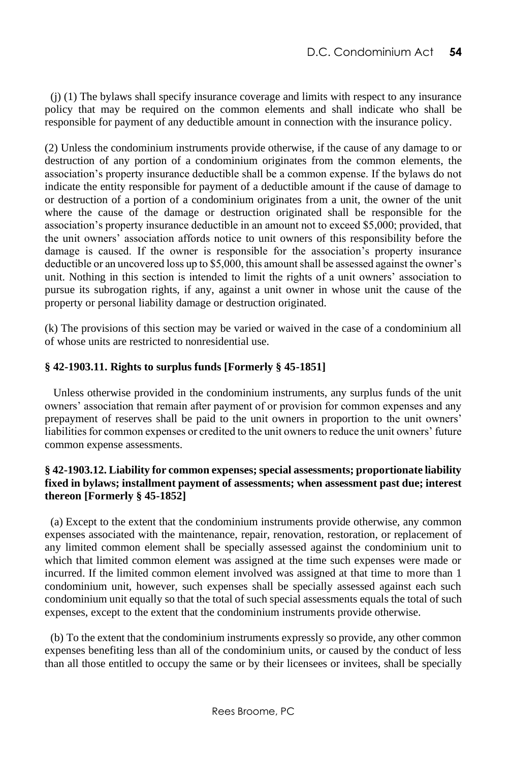(j) (1) The bylaws shall specify insurance coverage and limits with respect to any insurance policy that may be required on the common elements and shall indicate who shall be responsible for payment of any deductible amount in connection with the insurance policy.

(2) Unless the condominium instruments provide otherwise, if the cause of any damage to or destruction of any portion of a condominium originates from the common elements, the association's property insurance deductible shall be a common expense. If the bylaws do not indicate the entity responsible for payment of a deductible amount if the cause of damage to or destruction of a portion of a condominium originates from a unit, the owner of the unit where the cause of the damage or destruction originated shall be responsible for the association's property insurance deductible in an amount not to exceed $5,000; provided, that the unit owners' association affords notice to unit owners of this responsibility before the damage is caused. If the owner is responsible for the association's property insurance deductible or an uncovered loss up to $5,000, this amount shall be assessed against the owner's unit. Nothing in this section is intended to limit the rights of a unit owners' association to pursue its subrogation rights, if any, against a unit owner in whose unit the cause of the property or personal liability damage or destruction originated.

(k) The provisions of this section may be varied or waived in the case of a condominium all of whose units are restricted to nonresidential use.

### § 42-1903.11. Rights to surplus funds [Formerly § 45-1851]

Unless otherwise provided in the condominium instruments, any surplus funds of the unit owners' association that remain after payment of or provision for common expenses and any prepayment of reserves shall be paid to the unit owners in proportion to the unit owners' liabilities for common expenses or credited to the unit owners to reduce the unit owners' future common expense assessments.

### § 42-1903.12. Liability for common expenses; special assessments; proportionate liability fixed in bylaws; installment payment of assessments; when assessment past due; interest thereon [Formerly § 45-1852]

(a) Except to the extent that the condominium instruments provide otherwise, any common expenses associated with the maintenance, repair, renovation, restoration, or replacement of any limited common element shall be specially assessed against the condominium unit to which that limited common element was assigned at the time such expenses were made or incurred. If the limited common element involved was assigned at that time to more than 1 condominium unit, however, such expenses shall be specially assessed against each such condominium unit equally so that the total of such special assessments equals the total of such expenses, except to the extent that the condominium instruments provide otherwise.

(b) To the extent that the condominium instruments expressly so provide, any other common expenses benefiting less than all of the condominium units, or caused by the conduct of less than all those entitled to occupy the same or by their licensees or invitees, shall be specially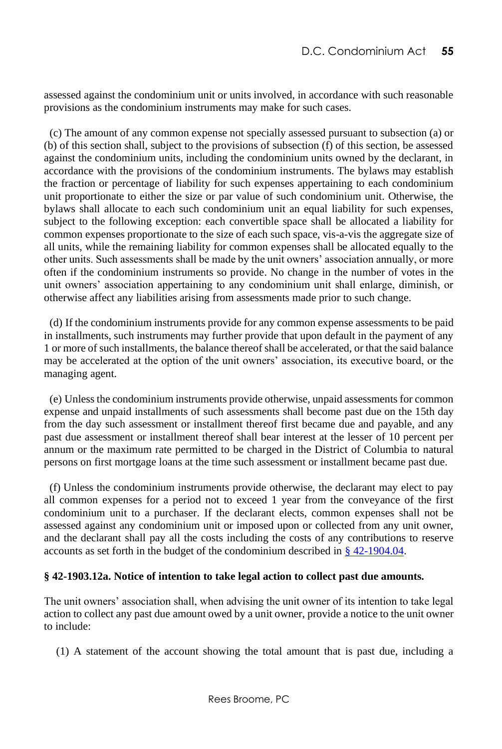assessed against the condominium unit or units involved, in accordance with such reasonable provisions as the condominium instruments may make for such cases.

(c) The amount of any common expense not specially assessed pursuant to subsection (a) or (b) of this section shall, subject to the provisions of subsection (f) of this section, be assessed against the condominium units, including the condominium units owned by the declarant, in accordance with the provisions of the condominium instruments. The bylaws may establish the fraction or percentage of liability for such expenses appertaining to each condominium unit proportionate to either the size or par value of such condominium unit. Otherwise, the bylaws shall allocate to each such condominium unit an equal liability for such expenses, subject to the following exception: each convertible space shall be allocated a liability for common expenses proportionate to the size of each such space, vis-a-vis the aggregate size of all units, while the remaining liability for common expenses shall be allocated equally to the other units. Such assessments shall be made by the unit owners' association annually, or more often if the condominium instruments so provide. No change in the number of votes in the unit owners' association appertaining to any condominium unit shall enlarge, diminish, or otherwise affect any liabilities arising from assessments made prior to such change.

(d) If the condominium instruments provide for any common expense assessments to be paid in installments, such instruments may further provide that upon default in the payment of any 1 or more of such installments, the balance thereof shall be accelerated, or that the said balance may be accelerated at the option of the unit owners' association, its executive board, or the managing agent.

(e) Unless the condominium instruments provide otherwise, unpaid assessments for common expense and unpaid installments of such assessments shall become past due on the 15th day from the day such assessment or installment thereof first became due and payable, and any past due assessment or installment thereof shall bear interest at the lesser of 10 percent per annum or the maximum rate permitted to be charged in the District of Columbia to natural persons on first mortgage loans at the time such assessment or installment became past due.

(f) Unless the condominium instruments provide otherwise, the declarant may elect to pay all common expenses for a period not to exceed 1 year from the conveyance of the first condominium unit to a purchaser. If the declarant elects, common expenses shall not be assessed against any condominium unit or imposed upon or collected from any unit owner, and the declarant shall pay all the costs including the costs of any contributions to reserve accounts as set forth in the budget of the condominium described in § 42-1904.04.

**§ 42-1903.12a. Notice of intention to take legal action to collect past due amounts.**

The unit owners' association shall, when advising the unit owner of its intention to take legal action to collect any past due amount owed by a unit owner, provide a notice to the unit owner to include:

(1) A statement of the account showing the total amount that is past due, including a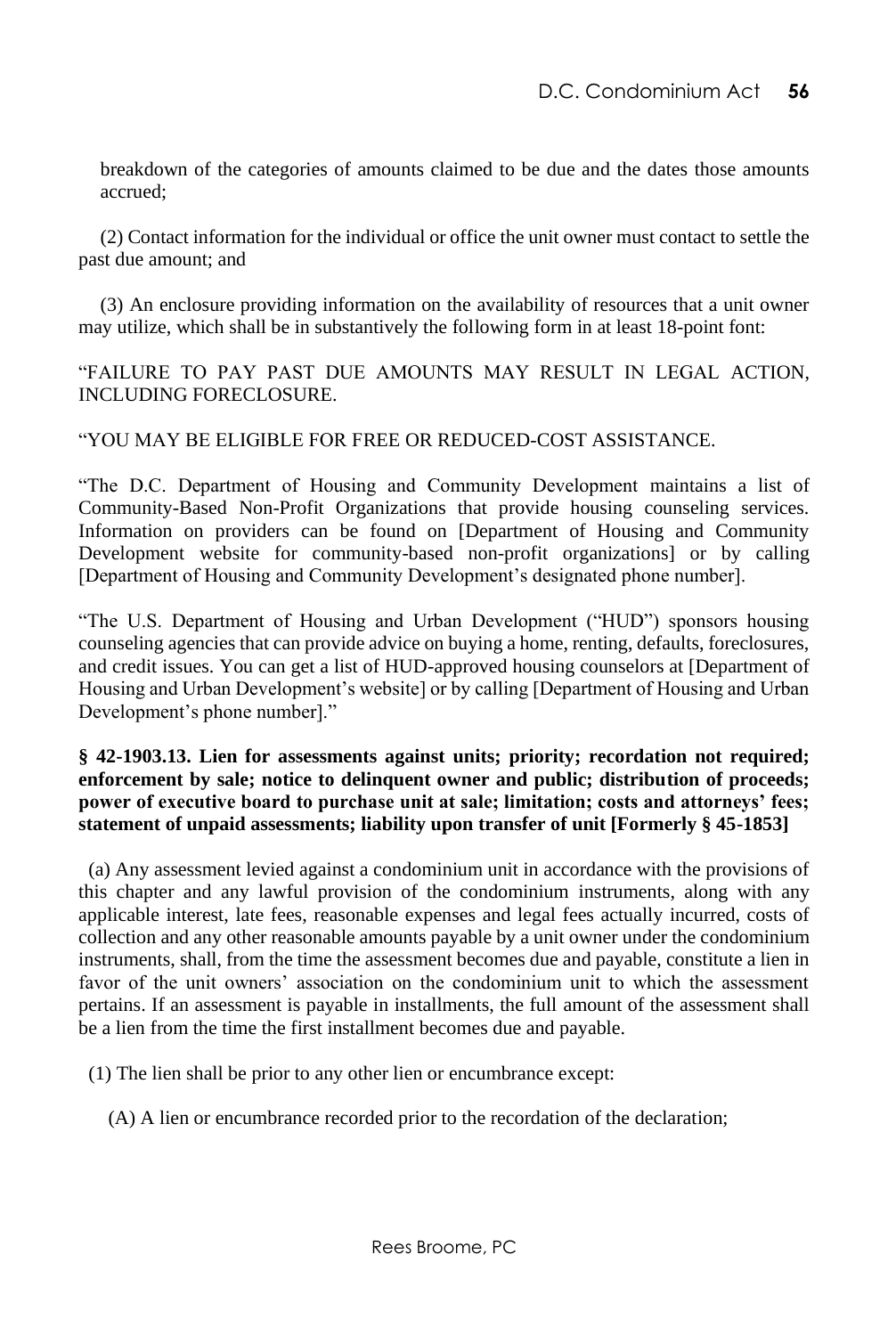breakdown of the categories of amounts claimed to be due and the dates those amounts accrued;

(2) Contact information for the individual or office the unit owner must contact to settle the past due amount; and

(3) An enclosure providing information on the availability of resources that a unit owner may utilize, which shall be in substantively the following form in at least 18-point font:

"FAILURE TO PAY PAST DUE AMOUNTS MAY RESULT IN LEGAL ACTION, INCLUDING FORECLOSURE.

"YOU MAY BE ELIGIBLE FOR FREE OR REDUCED-COST ASSISTANCE.

"The D.C. Department of Housing and Community Development maintains a list of Community-Based Non-Profit Organizations that provide housing counseling services. Information on providers can be found on [Department of Housing and Community Development website for community-based non-profit organizations] or by calling [Department of Housing and Community Development's designated phone number].

"The U.S. Department of Housing and Urban Development ("HUD") sponsors housing counseling agencies that can provide advice on buying a home, renting, defaults, foreclosures, and credit issues. You can get a list of HUD-approved housing counselors at [Department of Housing and Urban Development's website] or by calling [Department of Housing and Urban Development's phone number]."

**§ 42-1903.13. Lien for assessments against units; priority; recordation not required; enforcement by sale; notice to delinquent owner and public; distribution of proceeds; power of executive board to purchase unit at sale; limitation; costs and attorneys' fees; statement of unpaid assessments; liability upon transfer of unit [Formerly § 45-1853]**

(a) Any assessment levied against a condominium unit in accordance with the provisions of this chapter and any lawful provision of the condominium instruments, along with any applicable interest, late fees, reasonable expenses and legal fees actually incurred, costs of collection and any other reasonable amounts payable by a unit owner under the condominium instruments, shall, from the time the assessment becomes due and payable, constitute a lien in favor of the unit owners' association on the condominium unit to which the assessment pertains. If an assessment is payable in installments, the full amount of the assessment shall be a lien from the time the first installment becomes due and payable.

(1) The lien shall be prior to any other lien or encumbrance except:

(A) A lien or encumbrance recorded prior to the recordation of the declaration;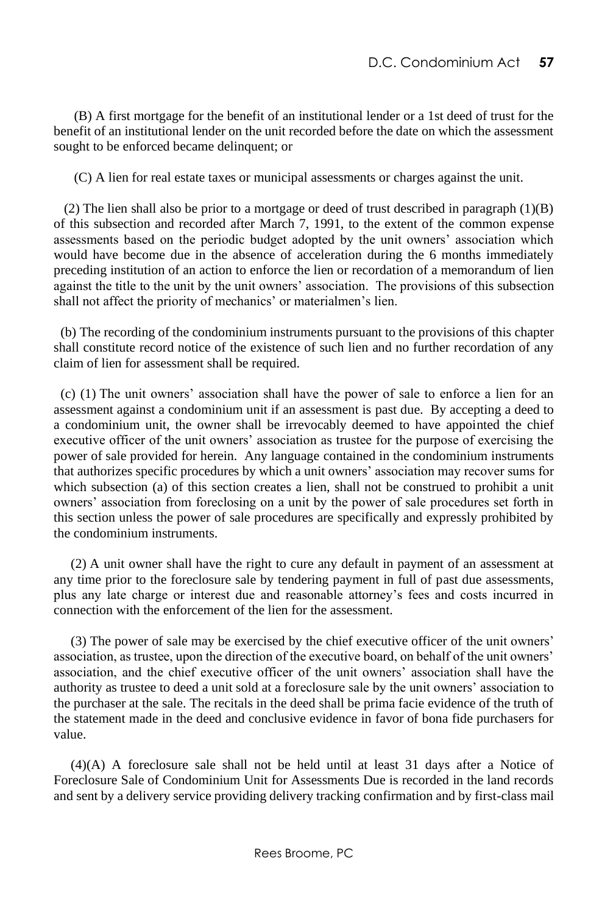(B) A first mortgage for the benefit of an institutional lender or a 1st deed of trust for the benefit of an institutional lender on the unit recorded before the date on which the assessment sought to be enforced became delinquent; or

(C) A lien for real estate taxes or municipal assessments or charges against the unit.

(2) The lien shall also be prior to a mortgage or deed of trust described in paragraph (1)(B) of this subsection and recorded after March 7, 1991, to the extent of the common expense assessments based on the periodic budget adopted by the unit owners' association which would have become due in the absence of acceleration during the 6 months immediately preceding institution of an action to enforce the lien or recordation of a memorandum of lien against the title to the unit by the unit owners' association. The provisions of this subsection shall not affect the priority of mechanics' or materialmen's lien.

(b) The recording of the condominium instruments pursuant to the provisions of this chapter shall constitute record notice of the existence of such lien and no further recordation of any claim of lien for assessment shall be required.

(c) (1) The unit owners' association shall have the power of sale to enforce a lien for an assessment against a condominium unit if an assessment is past due. By accepting a deed to a condominium unit, the owner shall be irrevocably deemed to have appointed the chief executive officer of the unit owners' association as trustee for the purpose of exercising the power of sale provided for herein. Any language contained in the condominium instruments that authorizes specific procedures by which a unit owners' association may recover sums for which subsection (a) of this section creates a lien, shall not be construed to prohibit a unit owners' association from foreclosing on a unit by the power of sale procedures set forth in this section unless the power of sale procedures are specifically and expressly prohibited by the condominium instruments.

(2) A unit owner shall have the right to cure any default in payment of an assessment at any time prior to the foreclosure sale by tendering payment in full of past due assessments, plus any late charge or interest due and reasonable attorney's fees and costs incurred in connection with the enforcement of the lien for the assessment.

(3) The power of sale may be exercised by the chief executive officer of the unit owners' association, as trustee, upon the direction of the executive board, on behalf of the unit owners' association, and the chief executive officer of the unit owners' association shall have the authority as trustee to deed a unit sold at a foreclosure sale by the unit owners' association to the purchaser at the sale. The recitals in the deed shall be prima facie evidence of the truth of the statement made in the deed and conclusive evidence in favor of bona fide purchasers for value.

(4)(A) A foreclosure sale shall not be held until at least 31 days after a Notice of Foreclosure Sale of Condominium Unit for Assessments Due is recorded in the land records and sent by a delivery service providing delivery tracking confirmation and by first-class mail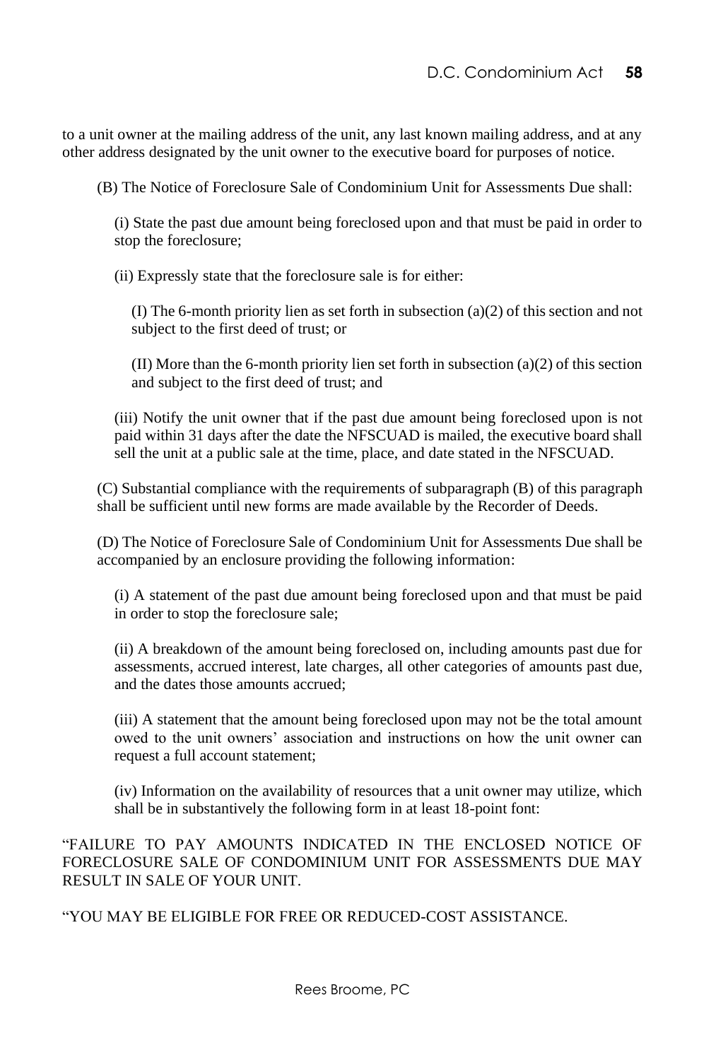to a unit owner at the mailing address of the unit, any last known mailing address, and at any other address designated by the unit owner to the executive board for purposes of notice.

(B) The Notice of Foreclosure Sale of Condominium Unit for Assessments Due shall:

(i) State the past due amount being foreclosed upon and that must be paid in order to stop the foreclosure;

(ii) Expressly state that the foreclosure sale is for either:

(I) The 6-month priority lien as set forth in subsection (a)(2) of this section and not subject to the first deed of trust; or

(II) More than the 6-month priority lien set forth in subsection (a)(2) of this section and subject to the first deed of trust; and

(iii) Notify the unit owner that if the past due amount being foreclosed upon is not paid within 31 days after the date the NFSCUAD is mailed, the executive board shall sell the unit at a public sale at the time, place, and date stated in the NFSCUAD.

(C) Substantial compliance with the requirements of subparagraph (B) of this paragraph shall be sufficient until new forms are made available by the Recorder of Deeds.

(D) The Notice of Foreclosure Sale of Condominium Unit for Assessments Due shall be accompanied by an enclosure providing the following information:

(i) A statement of the past due amount being foreclosed upon and that must be paid in order to stop the foreclosure sale;

(ii) A breakdown of the amount being foreclosed on, including amounts past due for assessments, accrued interest, late charges, all other categories of amounts past due, and the dates those amounts accrued;

(iii) A statement that the amount being foreclosed upon may not be the total amount owed to the unit owners' association and instructions on how the unit owner can request a full account statement;

(iv) Information on the availability of resources that a unit owner may utilize, which shall be in substantively the following form in at least 18-point font:

"FAILURE TO PAY AMOUNTS INDICATED IN THE ENCLOSED NOTICE OF FORECLOSURE SALE OF CONDOMINIUM UNIT FOR ASSESSMENTS DUE MAY RESULT IN SALE OF YOUR UNIT.

"YOU MAY BE ELIGIBLE FOR FREE OR REDUCED-COST ASSISTANCE.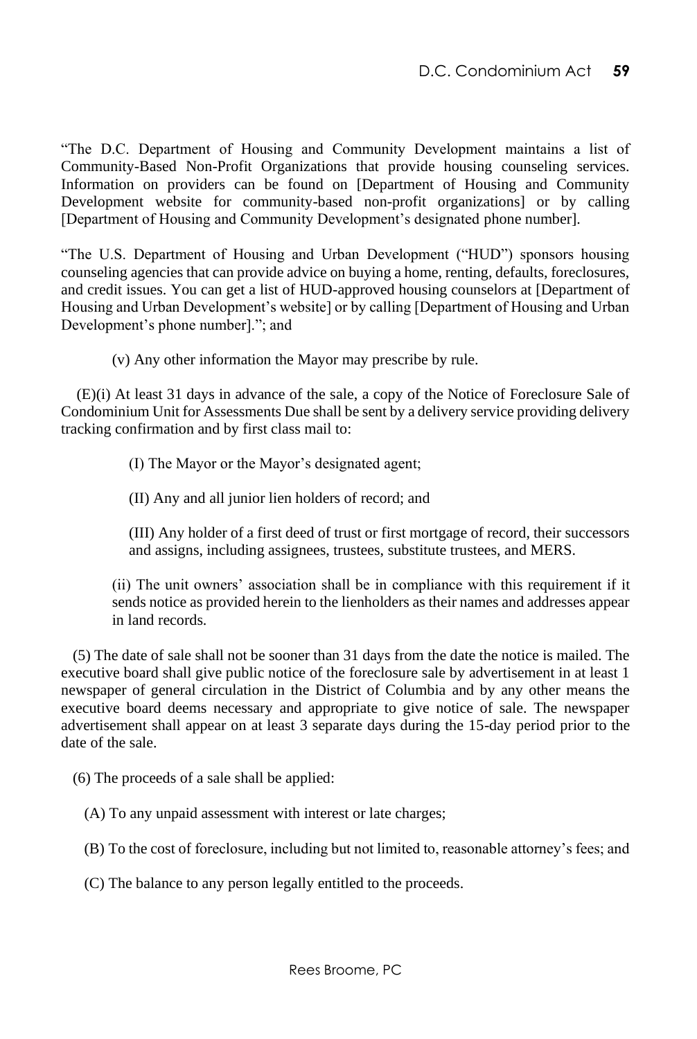"The D.C. Department of Housing and Community Development maintains a list of Community-Based Non-Profit Organizations that provide housing counseling services. Information on providers can be found on [Department of Housing and Community Development website for community-based non-profit organizations] or by calling [Department of Housing and Community Development's designated phone number].

"The U.S. Department of Housing and Urban Development ("HUD") sponsors housing counseling agencies that can provide advice on buying a home, renting, defaults, foreclosures, and credit issues. You can get a list of HUD-approved housing counselors at [Department of Housing and Urban Development's website] or by calling [Department of Housing and Urban Development's phone number]."; and

(v) Any other information the Mayor may prescribe by rule.

(E)(i) At least 31 days in advance of the sale, a copy of the Notice of Foreclosure Sale of Condominium Unit for Assessments Due shall be sent by a delivery service providing delivery tracking confirmation and by first class mail to:

(I) The Mayor or the Mayor's designated agent;

(II) Any and all junior lien holders of record; and

(III) Any holder of a first deed of trust or first mortgage of record, their successors and assigns, including assignees, trustees, substitute trustees, and MERS.

(ii) The unit owners' association shall be in compliance with this requirement if it sends notice as provided herein to the lienholders as their names and addresses appear in land records.

(5) The date of sale shall not be sooner than 31 days from the date the notice is mailed. The executive board shall give public notice of the foreclosure sale by advertisement in at least 1 newspaper of general circulation in the District of Columbia and by any other means the executive board deems necessary and appropriate to give notice of sale. The newspaper advertisement shall appear on at least 3 separate days during the 15-day period prior to the date of the sale.

(6) The proceeds of a sale shall be applied:

(A) To any unpaid assessment with interest or late charges;

(B) To the cost of foreclosure, including but not limited to, reasonable attorney's fees; and

(C) The balance to any person legally entitled to the proceeds.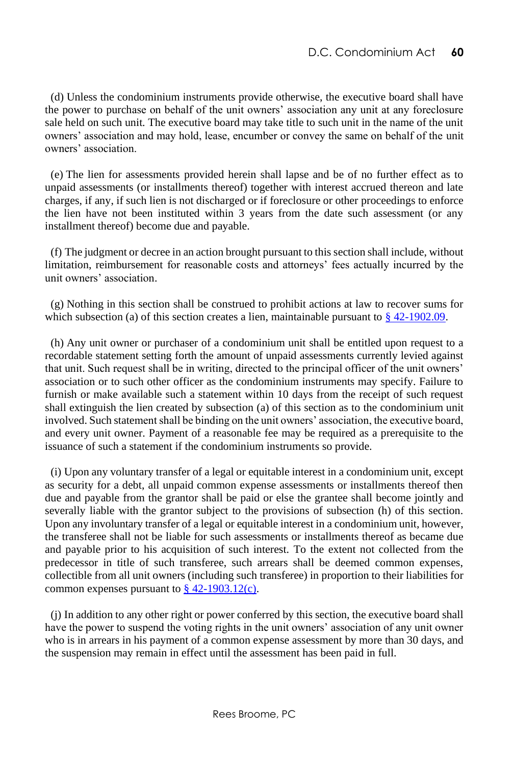(d) Unless the condominium instruments provide otherwise, the executive board shall have the power to purchase on behalf of the unit owners' association any unit at any foreclosure sale held on such unit. The executive board may take title to such unit in the name of the unit owners' association and may hold, lease, encumber or convey the same on behalf of the unit owners' association.

(e) The lien for assessments provided herein shall lapse and be of no further effect as to unpaid assessments (or installments thereof) together with interest accrued thereon and late charges, if any, if such lien is not discharged or if foreclosure or other proceedings to enforce the lien have not been instituted within 3 years from the date such assessment (or any installment thereof) become due and payable.

(f) The judgment or decree in an action brought pursuant to this section shall include, without limitation, reimbursement for reasonable costs and attorneys' fees actually incurred by the unit owners' association.

(g) Nothing in this section shall be construed to prohibit actions at law to recover sums for which subsection (a) of this section creates a lien, maintainable pursuant to § 42-1902.09.

(h) Any unit owner or purchaser of a condominium unit shall be entitled upon request to a recordable statement setting forth the amount of unpaid assessments currently levied against that unit. Such request shall be in writing, directed to the principal officer of the unit owners' association or to such other officer as the condominium instruments may specify. Failure to furnish or make available such a statement within 10 days from the receipt of such request shall extinguish the lien created by subsection (a) of this section as to the condominium unit involved. Such statement shall be binding on the unit owners' association, the executive board, and every unit owner. Payment of a reasonable fee may be required as a prerequisite to the issuance of such a statement if the condominium instruments so provide.

(i) Upon any voluntary transfer of a legal or equitable interest in a condominium unit, except as security for a debt, all unpaid common expense assessments or installments thereof then due and payable from the grantor shall be paid or else the grantee shall become jointly and severally liable with the grantor subject to the provisions of subsection (h) of this section. Upon any involuntary transfer of a legal or equitable interest in a condominium unit, however, the transferee shall not be liable for such assessments or installments thereof as became due and payable prior to his acquisition of such interest. To the extent not collected from the predecessor in title of such transferee, such arrears shall be deemed common expenses, collectible from all unit owners (including such transferee) in proportion to their liabilities for common expenses pursuant to § 42-1903.12(c).

(j) In addition to any other right or power conferred by this section, the executive board shall have the power to suspend the voting rights in the unit owners' association of any unit owner who is in arrears in his payment of a common expense assessment by more than 30 days, and the suspension may remain in effect until the assessment has been paid in full.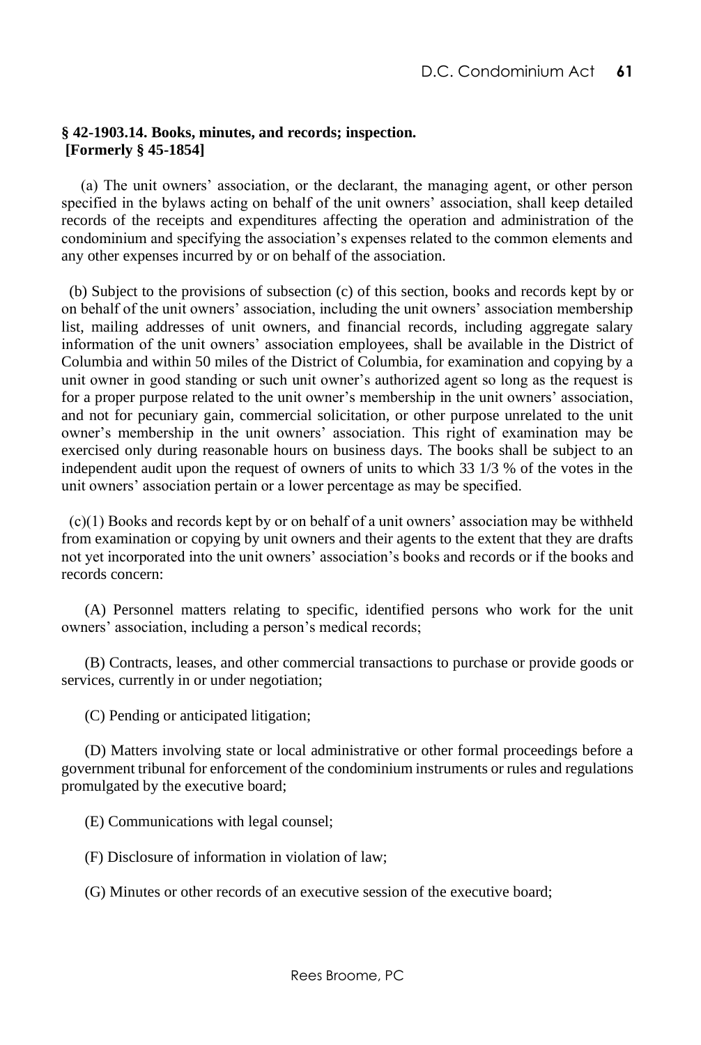### § 42-1903.14. Books, minutes, and records; inspection. [Formerly § 45-1854]

(a) The unit owners' association, or the declarant, the managing agent, or other person specified in the bylaws acting on behalf of the unit owners' association, shall keep detailed records of the receipts and expenditures affecting the operation and administration of the condominium and specifying the association's expenses related to the common elements and any other expenses incurred by or on behalf of the association.

(b) Subject to the provisions of subsection (c) of this section, books and records kept by or on behalf of the unit owners' association, including the unit owners' association membership list, mailing addresses of unit owners, and financial records, including aggregate salary information of the unit owners' association employees, shall be available in the District of Columbia and within 50 miles of the District of Columbia, for examination and copying by a unit owner in good standing or such unit owner's authorized agent so long as the request is for a proper purpose related to the unit owner's membership in the unit owners' association, and not for pecuniary gain, commercial solicitation, or other purpose unrelated to the unit owner's membership in the unit owners' association. This right of examination may be exercised only during reasonable hours on business days. The books shall be subject to an independent audit upon the request of owners of units to which 33 1/3 % of the votes in the unit owners' association pertain or a lower percentage as may be specified.

(c)(1) Books and records kept by or on behalf of a unit owners' association may be withheld from examination or copying by unit owners and their agents to the extent that they are drafts not yet incorporated into the unit owners' association's books and records or if the books and records concern:

(A) Personnel matters relating to specific, identified persons who work for the unit owners' association, including a person's medical records;

(B) Contracts, leases, and other commercial transactions to purchase or provide goods or services, currently in or under negotiation;

(C) Pending or anticipated litigation;

(D) Matters involving state or local administrative or other formal proceedings before a government tribunal for enforcement of the condominium instruments or rules and regulations promulgated by the executive board;

(E) Communications with legal counsel;

(F) Disclosure of information in violation of law;

(G) Minutes or other records of an executive session of the executive board;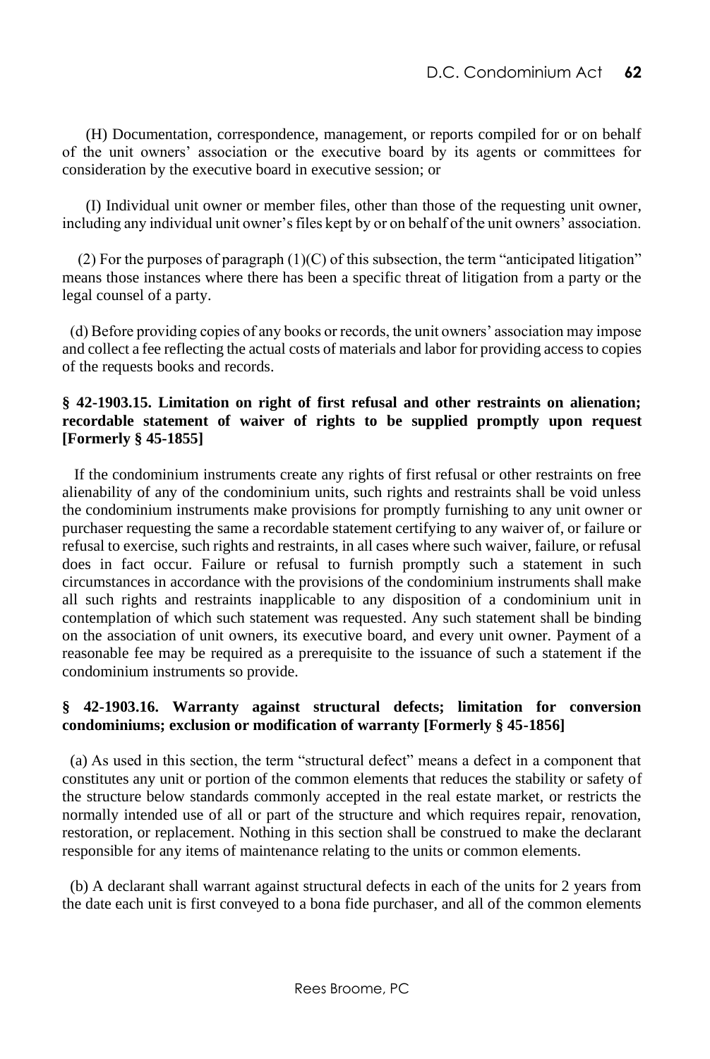(H) Documentation, correspondence, management, or reports compiled for or on behalf of the unit owners' association or the executive board by its agents or committees for consideration by the executive board in executive session; or

(I) Individual unit owner or member files, other than those of the requesting unit owner, including any individual unit owner's files kept by or on behalf of the unit owners' association.

(2) For the purposes of paragraph (1)(C) of this subsection, the term "anticipated litigation" means those instances where there has been a specific threat of litigation from a party or the legal counsel of a party.

(d) Before providing copies of any books or records, the unit owners' association may impose and collect a fee reflecting the actual costs of materials and labor for providing access to copies of the requests books and records.

### § 42-1903.15. Limitation on right of first refusal and other restraints on alienation; recordable statement of waiver of rights to be supplied promptly upon request [Formerly § 45-1855]

If the condominium instruments create any rights of first refusal or other restraints on free alienability of any of the condominium units, such rights and restraints shall be void unless the condominium instruments make provisions for promptly furnishing to any unit owner or purchaser requesting the same a recordable statement certifying to any waiver of, or failure or refusal to exercise, such rights and restraints, in all cases where such waiver, failure, or refusal does in fact occur. Failure or refusal to furnish promptly such a statement in such circumstances in accordance with the provisions of the condominium instruments shall make all such rights and restraints inapplicable to any disposition of a condominium unit in contemplation of which such statement was requested. Any such statement shall be binding on the association of unit owners, its executive board, and every unit owner. Payment of a reasonable fee may be required as a prerequisite to the issuance of such a statement if the condominium instruments so provide.

### § 42-1903.16. Warranty against structural defects; limitation for conversion condominiums; exclusion or modification of warranty [Formerly § 45-1856]

(a) As used in this section, the term "structural defect" means a defect in a component that constitutes any unit or portion of the common elements that reduces the stability or safety of the structure below standards commonly accepted in the real estate market, or restricts the normally intended use of all or part of the structure and which requires repair, renovation, restoration, or replacement. Nothing in this section shall be construed to make the declarant responsible for any items of maintenance relating to the units or common elements.

(b) A declarant shall warrant against structural defects in each of the units for 2 years from the date each unit is first conveyed to a bona fide purchaser, and all of the common elements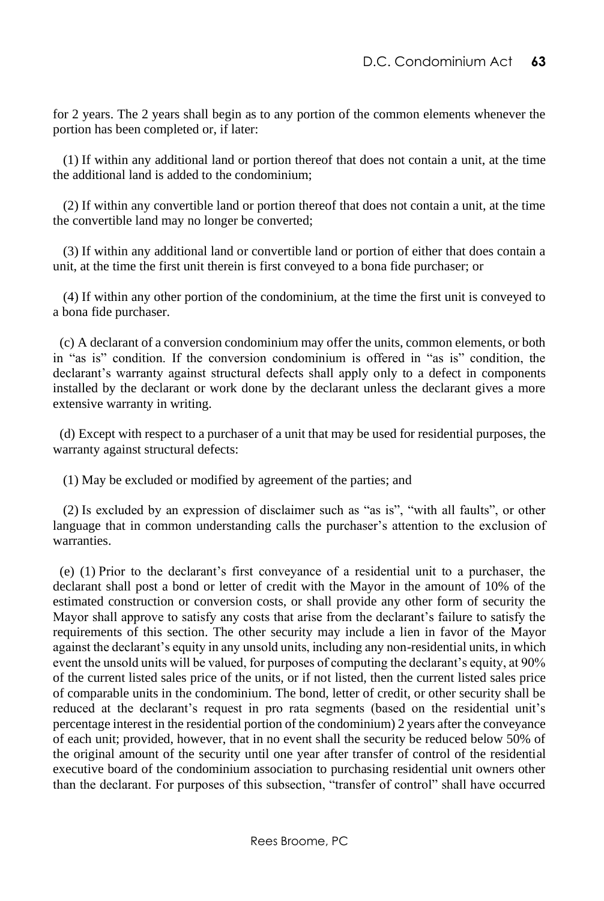for 2 years. The 2 years shall begin as to any portion of the common elements whenever the portion has been completed or, if later:

(1) If within any additional land or portion thereof that does not contain a unit, at the time the additional land is added to the condominium;

(2) If within any convertible land or portion thereof that does not contain a unit, at the time the convertible land may no longer be converted;

(3) If within any additional land or convertible land or portion of either that does contain a unit, at the time the first unit therein is first conveyed to a bona fide purchaser; or

(4) If within any other portion of the condominium, at the time the first unit is conveyed to a bona fide purchaser.

(c) A declarant of a conversion condominium may offer the units, common elements, or both in "as is" condition. If the conversion condominium is offered in "as is" condition, the declarant's warranty against structural defects shall apply only to a defect in components installed by the declarant or work done by the declarant unless the declarant gives a more extensive warranty in writing.

(d) Except with respect to a purchaser of a unit that may be used for residential purposes, the warranty against structural defects:

(1) May be excluded or modified by agreement of the parties; and

(2) Is excluded by an expression of disclaimer such as "as is", "with all faults", or other language that in common understanding calls the purchaser's attention to the exclusion of warranties.

(e) (1) Prior to the declarant's first conveyance of a residential unit to a purchaser, the declarant shall post a bond or letter of credit with the Mayor in the amount of 10% of the estimated construction or conversion costs, or shall provide any other form of security the Mayor shall approve to satisfy any costs that arise from the declarant's failure to satisfy the requirements of this section. The other security may include a lien in favor of the Mayor against the declarant's equity in any unsold units, including any non-residential units, in which event the unsold units will be valued, for purposes of computing the declarant's equity, at 90% of the current listed sales price of the units, or if not listed, then the current listed sales price of comparable units in the condominium. The bond, letter of credit, or other security shall be reduced at the declarant's request in pro rata segments (based on the residential unit's percentage interest in the residential portion of the condominium) 2 years after the conveyance of each unit; provided, however, that in no event shall the security be reduced below 50% of the original amount of the security until one year after transfer of control of the residential executive board of the condominium association to purchasing residential unit owners other than the declarant. For purposes of this subsection, "transfer of control" shall have occurred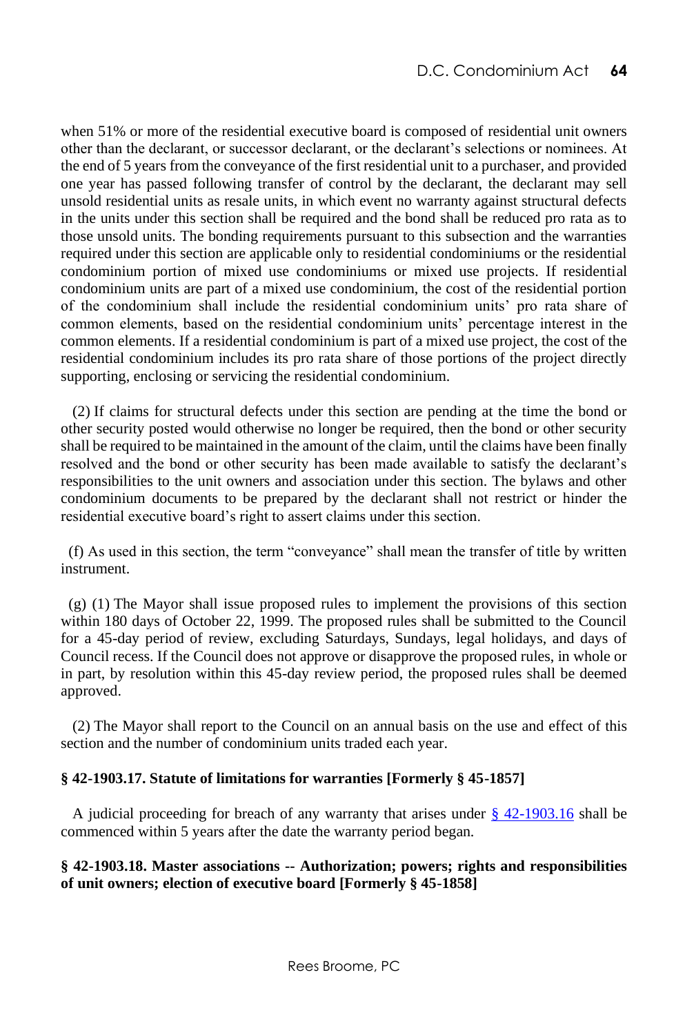when 51% or more of the residential executive board is composed of residential unit owners other than the declarant, or successor declarant, or the declarant's selections or nominees. At the end of 5 years from the conveyance of the first residential unit to a purchaser, and provided one year has passed following transfer of control by the declarant, the declarant may sell unsold residential units as resale units, in which event no warranty against structural defects in the units under this section shall be required and the bond shall be reduced pro rata as to those unsold units. The bonding requirements pursuant to this subsection and the warranties required under this section are applicable only to residential condominiums or the residential condominium portion of mixed use condominiums or mixed use projects. If residential condominium units are part of a mixed use condominium, the cost of the residential portion of the condominium shall include the residential condominium units' pro rata share of common elements, based on the residential condominium units' percentage interest in the common elements. If a residential condominium is part of a mixed use project, the cost of the residential condominium includes its pro rata share of those portions of the project directly supporting, enclosing or servicing the residential condominium.

(2) If claims for structural defects under this section are pending at the time the bond or other security posted would otherwise no longer be required, then the bond or other security shall be required to be maintained in the amount of the claim, until the claims have been finally resolved and the bond or other security has been made available to satisfy the declarant's responsibilities to the unit owners and association under this section. The bylaws and other condominium documents to be prepared by the declarant shall not restrict or hinder the residential executive board's right to assert claims under this section.

(f) As used in this section, the term "conveyance" shall mean the transfer of title by written instrument.

(g) (1) The Mayor shall issue proposed rules to implement the provisions of this section within 180 days of October 22, 1999. The proposed rules shall be submitted to the Council for a 45-day period of review, excluding Saturdays, Sundays, legal holidays, and days of Council recess. If the Council does not approve or disapprove the proposed rules, in whole or in part, by resolution within this 45-day review period, the proposed rules shall be deemed approved.

(2) The Mayor shall report to the Council on an annual basis on the use and effect of this section and the number of condominium units traded each year.

**§ 42-1903.17. Statute of limitations for warranties [Formerly § 45-1857]**

A judicial proceeding for breach of any warranty that arises under § 42-1903.16 shall be commenced within 5 years after the date the warranty period began.

**§ 42-1903.18. Master associations -- Authorization; powers; rights and responsibilities of unit owners; election of executive board [Formerly § 45-1858]**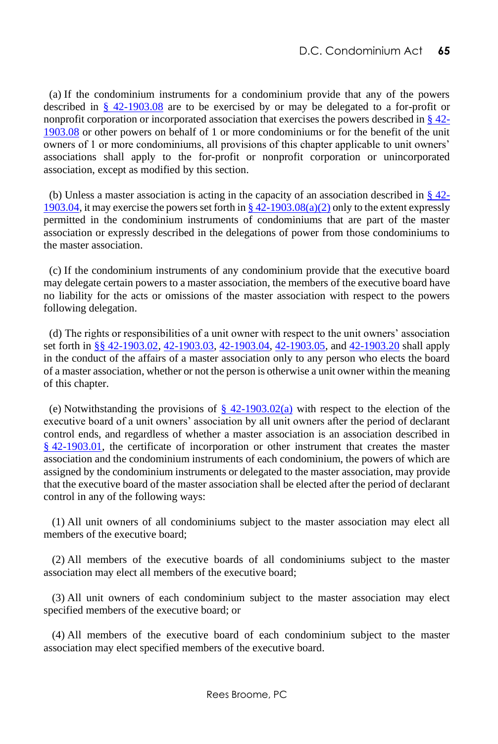(a) If the condominium instruments for a condominium provide that any of the powers described in § 42-1903.08 are to be exercised by or may be delegated to a for-profit or nonprofit corporation or incorporated association that exercises the powers described in § 42-1903.08 or other powers on behalf of 1 or more condominiums or for the benefit of the unit owners of 1 or more condominiums, all provisions of this chapter applicable to unit owners' associations shall apply to the for-profit or nonprofit corporation or unincorporated association, except as modified by this section.

(b) Unless a master association is acting in the capacity of an association described in § 42-1903.04, it may exercise the powers set forth in § 42-1903.08(a)(2) only to the extent expressly permitted in the condominium instruments of condominiums that are part of the master association or expressly described in the delegations of power from those condominiums to the master association.

(c) If the condominium instruments of any condominium provide that the executive board may delegate certain powers to a master association, the members of the executive board have no liability for the acts or omissions of the master association with respect to the powers following delegation.

(d) The rights or responsibilities of a unit owner with respect to the unit owners' association set forth in §§ 42-1903.02, 42-1903.03, 42-1903.04, 42-1903.05, and 42-1903.20 shall apply in the conduct of the affairs of a master association only to any person who elects the board of a master association, whether or not the person is otherwise a unit owner within the meaning of this chapter.

(e) Notwithstanding the provisions of § 42-1903.02(a) with respect to the election of the executive board of a unit owners' association by all unit owners after the period of declarant control ends, and regardless of whether a master association is an association described in § 42-1903.01, the certificate of incorporation or other instrument that creates the master association and the condominium instruments of each condominium, the powers of which are assigned by the condominium instruments or delegated to the master association, may provide that the executive board of the master association shall be elected after the period of declarant control in any of the following ways:

(1) All unit owners of all condominiums subject to the master association may elect all members of the executive board;

(2) All members of the executive boards of all condominiums subject to the master association may elect all members of the executive board;

(3) All unit owners of each condominium subject to the master association may elect specified members of the executive board; or

(4) All members of the executive board of each condominium subject to the master association may elect specified members of the executive board.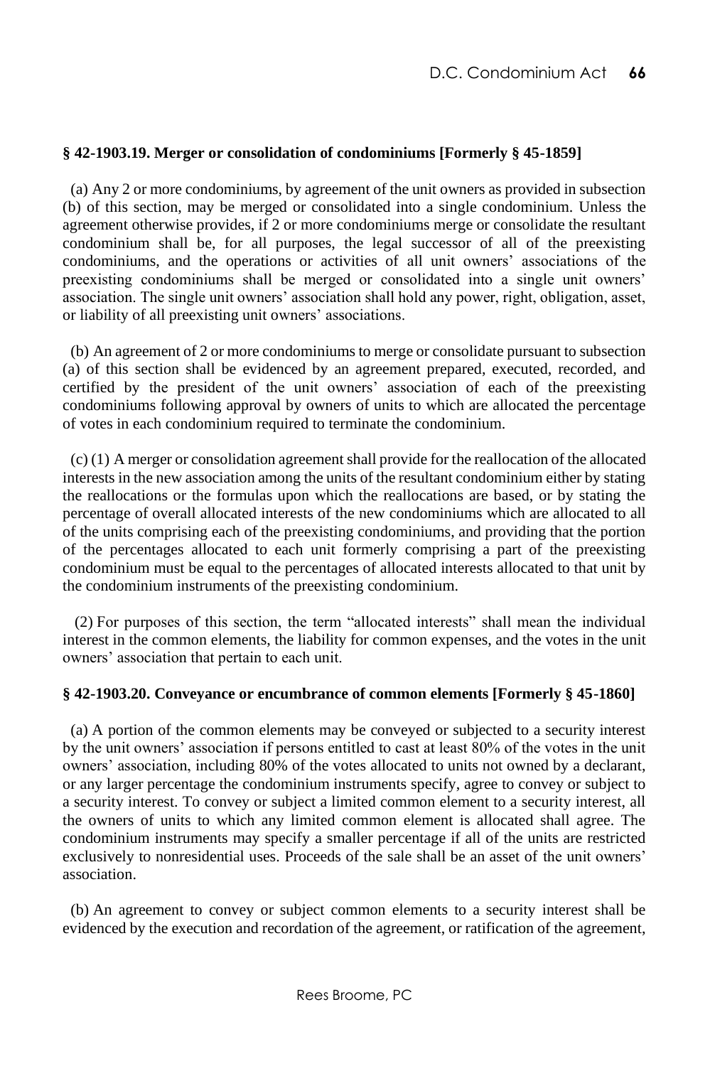**§ 42-1903.19. Merger or consolidation of condominiums [Formerly § 45-1859]**

(a) Any 2 or more condominiums, by agreement of the unit owners as provided in subsection (b) of this section, may be merged or consolidated into a single condominium. Unless the agreement otherwise provides, if 2 or more condominiums merge or consolidate the resultant condominium shall be, for all purposes, the legal successor of all of the preexisting condominiums, and the operations or activities of all unit owners' associations of the preexisting condominiums shall be merged or consolidated into a single unit owners' association. The single unit owners' association shall hold any power, right, obligation, asset, or liability of all preexisting unit owners' associations.

(b) An agreement of 2 or more condominiums to merge or consolidate pursuant to subsection (a) of this section shall be evidenced by an agreement prepared, executed, recorded, and certified by the president of the unit owners' association of each of the preexisting condominiums following approval by owners of units to which are allocated the percentage of votes in each condominium required to terminate the condominium.

(c) (1) A merger or consolidation agreement shall provide for the reallocation of the allocated interests in the new association among the units of the resultant condominium either by stating the reallocations or the formulas upon which the reallocations are based, or by stating the percentage of overall allocated interests of the new condominiums which are allocated to all of the units comprising each of the preexisting condominiums, and providing that the portion of the percentages allocated to each unit formerly comprising a part of the preexisting condominium must be equal to the percentages of allocated interests allocated to that unit by the condominium instruments of the preexisting condominium.

(2) For purposes of this section, the term "allocated interests" shall mean the individual interest in the common elements, the liability for common expenses, and the votes in the unit owners' association that pertain to each unit.

**§ 42-1903.20. Conveyance or encumbrance of common elements [Formerly § 45-1860]**

(a) A portion of the common elements may be conveyed or subjected to a security interest by the unit owners' association if persons entitled to cast at least 80% of the votes in the unit owners' association, including 80% of the votes allocated to units not owned by a declarant, or any larger percentage the condominium instruments specify, agree to convey or subject to a security interest. To convey or subject a limited common element to a security interest, all the owners of units to which any limited common element is allocated shall agree. The condominium instruments may specify a smaller percentage if all of the units are restricted exclusively to nonresidential uses. Proceeds of the sale shall be an asset of the unit owners' association.

(b) An agreement to convey or subject common elements to a security interest shall be evidenced by the execution and recordation of the agreement, or ratification of the agreement,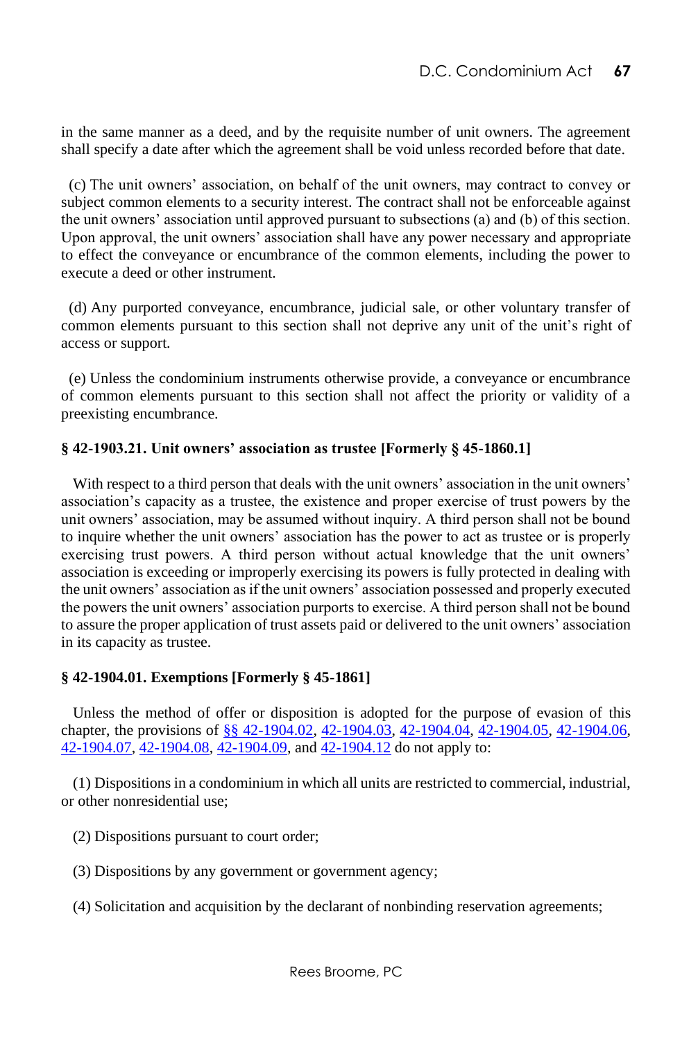in the same manner as a deed, and by the requisite number of unit owners. The agreement shall specify a date after which the agreement shall be void unless recorded before that date.

(c) The unit owners' association, on behalf of the unit owners, may contract to convey or subject common elements to a security interest. The contract shall not be enforceable against the unit owners' association until approved pursuant to subsections (a) and (b) of this section. Upon approval, the unit owners' association shall have any power necessary and appropriate to effect the conveyance or encumbrance of the common elements, including the power to execute a deed or other instrument.

(d) Any purported conveyance, encumbrance, judicial sale, or other voluntary transfer of common elements pursuant to this section shall not deprive any unit of the unit's right of access or support.

(e) Unless the condominium instruments otherwise provide, a conveyance or encumbrance of common elements pursuant to this section shall not affect the priority or validity of a preexisting encumbrance.

**§ 42-1903.21. Unit owners' association as trustee [Formerly § 45-1860.1]**

With respect to a third person that deals with the unit owners' association in the unit owners' association's capacity as a trustee, the existence and proper exercise of trust powers by the unit owners' association, may be assumed without inquiry. A third person shall not be bound to inquire whether the unit owners' association has the power to act as trustee or is properly exercising trust powers. A third person without actual knowledge that the unit owners' association is exceeding or improperly exercising its powers is fully protected in dealing with the unit owners' association as if the unit owners' association possessed and properly executed the powers the unit owners' association purports to exercise. A third person shall not be bound to assure the proper application of trust assets paid or delivered to the unit owners' association in its capacity as trustee.

**§ 42-1904.01. Exemptions [Formerly § 45-1861]**

Unless the method of offer or disposition is adopted for the purpose of evasion of this chapter, the provisions of §§ 42-1904.02, 42-1904.03, 42-1904.04, 42-1904.05, 42-1904.06, 42-1904.07, 42-1904.08, 42-1904.09, and 42-1904.12 do not apply to:

(1) Dispositions in a condominium in which all units are restricted to commercial, industrial, or other nonresidential use;

(2) Dispositions pursuant to court order;

(3) Dispositions by any government or government agency;

(4) Solicitation and acquisition by the declarant of nonbinding reservation agreements;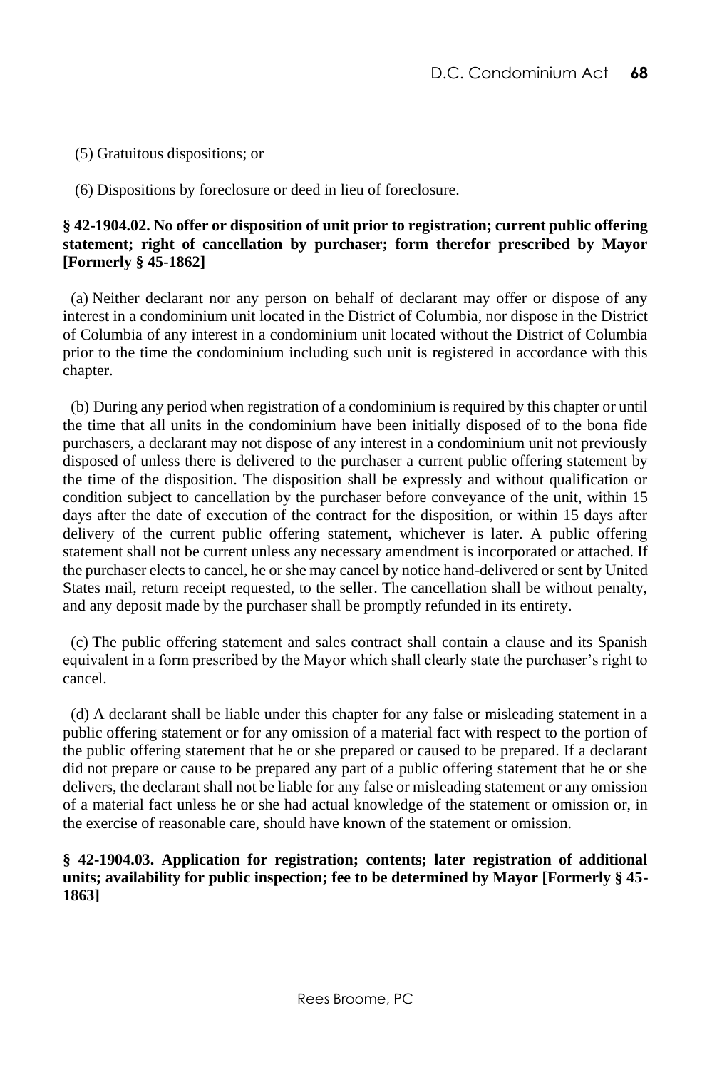(5) Gratuitous dispositions; or

(6) Dispositions by foreclosure or deed in lieu of foreclosure.

**§ 42-1904.02. No offer or disposition of unit prior to registration; current public offering statement; right of cancellation by purchaser; form therefor prescribed by Mayor [Formerly § 45-1862]**

(a) Neither declarant nor any person on behalf of declarant may offer or dispose of any interest in a condominium unit located in the District of Columbia, nor dispose in the District of Columbia of any interest in a condominium unit located without the District of Columbia prior to the time the condominium including such unit is registered in accordance with this chapter.

(b) During any period when registration of a condominium is required by this chapter or until the time that all units in the condominium have been initially disposed of to the bona fide purchasers, a declarant may not dispose of any interest in a condominium unit not previously disposed of unless there is delivered to the purchaser a current public offering statement by the time of the disposition. The disposition shall be expressly and without qualification or condition subject to cancellation by the purchaser before conveyance of the unit, within 15 days after the date of execution of the contract for the disposition, or within 15 days after delivery of the current public offering statement, whichever is later. A public offering statement shall not be current unless any necessary amendment is incorporated or attached. If the purchaser elects to cancel, he or she may cancel by notice hand-delivered or sent by United States mail, return receipt requested, to the seller. The cancellation shall be without penalty, and any deposit made by the purchaser shall be promptly refunded in its entirety.

(c) The public offering statement and sales contract shall contain a clause and its Spanish equivalent in a form prescribed by the Mayor which shall clearly state the purchaser's right to cancel.

(d) A declarant shall be liable under this chapter for any false or misleading statement in a public offering statement or for any omission of a material fact with respect to the portion of the public offering statement that he or she prepared or caused to be prepared. If a declarant did not prepare or cause to be prepared any part of a public offering statement that he or she delivers, the declarant shall not be liable for any false or misleading statement or any omission of a material fact unless he or she had actual knowledge of the statement or omission or, in the exercise of reasonable care, should have known of the statement or omission.

**§ 42-1904.03. Application for registration; contents; later registration of additional units; availability for public inspection; fee to be determined by Mayor [Formerly § 45-1863]**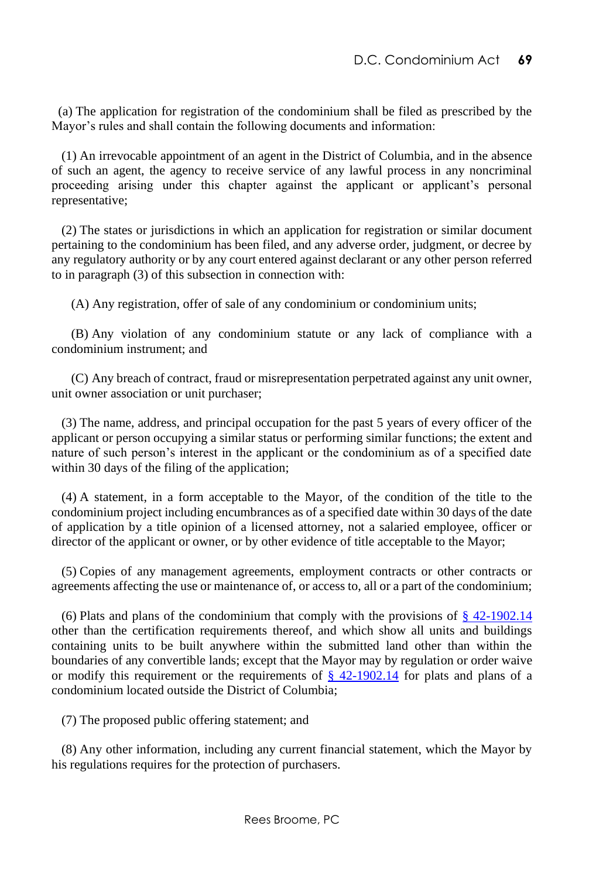(a) The application for registration of the condominium shall be filed as prescribed by the Mayor's rules and shall contain the following documents and information:

(1) An irrevocable appointment of an agent in the District of Columbia, and in the absence of such an agent, the agency to receive service of any lawful process in any noncriminal proceeding arising under this chapter against the applicant or applicant's personal representative;

(2) The states or jurisdictions in which an application for registration or similar document pertaining to the condominium has been filed, and any adverse order, judgment, or decree by any regulatory authority or by any court entered against declarant or any other person referred to in paragraph (3) of this subsection in connection with:

(A) Any registration, offer of sale of any condominium or condominium units;

(B) Any violation of any condominium statute or any lack of compliance with a condominium instrument; and

(C) Any breach of contract, fraud or misrepresentation perpetrated against any unit owner, unit owner association or unit purchaser;

(3) The name, address, and principal occupation for the past 5 years of every officer of the applicant or person occupying a similar status or performing similar functions; the extent and nature of such person's interest in the applicant or the condominium as of a specified date within 30 days of the filing of the application;

(4) A statement, in a form acceptable to the Mayor, of the condition of the title to the condominium project including encumbrances as of a specified date within 30 days of the date of application by a title opinion of a licensed attorney, not a salaried employee, officer or director of the applicant or owner, or by other evidence of title acceptable to the Mayor;

(5) Copies of any management agreements, employment contracts or other contracts or agreements affecting the use or maintenance of, or access to, all or a part of the condominium;

(6) Plats and plans of the condominium that comply with the provisions of § 42-1902.14 other than the certification requirements thereof, and which show all units and buildings containing units to be built anywhere within the submitted land other than within the boundaries of any convertible lands; except that the Mayor may by regulation or order waive or modify this requirement or the requirements of § 42-1902.14 for plats and plans of a condominium located outside the District of Columbia;

(7) The proposed public offering statement; and

(8) Any other information, including any current financial statement, which the Mayor by his regulations requires for the protection of purchasers.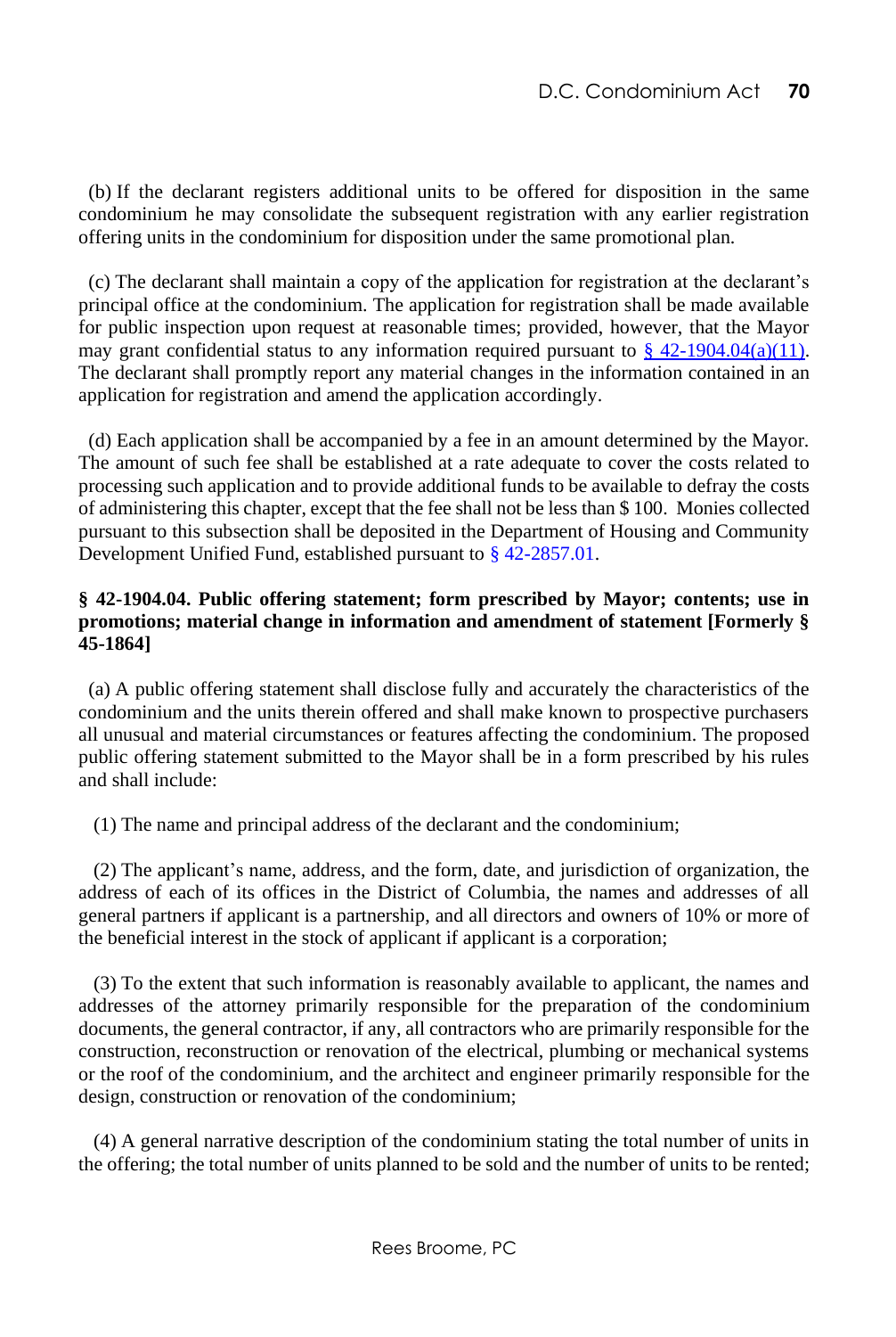(b) If the declarant registers additional units to be offered for disposition in the same condominium he may consolidate the subsequent registration with any earlier registration offering units in the condominium for disposition under the same promotional plan.

(c) The declarant shall maintain a copy of the application for registration at the declarant's principal office at the condominium. The application for registration shall be made available for public inspection upon request at reasonable times; provided, however, that the Mayor may grant confidential status to any information required pursuant to § 42-1904.04(a)(11). The declarant shall promptly report any material changes in the information contained in an application for registration and amend the application accordingly.

(d) Each application shall be accompanied by a fee in an amount determined by the Mayor. The amount of such fee shall be established at a rate adequate to cover the costs related to processing such application and to provide additional funds to be available to defray the costs of administering this chapter, except that the fee shall not be less than $ 100. Monies collected pursuant to this subsection shall be deposited in the Department of Housing and Community Development Unified Fund, established pursuant to § 42-2857.01.

**§ 42-1904.04. Public offering statement; form prescribed by Mayor; contents; use in promotions; material change in information and amendment of statement [Formerly § 45-1864]**

(a) A public offering statement shall disclose fully and accurately the characteristics of the condominium and the units therein offered and shall make known to prospective purchasers all unusual and material circumstances or features affecting the condominium. The proposed public offering statement submitted to the Mayor shall be in a form prescribed by his rules and shall include:

(1) The name and principal address of the declarant and the condominium;

(2) The applicant's name, address, and the form, date, and jurisdiction of organization, the address of each of its offices in the District of Columbia, the names and addresses of all general partners if applicant is a partnership, and all directors and owners of 10% or more of the beneficial interest in the stock of applicant if applicant is a corporation;

(3) To the extent that such information is reasonably available to applicant, the names and addresses of the attorney primarily responsible for the preparation of the condominium documents, the general contractor, if any, all contractors who are primarily responsible for the construction, reconstruction or renovation of the electrical, plumbing or mechanical systems or the roof of the condominium, and the architect and engineer primarily responsible for the design, construction or renovation of the condominium;

(4) A general narrative description of the condominium stating the total number of units in the offering; the total number of units planned to be sold and the number of units to be rented;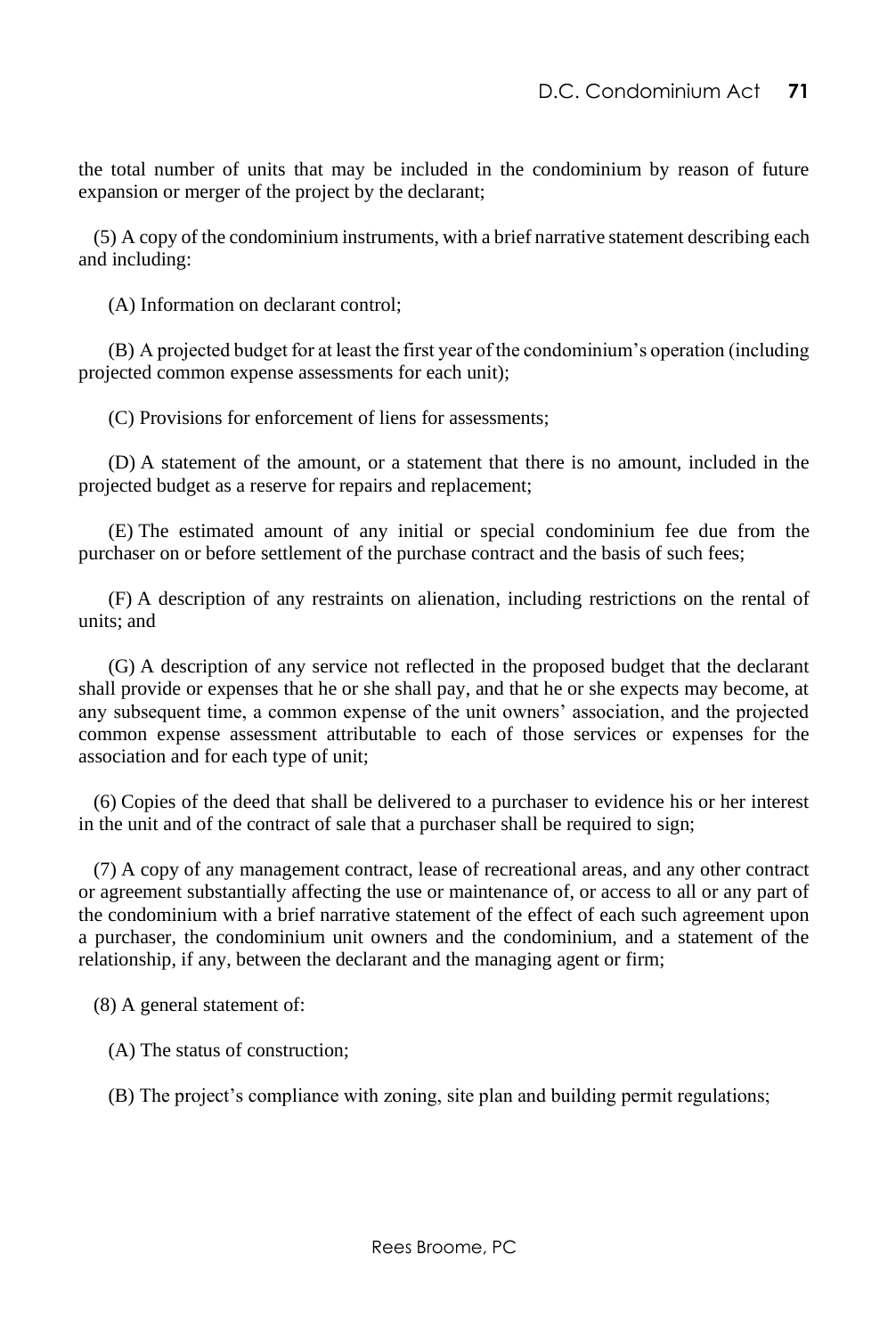the total number of units that may be included in the condominium by reason of future expansion or merger of the project by the declarant;

(5) A copy of the condominium instruments, with a brief narrative statement describing each and including:

(A) Information on declarant control;

(B) A projected budget for at least the first year of the condominium's operation (including projected common expense assessments for each unit);

(C) Provisions for enforcement of liens for assessments;

(D) A statement of the amount, or a statement that there is no amount, included in the projected budget as a reserve for repairs and replacement;

(E) The estimated amount of any initial or special condominium fee due from the purchaser on or before settlement of the purchase contract and the basis of such fees;

(F) A description of any restraints on alienation, including restrictions on the rental of units; and

(G) A description of any service not reflected in the proposed budget that the declarant shall provide or expenses that he or she shall pay, and that he or she expects may become, at any subsequent time, a common expense of the unit owners' association, and the projected common expense assessment attributable to each of those services or expenses for the association and for each type of unit;

(6) Copies of the deed that shall be delivered to a purchaser to evidence his or her interest in the unit and of the contract of sale that a purchaser shall be required to sign;

(7) A copy of any management contract, lease of recreational areas, and any other contract or agreement substantially affecting the use or maintenance of, or access to all or any part of the condominium with a brief narrative statement of the effect of each such agreement upon a purchaser, the condominium unit owners and the condominium, and a statement of the relationship, if any, between the declarant and the managing agent or firm;

(8) A general statement of:

(A) The status of construction;

(B) The project's compliance with zoning, site plan and building permit regulations;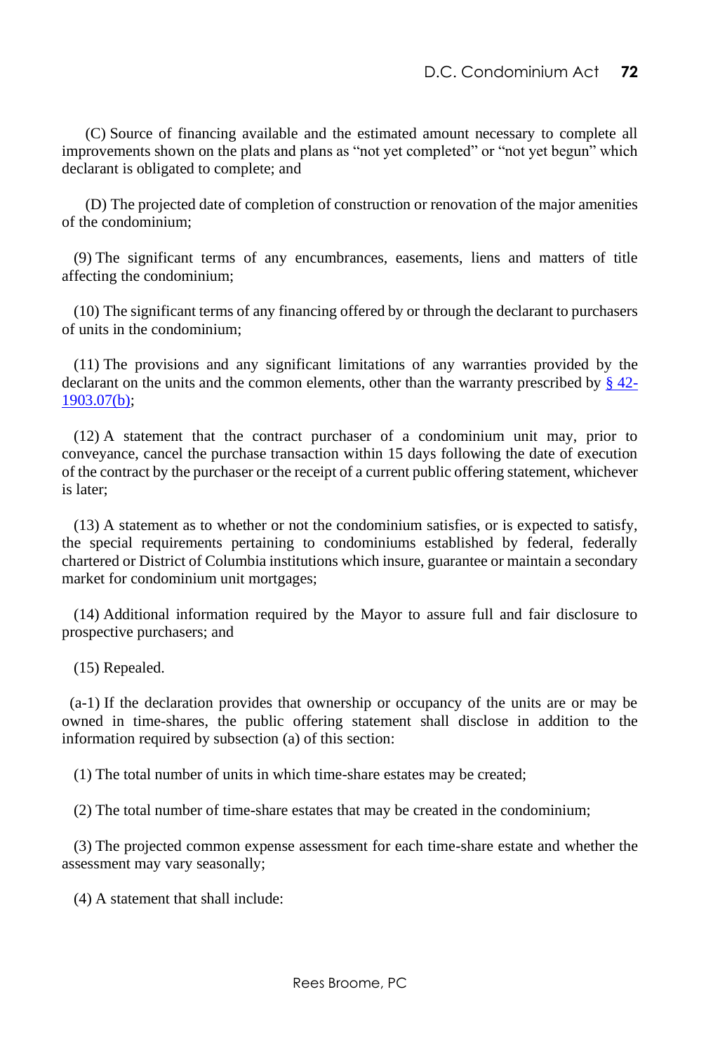(C) Source of financing available and the estimated amount necessary to complete all improvements shown on the plats and plans as "not yet completed" or "not yet begun" which declarant is obligated to complete; and

(D) The projected date of completion of construction or renovation of the major amenities of the condominium;

(9) The significant terms of any encumbrances, easements, liens and matters of title affecting the condominium;

(10) The significant terms of any financing offered by or through the declarant to purchasers of units in the condominium;

(11) The provisions and any significant limitations of any warranties provided by the declarant on the units and the common elements, other than the warranty prescribed by [§ 42-1903.07(b)](#);

(12) A statement that the contract purchaser of a condominium unit may, prior to conveyance, cancel the purchase transaction within 15 days following the date of execution of the contract by the purchaser or the receipt of a current public offering statement, whichever is later;

(13) A statement as to whether or not the condominium satisfies, or is expected to satisfy, the special requirements pertaining to condominiums established by federal, federally chartered or District of Columbia institutions which insure, guarantee or maintain a secondary market for condominium unit mortgages;

(14) Additional information required by the Mayor to assure full and fair disclosure to prospective purchasers; and

(15) Repealed.

(a-1) If the declaration provides that ownership or occupancy of the units are or may be owned in time-shares, the public offering statement shall disclose in addition to the information required by subsection (a) of this section:

(1) The total number of units in which time-share estates may be created;

(2) The total number of time-share estates that may be created in the condominium;

(3) The projected common expense assessment for each time-share estate and whether the assessment may vary seasonally;

(4) A statement that shall include: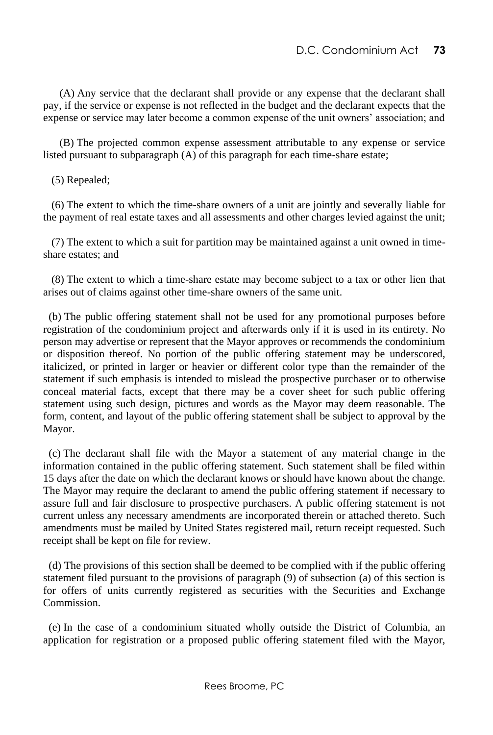(A) Any service that the declarant shall provide or any expense that the declarant shall pay, if the service or expense is not reflected in the budget and the declarant expects that the expense or service may later become a common expense of the unit owners' association; and

(B) The projected common expense assessment attributable to any expense or service listed pursuant to subparagraph (A) of this paragraph for each time-share estate;

(5) Repealed;

(6) The extent to which the time-share owners of a unit are jointly and severally liable for the payment of real estate taxes and all assessments and other charges levied against the unit;

(7) The extent to which a suit for partition may be maintained against a unit owned in time-share estates; and

(8) The extent to which a time-share estate may become subject to a tax or other lien that arises out of claims against other time-share owners of the same unit.

(b) The public offering statement shall not be used for any promotional purposes before registration of the condominium project and afterwards only if it is used in its entirety. No person may advertise or represent that the Mayor approves or recommends the condominium or disposition thereof. No portion of the public offering statement may be underscored, italicized, or printed in larger or heavier or different color type than the remainder of the statement if such emphasis is intended to mislead the prospective purchaser or to otherwise conceal material facts, except that there may be a cover sheet for such public offering statement using such design, pictures and words as the Mayor may deem reasonable. The form, content, and layout of the public offering statement shall be subject to approval by the Mayor.

(c) The declarant shall file with the Mayor a statement of any material change in the information contained in the public offering statement. Such statement shall be filed within 15 days after the date on which the declarant knows or should have known about the change. The Mayor may require the declarant to amend the public offering statement if necessary to assure full and fair disclosure to prospective purchasers. A public offering statement is not current unless any necessary amendments are incorporated therein or attached thereto. Such amendments must be mailed by United States registered mail, return receipt requested. Such receipt shall be kept on file for review.

(d) The provisions of this section shall be deemed to be complied with if the public offering statement filed pursuant to the provisions of paragraph (9) of subsection (a) of this section is for offers of units currently registered as securities with the Securities and Exchange Commission.

(e) In the case of a condominium situated wholly outside the District of Columbia, an application for registration or a proposed public offering statement filed with the Mayor,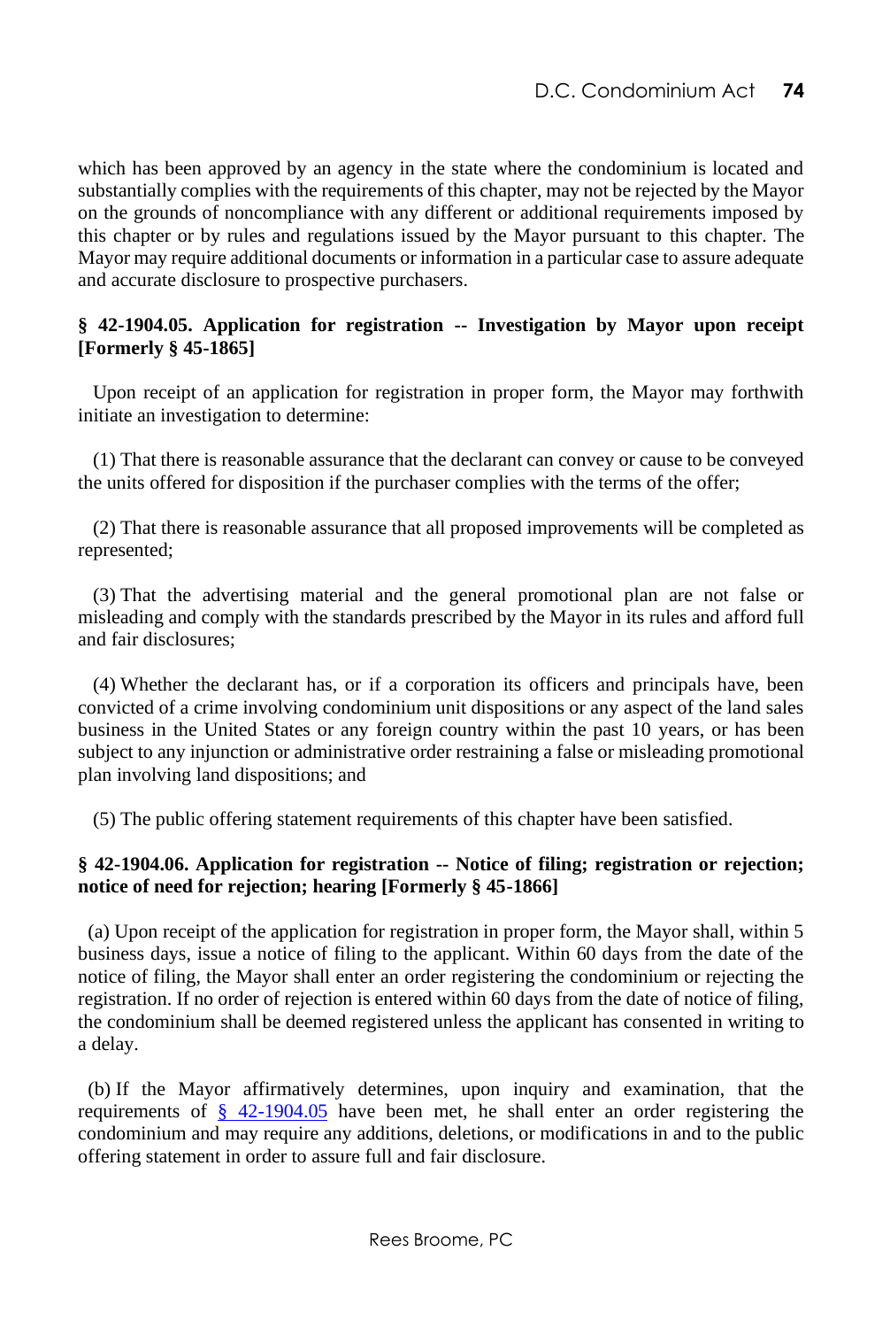which has been approved by an agency in the state where the condominium is located and substantially complies with the requirements of this chapter, may not be rejected by the Mayor on the grounds of noncompliance with any different or additional requirements imposed by this chapter or by rules and regulations issued by the Mayor pursuant to this chapter. The Mayor may require additional documents or information in a particular case to assure adequate and accurate disclosure to prospective purchasers.

**§ 42-1904.05. Application for registration -- Investigation by Mayor upon receipt [Formerly § 45-1865]**

Upon receipt of an application for registration in proper form, the Mayor may forthwith initiate an investigation to determine:

(1) That there is reasonable assurance that the declarant can convey or cause to be conveyed the units offered for disposition if the purchaser complies with the terms of the offer;

(2) That there is reasonable assurance that all proposed improvements will be completed as represented;

(3) That the advertising material and the general promotional plan are not false or misleading and comply with the standards prescribed by the Mayor in its rules and afford full and fair disclosures;

(4) Whether the declarant has, or if a corporation its officers and principals have, been convicted of a crime involving condominium unit dispositions or any aspect of the land sales business in the United States or any foreign country within the past 10 years, or has been subject to any injunction or administrative order restraining a false or misleading promotional plan involving land dispositions; and

(5) The public offering statement requirements of this chapter have been satisfied.

**§ 42-1904.06. Application for registration -- Notice of filing; registration or rejection; notice of need for rejection; hearing [Formerly § 45-1866]**

(a) Upon receipt of the application for registration in proper form, the Mayor shall, within 5 business days, issue a notice of filing to the applicant. Within 60 days from the date of the notice of filing, the Mayor shall enter an order registering the condominium or rejecting the registration. If no order of rejection is entered within 60 days from the date of notice of filing, the condominium shall be deemed registered unless the applicant has consented in writing to a delay.

(b) If the Mayor affirmatively determines, upon inquiry and examination, that the requirements of § 42-1904.05 have been met, he shall enter an order registering the condominium and may require any additions, deletions, or modifications in and to the public offering statement in order to assure full and fair disclosure.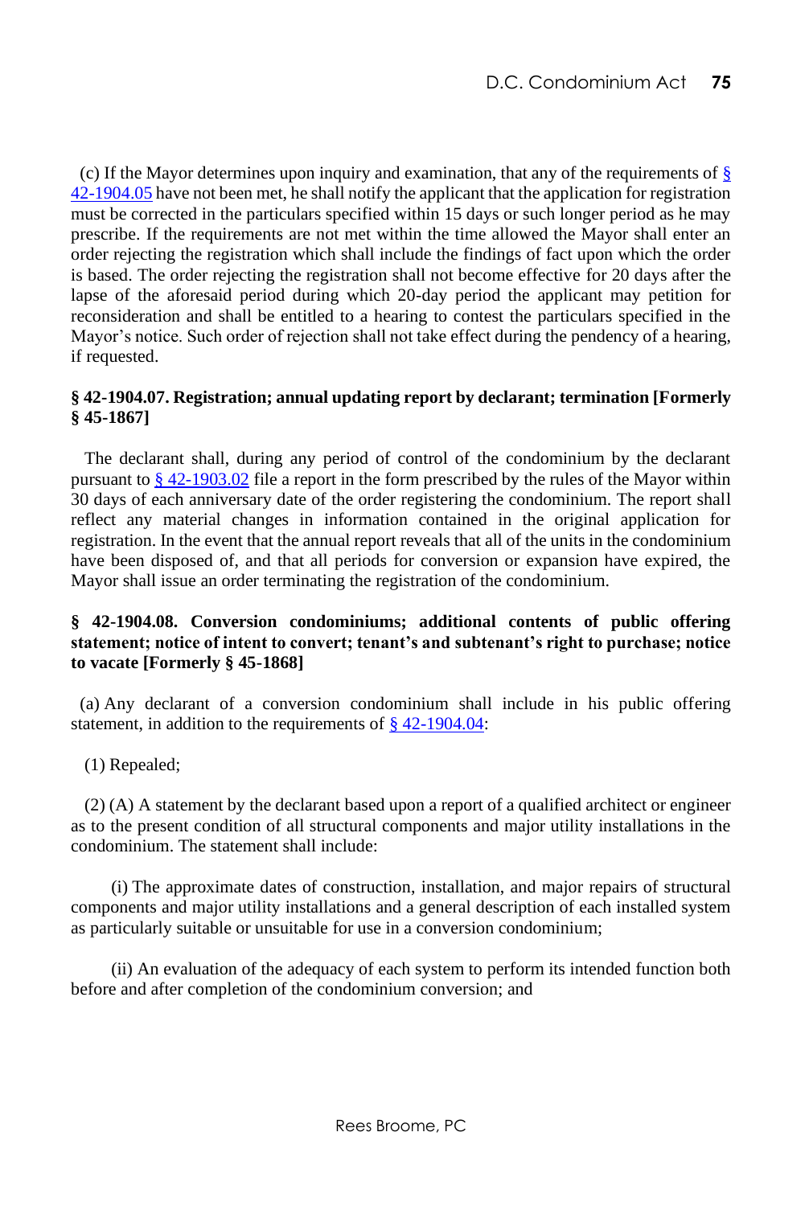(c) If the Mayor determines upon inquiry and examination, that any of the requirements of [§ 42-1904.05](#) have not been met, he shall notify the applicant that the application for registration must be corrected in the particulars specified within 15 days or such longer period as he may prescribe. If the requirements are not met within the time allowed the Mayor shall enter an order rejecting the registration which shall include the findings of fact upon which the order is based. The order rejecting the registration shall not become effective for 20 days after the lapse of the aforesaid period during which 20-day period the applicant may petition for reconsideration and shall be entitled to a hearing to contest the particulars specified in the Mayor's notice. Such order of rejection shall not take effect during the pendency of a hearing, if requested.

### § 42-1904.07. Registration; annual updating report by declarant; termination [Formerly § 45-1867]

The declarant shall, during any period of control of the condominium by the declarant pursuant to [§ 42-1903.02](#) file a report in the form prescribed by the rules of the Mayor within 30 days of each anniversary date of the order registering the condominium. The report shall reflect any material changes in information contained in the original application for registration. In the event that the annual report reveals that all of the units in the condominium have been disposed of, and that all periods for conversion or expansion have expired, the Mayor shall issue an order terminating the registration of the condominium.

### § 42-1904.08. Conversion condominiums; additional contents of public offering statement; notice of intent to convert; tenant's and subtenant's right to purchase; notice to vacate [Formerly § 45-1868]

(a) Any declarant of a conversion condominium shall include in his public offering statement, in addition to the requirements of [§ 42-1904.04](#):

(1) Repealed;

(2) (A) A statement by the declarant based upon a report of a qualified architect or engineer as to the present condition of all structural components and major utility installations in the condominium. The statement shall include:

(i) The approximate dates of construction, installation, and major repairs of structural components and major utility installations and a general description of each installed system as particularly suitable or unsuitable for use in a conversion condominium;

(ii) An evaluation of the adequacy of each system to perform its intended function both before and after completion of the condominium conversion; and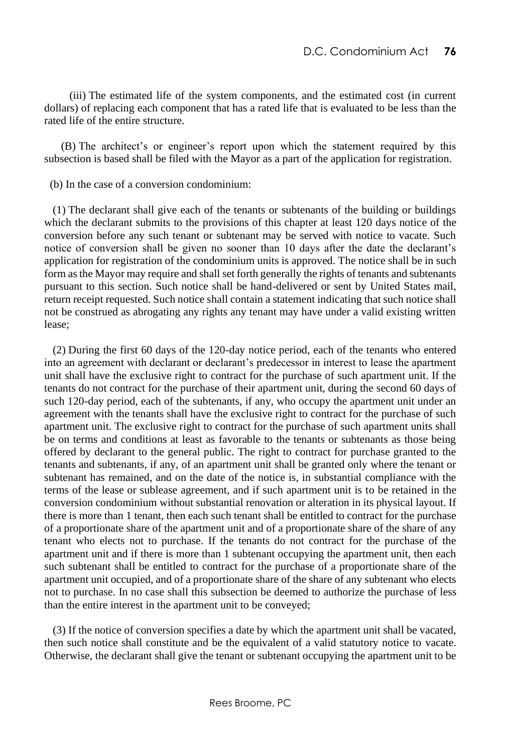(iii) The estimated life of the system components, and the estimated cost (in current dollars) of replacing each component that has a rated life that is evaluated to be less than the rated life of the entire structure.

(B) The architect's or engineer's report upon which the statement required by this subsection is based shall be filed with the Mayor as a part of the application for registration.

(b) In the case of a conversion condominium:

(1) The declarant shall give each of the tenants or subtenants of the building or buildings which the declarant submits to the provisions of this chapter at least 120 days notice of the conversion before any such tenant or subtenant may be served with notice to vacate. Such notice of conversion shall be given no sooner than 10 days after the date the declarant's application for registration of the condominium units is approved. The notice shall be in such form as the Mayor may require and shall set forth generally the rights of tenants and subtenants pursuant to this section. Such notice shall be hand-delivered or sent by United States mail, return receipt requested. Such notice shall contain a statement indicating that such notice shall not be construed as abrogating any rights any tenant may have under a valid existing written lease;

(2) During the first 60 days of the 120-day notice period, each of the tenants who entered into an agreement with declarant or declarant's predecessor in interest to lease the apartment unit shall have the exclusive right to contract for the purchase of such apartment unit. If the tenants do not contract for the purchase of their apartment unit, during the second 60 days of such 120-day period, each of the subtenants, if any, who occupy the apartment unit under an agreement with the tenants shall have the exclusive right to contract for the purchase of such apartment unit. The exclusive right to contract for the purchase of such apartment units shall be on terms and conditions at least as favorable to the tenants or subtenants as those being offered by declarant to the general public. The right to contract for purchase granted to the tenants and subtenants, if any, of an apartment unit shall be granted only where the tenant or subtenant has remained, and on the date of the notice is, in substantial compliance with the terms of the lease or sublease agreement, and if such apartment unit is to be retained in the conversion condominium without substantial renovation or alteration in its physical layout. If there is more than 1 tenant, then each such tenant shall be entitled to contract for the purchase of a proportionate share of the apartment unit and of a proportionate share of the share of any tenant who elects not to purchase. If the tenants do not contract for the purchase of the apartment unit and if there is more than 1 subtenant occupying the apartment unit, then each such subtenant shall be entitled to contract for the purchase of a proportionate share of the apartment unit occupied, and of a proportionate share of the share of any subtenant who elects not to purchase. In no case shall this subsection be deemed to authorize the purchase of less than the entire interest in the apartment unit to be conveyed;

(3) If the notice of conversion specifies a date by which the apartment unit shall be vacated, then such notice shall constitute and be the equivalent of a valid statutory notice to vacate. Otherwise, the declarant shall give the tenant or subtenant occupying the apartment unit to be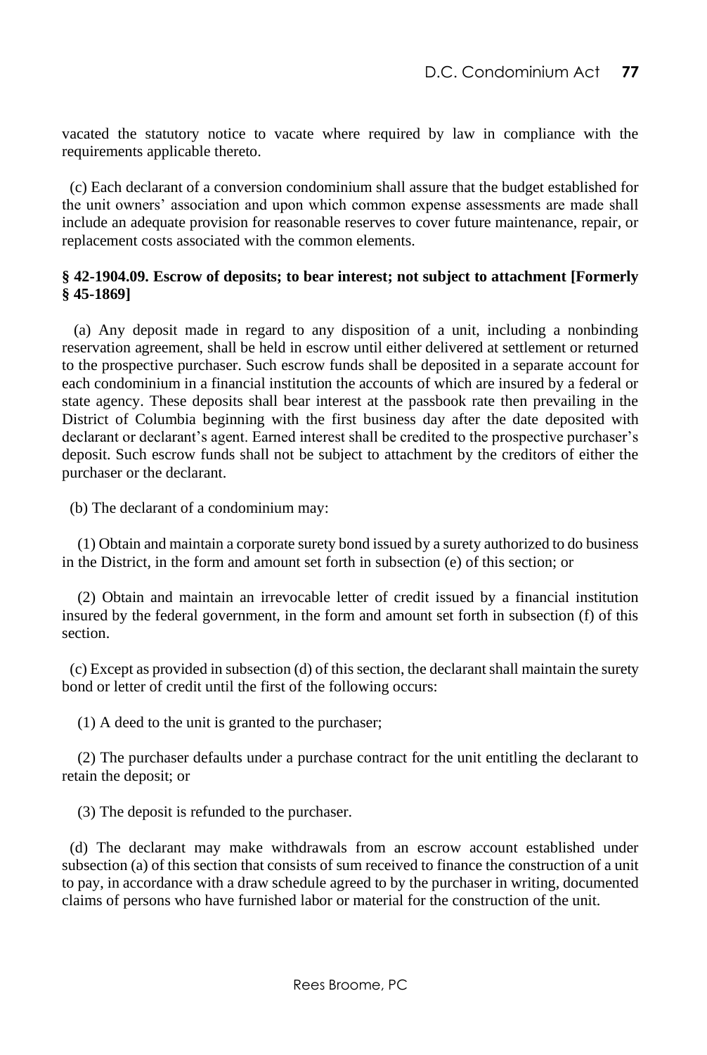vacated the statutory notice to vacate where required by law in compliance with the requirements applicable thereto.

(c) Each declarant of a conversion condominium shall assure that the budget established for the unit owners' association and upon which common expense assessments are made shall include an adequate provision for reasonable reserves to cover future maintenance, repair, or replacement costs associated with the common elements.

**§ 42-1904.09. Escrow of deposits; to bear interest; not subject to attachment [Formerly § 45-1869]**

(a) Any deposit made in regard to any disposition of a unit, including a nonbinding reservation agreement, shall be held in escrow until either delivered at settlement or returned to the prospective purchaser. Such escrow funds shall be deposited in a separate account for each condominium in a financial institution the accounts of which are insured by a federal or state agency. These deposits shall bear interest at the passbook rate then prevailing in the District of Columbia beginning with the first business day after the date deposited with declarant or declarant's agent. Earned interest shall be credited to the prospective purchaser's deposit. Such escrow funds shall not be subject to attachment by the creditors of either the purchaser or the declarant.

(b) The declarant of a condominium may:

(1) Obtain and maintain a corporate surety bond issued by a surety authorized to do business in the District, in the form and amount set forth in subsection (e) of this section; or

(2) Obtain and maintain an irrevocable letter of credit issued by a financial institution insured by the federal government, in the form and amount set forth in subsection (f) of this section.

(c) Except as provided in subsection (d) of this section, the declarant shall maintain the surety bond or letter of credit until the first of the following occurs:

(1) A deed to the unit is granted to the purchaser;

(2) The purchaser defaults under a purchase contract for the unit entitling the declarant to retain the deposit; or

(3) The deposit is refunded to the purchaser.

(d) The declarant may make withdrawals from an escrow account established under subsection (a) of this section that consists of sum received to finance the construction of a unit to pay, in accordance with a draw schedule agreed to by the purchaser in writing, documented claims of persons who have furnished labor or material for the construction of the unit.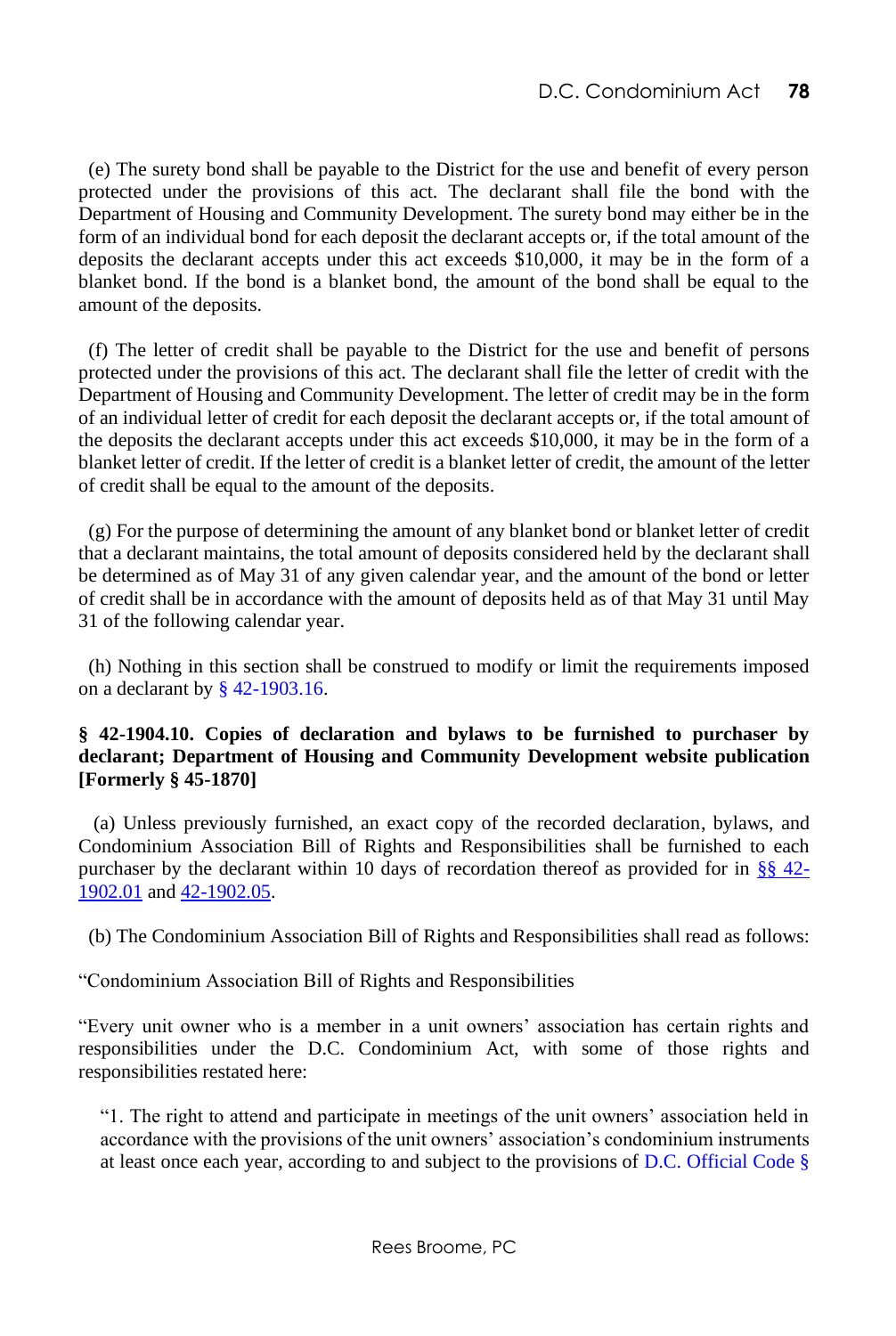(e) The surety bond shall be payable to the District for the use and benefit of every person protected under the provisions of this act. The declarant shall file the bond with the Department of Housing and Community Development. The surety bond may either be in the form of an individual bond for each deposit the declarant accepts or, if the total amount of the deposits the declarant accepts under this act exceeds $10,000, it may be in the form of a blanket bond. If the bond is a blanket bond, the amount of the bond shall be equal to the amount of the deposits.

(f) The letter of credit shall be payable to the District for the use and benefit of persons protected under the provisions of this act. The declarant shall file the letter of credit with the Department of Housing and Community Development. The letter of credit may be in the form of an individual letter of credit for each deposit the declarant accepts or, if the total amount of the deposits the declarant accepts under this act exceeds $10,000, it may be in the form of a blanket letter of credit. If the letter of credit is a blanket letter of credit, the amount of the letter of credit shall be equal to the amount of the deposits.

(g) For the purpose of determining the amount of any blanket bond or blanket letter of credit that a declarant maintains, the total amount of deposits considered held by the declarant shall be determined as of May 31 of any given calendar year, and the amount of the bond or letter of credit shall be in accordance with the amount of deposits held as of that May 31 until May 31 of the following calendar year.

(h) Nothing in this section shall be construed to modify or limit the requirements imposed on a declarant by § 42-1903.16.

**§ 42-1904.10. Copies of declaration and bylaws to be furnished to purchaser by declarant; Department of Housing and Community Development website publication [Formerly § 45-1870]**

(a) Unless previously furnished, an exact copy of the recorded declaration, bylaws, and Condominium Association Bill of Rights and Responsibilities shall be furnished to each purchaser by the declarant within 10 days of recordation thereof as provided for in §§ 42-1902.01 and 42-1902.05.

(b) The Condominium Association Bill of Rights and Responsibilities shall read as follows:

"Condominium Association Bill of Rights and Responsibilities

"Every unit owner who is a member in a unit owners' association has certain rights and responsibilities under the D.C. Condominium Act, with some of those rights and responsibilities restated here:

"1. The right to attend and participate in meetings of the unit owners' association held in accordance with the provisions of the unit owners' association's condominium instruments at least once each year, according to and subject to the provisions of D.C. Official Code §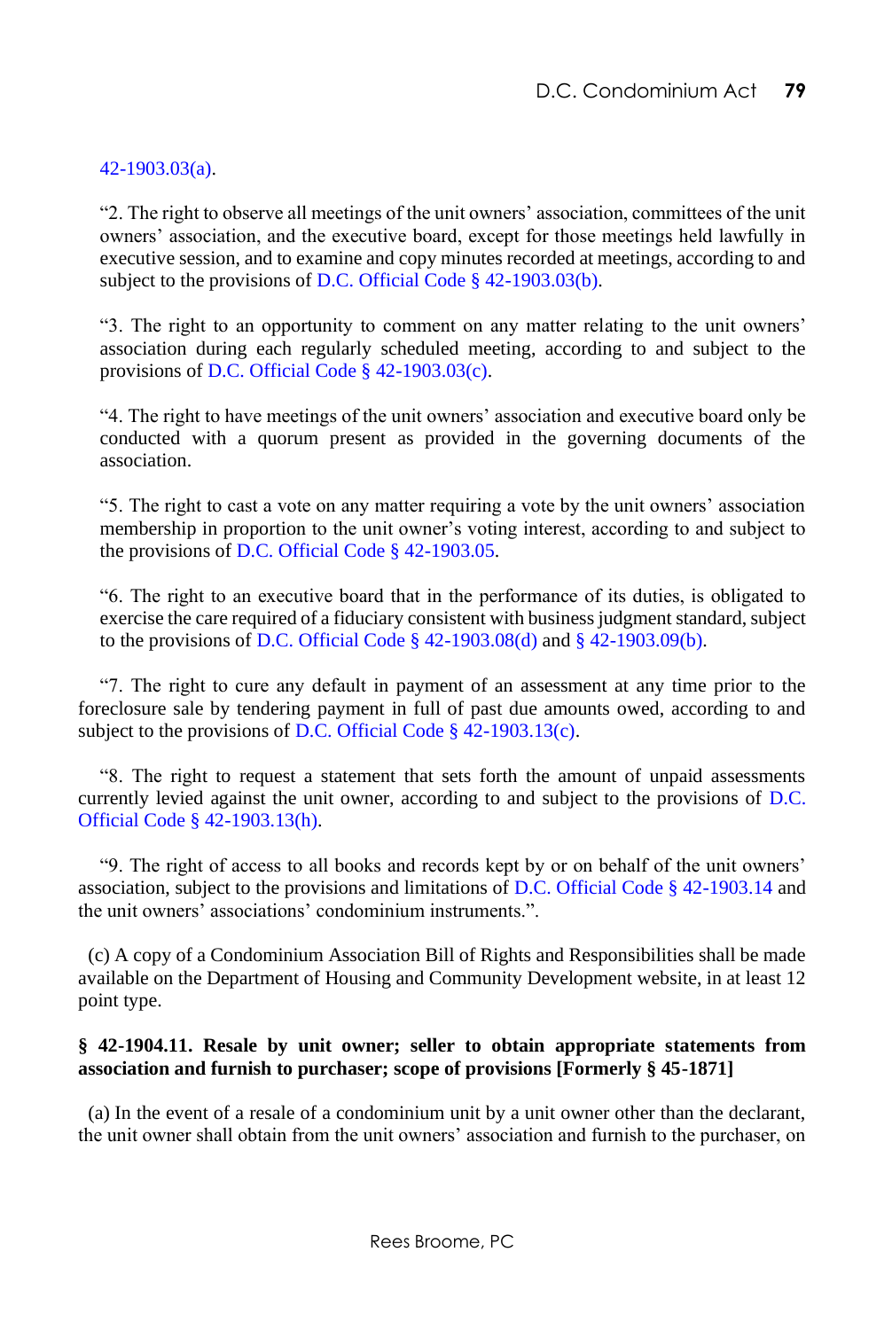42-1903.03(a).

"2. The right to observe all meetings of the unit owners' association, committees of the unit owners' association, and the executive board, except for those meetings held lawfully in executive session, and to examine and copy minutes recorded at meetings, according to and subject to the provisions of D.C. Official Code § 42-1903.03(b).

"3. The right to an opportunity to comment on any matter relating to the unit owners' association during each regularly scheduled meeting, according to and subject to the provisions of D.C. Official Code § 42-1903.03(c).

"4. The right to have meetings of the unit owners' association and executive board only be conducted with a quorum present as provided in the governing documents of the association.

"5. The right to cast a vote on any matter requiring a vote by the unit owners' association membership in proportion to the unit owner's voting interest, according to and subject to the provisions of D.C. Official Code § 42-1903.05.

"6. The right to an executive board that in the performance of its duties, is obligated to exercise the care required of a fiduciary consistent with business judgment standard, subject to the provisions of D.C. Official Code § 42-1903.08(d) and § 42-1903.09(b).

"7. The right to cure any default in payment of an assessment at any time prior to the foreclosure sale by tendering payment in full of past due amounts owed, according to and subject to the provisions of D.C. Official Code § 42-1903.13(c).

"8. The right to request a statement that sets forth the amount of unpaid assessments currently levied against the unit owner, according to and subject to the provisions of D.C. Official Code § 42-1903.13(h).

"9. The right of access to all books and records kept by or on behalf of the unit owners' association, subject to the provisions and limitations of D.C. Official Code § 42-1903.14 and the unit owners' associations' condominium instruments.".

(c) A copy of a Condominium Association Bill of Rights and Responsibilities shall be made available on the Department of Housing and Community Development website, in at least 12 point type.

**§ 42-1904.11. Resale by unit owner; seller to obtain appropriate statements from association and furnish to purchaser; scope of provisions [Formerly § 45-1871]**

(a) In the event of a resale of a condominium unit by a unit owner other than the declarant, the unit owner shall obtain from the unit owners' association and furnish to the purchaser, on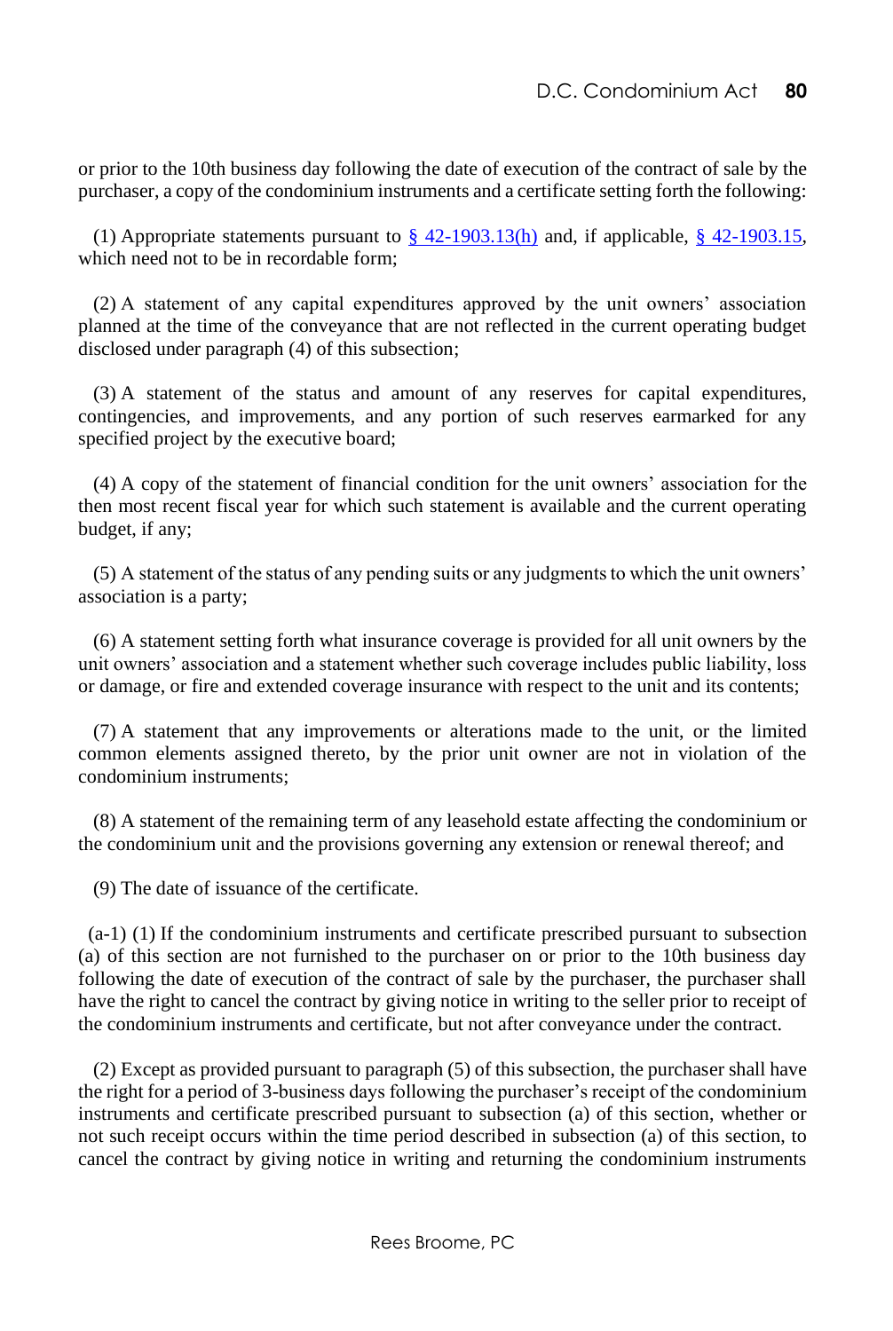or prior to the 10th business day following the date of execution of the contract of sale by the purchaser, a copy of the condominium instruments and a certificate setting forth the following:

(1) Appropriate statements pursuant to [§ 42-1903.13(h)](#) and, if applicable, [§ 42-1903.15](#), which need not to be in recordable form;

(2) A statement of any capital expenditures approved by the unit owners' association planned at the time of the conveyance that are not reflected in the current operating budget disclosed under paragraph (4) of this subsection;

(3) A statement of the status and amount of any reserves for capital expenditures, contingencies, and improvements, and any portion of such reserves earmarked for any specified project by the executive board;

(4) A copy of the statement of financial condition for the unit owners' association for the then most recent fiscal year for which such statement is available and the current operating budget, if any;

(5) A statement of the status of any pending suits or any judgments to which the unit owners' association is a party;

(6) A statement setting forth what insurance coverage is provided for all unit owners by the unit owners' association and a statement whether such coverage includes public liability, loss or damage, or fire and extended coverage insurance with respect to the unit and its contents;

(7) A statement that any improvements or alterations made to the unit, or the limited common elements assigned thereto, by the prior unit owner are not in violation of the condominium instruments;

(8) A statement of the remaining term of any leasehold estate affecting the condominium or the condominium unit and the provisions governing any extension or renewal thereof; and

(9) The date of issuance of the certificate.

(a-1) (1) If the condominium instruments and certificate prescribed pursuant to subsection (a) of this section are not furnished to the purchaser on or prior to the 10th business day following the date of execution of the contract of sale by the purchaser, the purchaser shall have the right to cancel the contract by giving notice in writing to the seller prior to receipt of the condominium instruments and certificate, but not after conveyance under the contract.

(2) Except as provided pursuant to paragraph (5) of this subsection, the purchaser shall have the right for a period of 3-business days following the purchaser's receipt of the condominium instruments and certificate prescribed pursuant to subsection (a) of this section, whether or not such receipt occurs within the time period described in subsection (a) of this section, to cancel the contract by giving notice in writing and returning the condominium instruments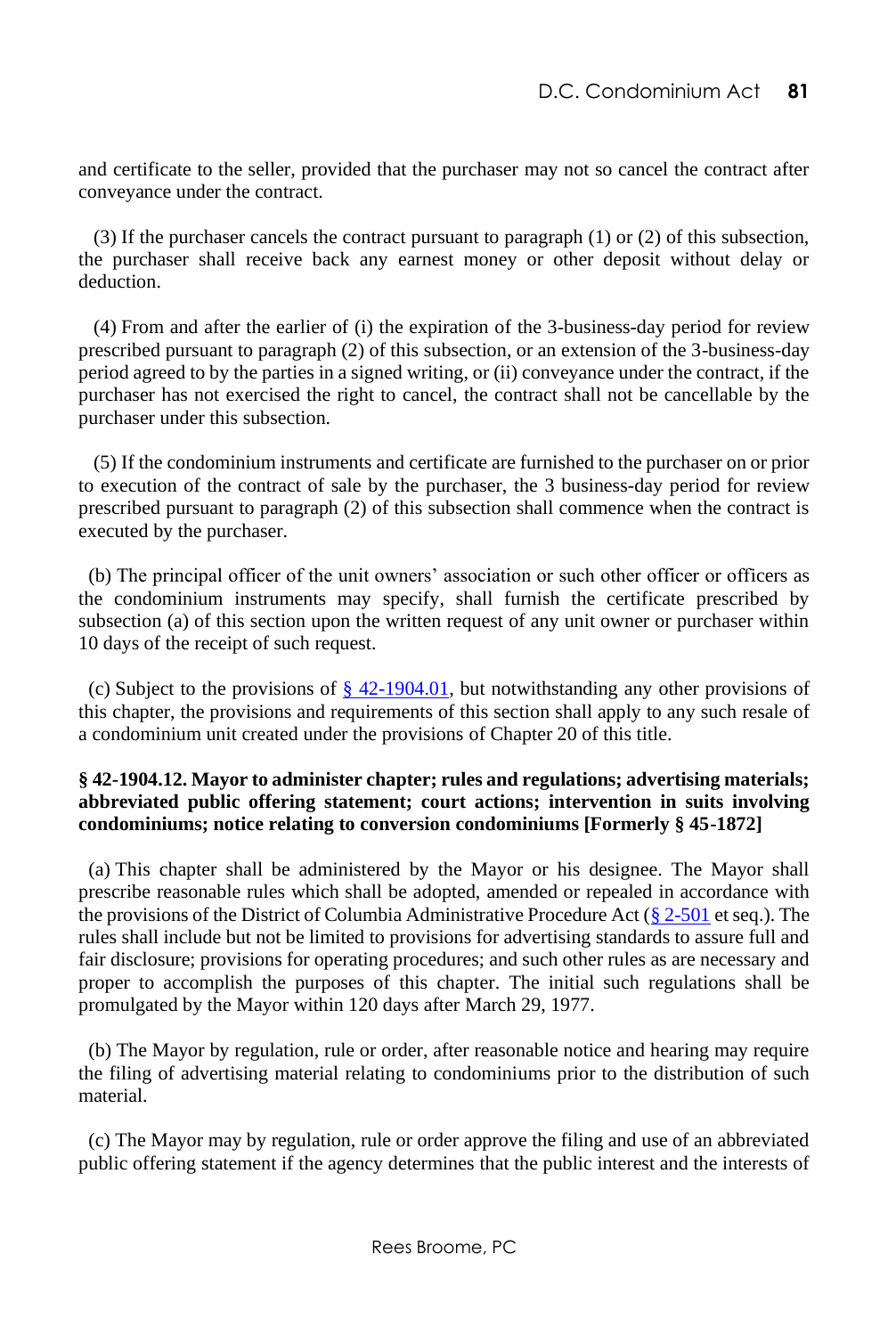and certificate to the seller, provided that the purchaser may not so cancel the contract after conveyance under the contract.

(3) If the purchaser cancels the contract pursuant to paragraph (1) or (2) of this subsection, the purchaser shall receive back any earnest money or other deposit without delay or deduction.

(4) From and after the earlier of (i) the expiration of the 3-business-day period for review prescribed pursuant to paragraph (2) of this subsection, or an extension of the 3-business-day period agreed to by the parties in a signed writing, or (ii) conveyance under the contract, if the purchaser has not exercised the right to cancel, the contract shall not be cancellable by the purchaser under this subsection.

(5) If the condominium instruments and certificate are furnished to the purchaser on or prior to execution of the contract of sale by the purchaser, the 3 business-day period for review prescribed pursuant to paragraph (2) of this subsection shall commence when the contract is executed by the purchaser.

(b) The principal officer of the unit owners' association or such other officer or officers as the condominium instruments may specify, shall furnish the certificate prescribed by subsection (a) of this section upon the written request of any unit owner or purchaser within 10 days of the receipt of such request.

(c) Subject to the provisions of § 42-1904.01, but notwithstanding any other provisions of this chapter, the provisions and requirements of this section shall apply to any such resale of a condominium unit created under the provisions of Chapter 20 of this title.

**§ 42-1904.12. Mayor to administer chapter; rules and regulations; advertising materials; abbreviated public offering statement; court actions; intervention in suits involving condominiums; notice relating to conversion condominiums [Formerly § 45-1872]**

(a) This chapter shall be administered by the Mayor or his designee. The Mayor shall prescribe reasonable rules which shall be adopted, amended or repealed in accordance with the provisions of the District of Columbia Administrative Procedure Act (§ 2-501 et seq.). The rules shall include but not be limited to provisions for advertising standards to assure full and fair disclosure; provisions for operating procedures; and such other rules as are necessary and proper to accomplish the purposes of this chapter. The initial such regulations shall be promulgated by the Mayor within 120 days after March 29, 1977.

(b) The Mayor by regulation, rule or order, after reasonable notice and hearing may require the filing of advertising material relating to condominiums prior to the distribution of such material.

(c) The Mayor may by regulation, rule or order approve the filing and use of an abbreviated public offering statement if the agency determines that the public interest and the interests of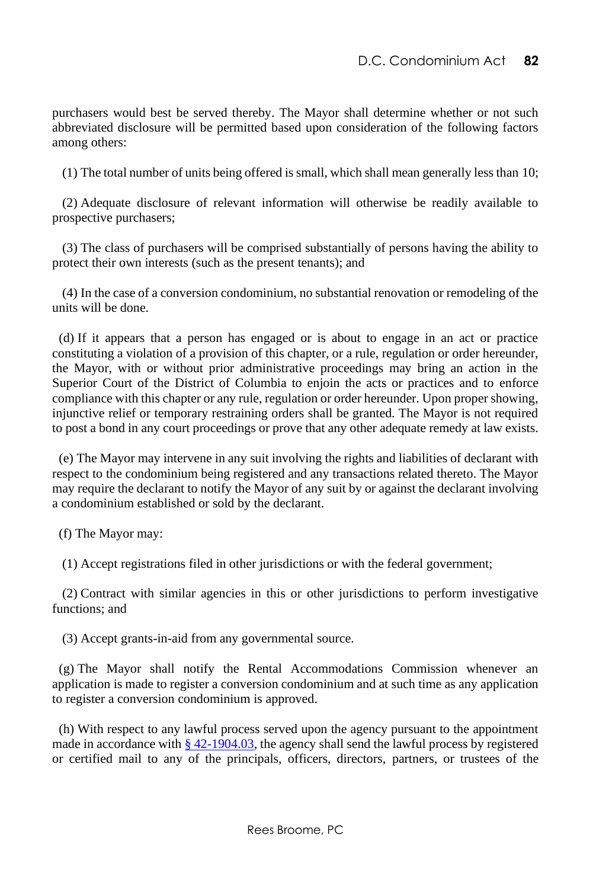purchasers would best be served thereby. The Mayor shall determine whether or not such abbreviated disclosure will be permitted based upon consideration of the following factors among others:

(1) The total number of units being offered is small, which shall mean generally less than 10;

(2) Adequate disclosure of relevant information will otherwise be readily available to prospective purchasers;

(3) The class of purchasers will be comprised substantially of persons having the ability to protect their own interests (such as the present tenants); and

(4) In the case of a conversion condominium, no substantial renovation or remodeling of the units will be done.

(d) If it appears that a person has engaged or is about to engage in an act or practice constituting a violation of a provision of this chapter, or a rule, regulation or order hereunder, the Mayor, with or without prior administrative proceedings may bring an action in the Superior Court of the District of Columbia to enjoin the acts or practices and to enforce compliance with this chapter or any rule, regulation or order hereunder. Upon proper showing, injunctive relief or temporary restraining orders shall be granted. The Mayor is not required to post a bond in any court proceedings or prove that any other adequate remedy at law exists.

(e) The Mayor may intervene in any suit involving the rights and liabilities of declarant with respect to the condominium being registered and any transactions related thereto. The Mayor may require the declarant to notify the Mayor of any suit by or against the declarant involving a condominium established or sold by the declarant.

(f) The Mayor may:

(1) Accept registrations filed in other jurisdictions or with the federal government;

(2) Contract with similar agencies in this or other jurisdictions to perform investigative functions; and

(3) Accept grants-in-aid from any governmental source.

(g) The Mayor shall notify the Rental Accommodations Commission whenever an application is made to register a conversion condominium and at such time as any application to register a conversion condominium is approved.

(h) With respect to any lawful process served upon the agency pursuant to the appointment made in accordance with § 42-1904.03, the agency shall send the lawful process by registered or certified mail to any of the principals, officers, directors, partners, or trustees of the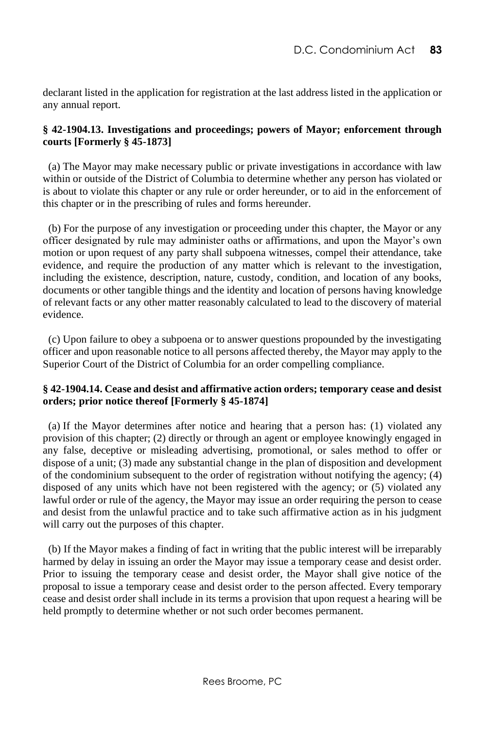declarant listed in the application for registration at the last address listed in the application or any annual report.

### § 42-1904.13. Investigations and proceedings; powers of Mayor; enforcement through courts [Formerly § 45-1873]

(a) The Mayor may make necessary public or private investigations in accordance with law within or outside of the District of Columbia to determine whether any person has violated or is about to violate this chapter or any rule or order hereunder, or to aid in the enforcement of this chapter or in the prescribing of rules and forms hereunder.

(b) For the purpose of any investigation or proceeding under this chapter, the Mayor or any officer designated by rule may administer oaths or affirmations, and upon the Mayor's own motion or upon request of any party shall subpoena witnesses, compel their attendance, take evidence, and require the production of any matter which is relevant to the investigation, including the existence, description, nature, custody, condition, and location of any books, documents or other tangible things and the identity and location of persons having knowledge of relevant facts or any other matter reasonably calculated to lead to the discovery of material evidence.

(c) Upon failure to obey a subpoena or to answer questions propounded by the investigating officer and upon reasonable notice to all persons affected thereby, the Mayor may apply to the Superior Court of the District of Columbia for an order compelling compliance.

### § 42-1904.14. Cease and desist and affirmative action orders; temporary cease and desist orders; prior notice thereof [Formerly § 45-1874]

(a) If the Mayor determines after notice and hearing that a person has: (1) violated any provision of this chapter; (2) directly or through an agent or employee knowingly engaged in any false, deceptive or misleading advertising, promotional, or sales method to offer or dispose of a unit; (3) made any substantial change in the plan of disposition and development of the condominium subsequent to the order of registration without notifying the agency; (4) disposed of any units which have not been registered with the agency; or (5) violated any lawful order or rule of the agency, the Mayor may issue an order requiring the person to cease and desist from the unlawful practice and to take such affirmative action as in his judgment will carry out the purposes of this chapter.

(b) If the Mayor makes a finding of fact in writing that the public interest will be irreparably harmed by delay in issuing an order the Mayor may issue a temporary cease and desist order. Prior to issuing the temporary cease and desist order, the Mayor shall give notice of the proposal to issue a temporary cease and desist order to the person affected. Every temporary cease and desist order shall include in its terms a provision that upon request a hearing will be held promptly to determine whether or not such order becomes permanent.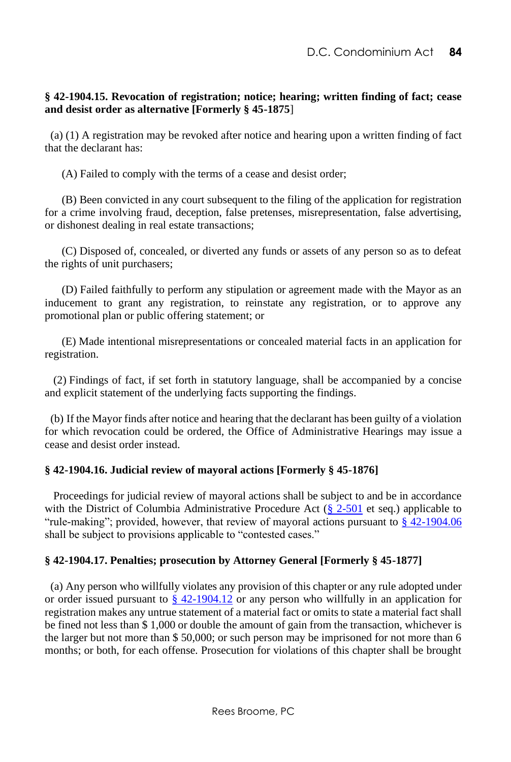**§ 42-1904.15. Revocation of registration; notice; hearing; written finding of fact; cease and desist order as alternative [Formerly § 45-1875]**

(a) (1) A registration may be revoked after notice and hearing upon a written finding of fact that the declarant has:

(A) Failed to comply with the terms of a cease and desist order;

(B) Been convicted in any court subsequent to the filing of the application for registration for a crime involving fraud, deception, false pretenses, misrepresentation, false advertising, or dishonest dealing in real estate transactions;

(C) Disposed of, concealed, or diverted any funds or assets of any person so as to defeat the rights of unit purchasers;

(D) Failed faithfully to perform any stipulation or agreement made with the Mayor as an inducement to grant any registration, to reinstate any registration, or to approve any promotional plan or public offering statement; or

(E) Made intentional misrepresentations or concealed material facts in an application for registration.

(2) Findings of fact, if set forth in statutory language, shall be accompanied by a concise and explicit statement of the underlying facts supporting the findings.

(b) If the Mayor finds after notice and hearing that the declarant has been guilty of a violation for which revocation could be ordered, the Office of Administrative Hearings may issue a cease and desist order instead.

**§ 42-1904.16. Judicial review of mayoral actions [Formerly § 45-1876]**

Proceedings for judicial review of mayoral actions shall be subject to and be in accordance with the District of Columbia Administrative Procedure Act (§ 2-501 et seq.) applicable to "rule-making"; provided, however, that review of mayoral actions pursuant to § 42-1904.06 shall be subject to provisions applicable to "contested cases."

**§ 42-1904.17. Penalties; prosecution by Attorney General [Formerly § 45-1877]**

(a) Any person who willfully violates any provision of this chapter or any rule adopted under or order issued pursuant to § 42-1904.12 or any person who willfully in an application for registration makes any untrue statement of a material fact or omits to state a material fact shall be fined not less than $ 1,000 or double the amount of gain from the transaction, whichever is the larger but not more than $ 50,000; or such person may be imprisoned for not more than 6 months; or both, for each offense. Prosecution for violations of this chapter shall be brought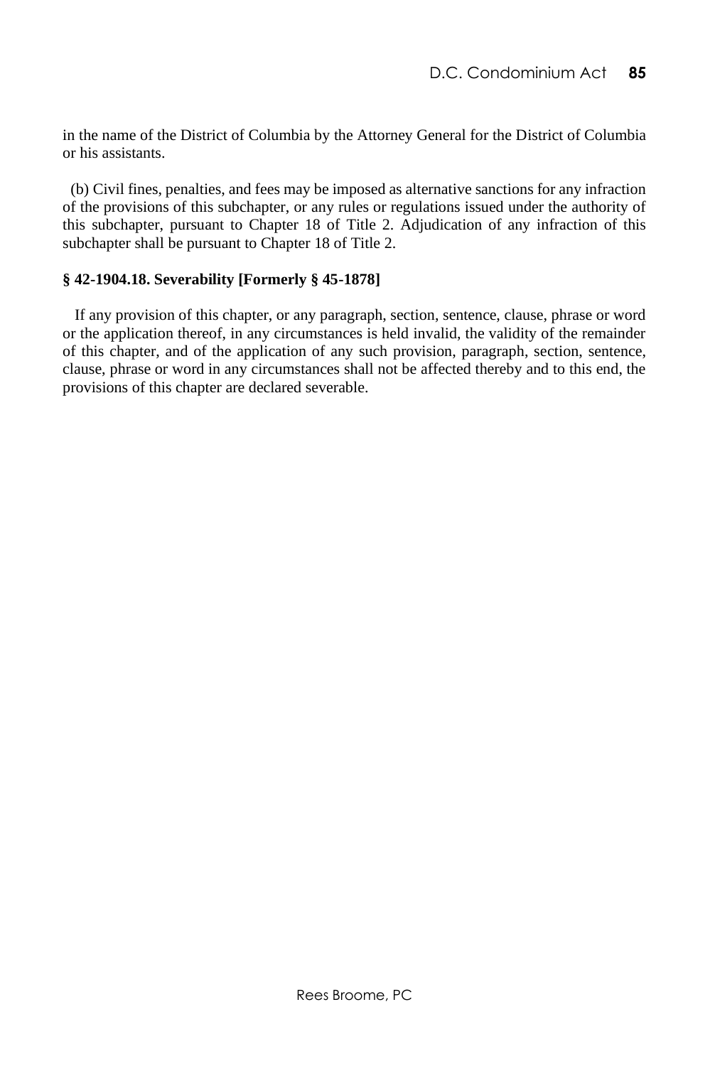in the name of the District of Columbia by the Attorney General for the District of Columbia or his assistants.

(b) Civil fines, penalties, and fees may be imposed as alternative sanctions for any infraction of the provisions of this subchapter, or any rules or regulations issued under the authority of this subchapter, pursuant to Chapter 18 of Title 2. Adjudication of any infraction of this subchapter shall be pursuant to Chapter 18 of Title 2.

**§ 42-1904.18. Severability [Formerly § 45-1878]**

If any provision of this chapter, or any paragraph, section, sentence, clause, phrase or word or the application thereof, in any circumstances is held invalid, the validity of the remainder of this chapter, and of the application of any such provision, paragraph, section, sentence, clause, phrase or word in any circumstances shall not be affected thereby and to this end, the provisions of this chapter are declared severable.